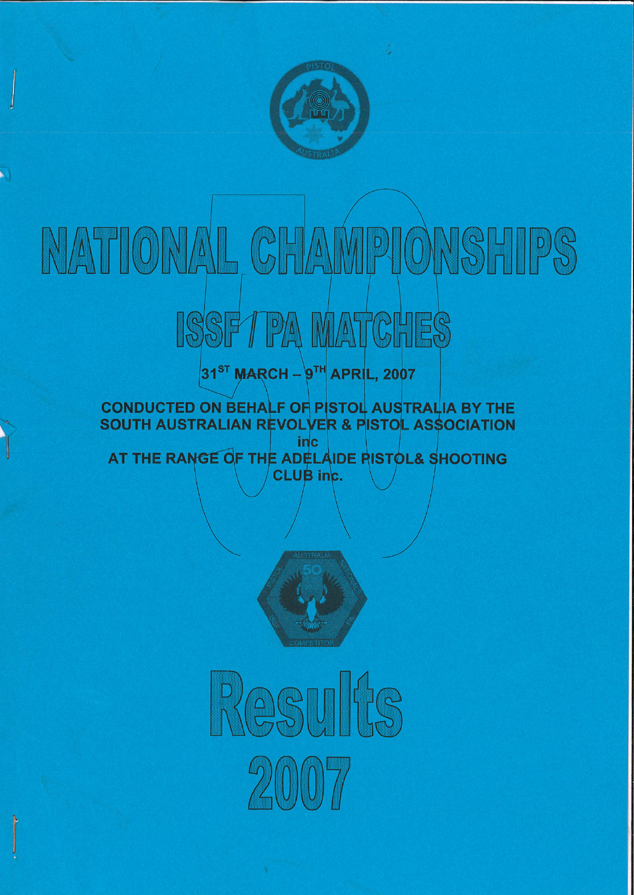# NATIONAL CHAMPIONSHIPS

## ISSF / PA MATCHES

**31ST MARCH – 9TH APRIL, 2007**

**CONDUCTED ON BEHALF OF PISTOL AUSTRALIA BY THE SOUTH AUSTRALIAN REVOLVER & PISTOL ASSOCIATION inc AT THE RANGE OF THE ADELAIDE PISTOL& SHOOTING CLUB inc.**

# Results 2007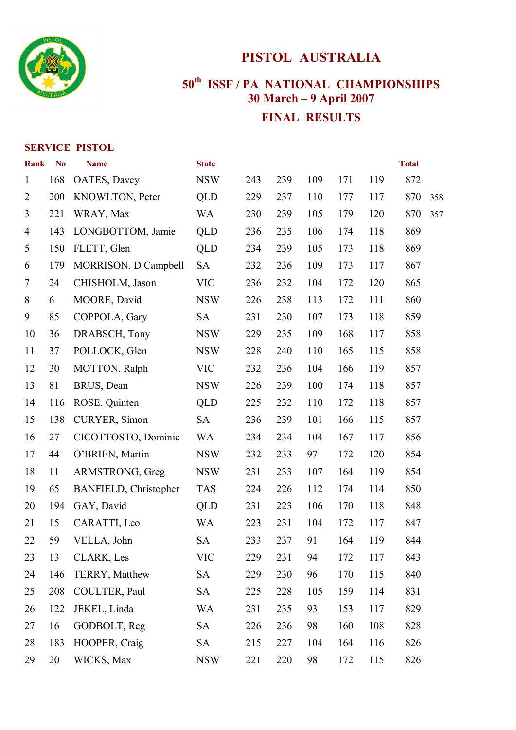# PISTOL AUSTRALIA

## 50th ISSF / PA NATIONAL CHAMPIONSHIPS
## 30 March – 9 April 2007
## FINAL RESULTS

### SERVICE PISTOL

| Rank | No | Name | State | | | | | | Total | |
|---|---|---|---|---|---|---|---|---|---|---|
| 1 | 168 | OATES, Davey | NSW | 243 | 239 | 109 | 171 | 119 | 872 | |
| 2 | 200 | KNOWLTON, Peter | QLD | 229 | 237 | 110 | 177 | 117 | 870 | 358 |
| 3 | 221 | WRAY, Max | WA | 230 | 239 | 105 | 179 | 120 | 870 | 357 |
| 4 | 143 | LONGBOTTOM, Jamie | QLD | 236 | 235 | 106 | 174 | 118 | 869 | |
| 5 | 150 | FLETT, Glen | QLD | 234 | 239 | 105 | 173 | 118 | 869 | |
| 6 | 179 | MORRISON, D Campbell | SA | 232 | 236 | 109 | 173 | 117 | 867 | |
| 7 | 24 | CHISHOLM, Jason | VIC | 236 | 232 | 104 | 172 | 120 | 865 | |
| 8 | 6 | MOORE, David | NSW | 226 | 238 | 113 | 172 | 111 | 860 | |
| 9 | 85 | COPPOLA, Gary | SA | 231 | 230 | 107 | 173 | 118 | 859 | |
| 10 | 36 | DRABSCH, Tony | NSW | 229 | 235 | 109 | 168 | 117 | 858 | |
| 11 | 37 | POLLOCK, Glen | NSW | 228 | 240 | 110 | 165 | 115 | 858 | |
| 12 | 30 | MOTTON, Ralph | VIC | 232 | 236 | 104 | 166 | 119 | 857 | |
| 13 | 81 | BRUS, Dean | NSW | 226 | 239 | 100 | 174 | 118 | 857 | |
| 14 | 116 | ROSE, Quinten | QLD | 225 | 232 | 110 | 172 | 118 | 857 | |
| 15 | 138 | CURYER, Simon | SA | 236 | 239 | 101 | 166 | 115 | 857 | |
| 16 | 27 | CICOTTOSTO, Dominic | WA | 234 | 234 | 104 | 167 | 117 | 856 | |
| 17 | 44 | O'BRIEN, Martin | NSW | 232 | 233 | 97 | 172 | 120 | 854 | |
| 18 | 11 | ARMSTRONG, Greg | NSW | 231 | 233 | 107 | 164 | 119 | 854 | |
| 19 | 65 | BANFIELD, Christopher | TAS | 224 | 226 | 112 | 174 | 114 | 850 | |
| 20 | 194 | GAY, David | QLD | 231 | 223 | 106 | 170 | 118 | 848 | |
| 21 | 15 | CARATTI, Leo | WA | 223 | 231 | 104 | 172 | 117 | 847 | |
| 22 | 59 | VELLA, John | SA | 233 | 237 | 91 | 164 | 119 | 844 | |
| 23 | 13 | CLARK, Les | VIC | 229 | 231 | 94 | 172 | 117 | 843 | |
| 24 | 146 | TERRY, Matthew | SA | 229 | 230 | 96 | 170 | 115 | 840 | |
| 25 | 208 | COULTER, Paul | SA | 225 | 228 | 105 | 159 | 114 | 831 | |
| 26 | 122 | JEKEL, Linda | WA | 231 | 235 | 93 | 153 | 117 | 829 | |
| 27 | 16 | GODBOLT, Reg | SA | 226 | 236 | 98 | 160 | 108 | 828 | |
| 28 | 183 | HOOPER, Craig | SA | 215 | 227 | 104 | 164 | 116 | 826 | |
| 29 | 20 | WICKS, Max | NSW | 221 | 220 | 98 | 172 | 115 | 826 | |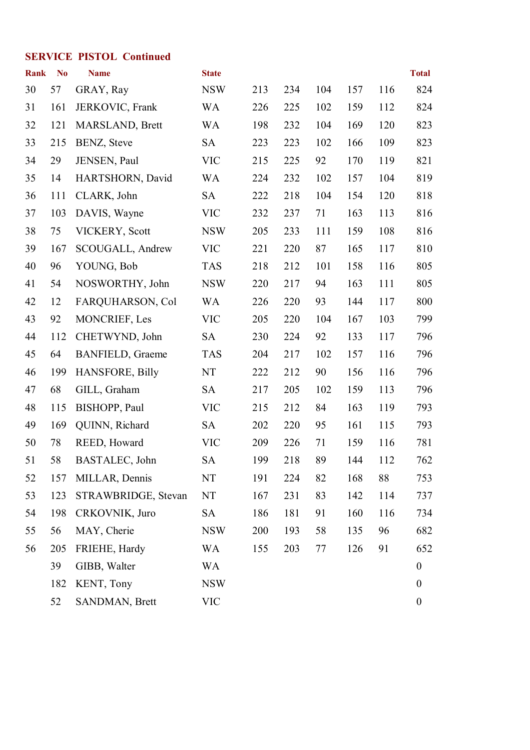## SERVICE PISTOL Continued

| Rank | No | Name | State | | | | | | Total |
|---|---|---|---|---|---|---|---|---|---|
| 30 | 57 | GRAY, Ray | NSW | 213 | 234 | 104 | 157 | 116 | 824 |
| 31 | 161 | JERKOVIC, Frank | WA | 226 | 225 | 102 | 159 | 112 | 824 |
| 32 | 121 | MARSLAND, Brett | WA | 198 | 232 | 104 | 169 | 120 | 823 |
| 33 | 215 | BENZ, Steve | SA | 223 | 223 | 102 | 166 | 109 | 823 |
| 34 | 29 | JENSEN, Paul | VIC | 215 | 225 | 92 | 170 | 119 | 821 |
| 35 | 14 | HARTSHORN, David | WA | 224 | 232 | 102 | 157 | 104 | 819 |
| 36 | 111 | CLARK, John | SA | 222 | 218 | 104 | 154 | 120 | 818 |
| 37 | 103 | DAVIS, Wayne | VIC | 232 | 237 | 71 | 163 | 113 | 816 |
| 38 | 75 | VICKERY, Scott | NSW | 205 | 233 | 111 | 159 | 108 | 816 |
| 39 | 167 | SCOUGALL, Andrew | VIC | 221 | 220 | 87 | 165 | 117 | 810 |
| 40 | 96 | YOUNG, Bob | TAS | 218 | 212 | 101 | 158 | 116 | 805 |
| 41 | 54 | NOSWORTHY, John | NSW | 220 | 217 | 94 | 163 | 111 | 805 |
| 42 | 12 | FARQUHARSON, Col | WA | 226 | 220 | 93 | 144 | 117 | 800 |
| 43 | 92 | MONCRIEF, Les | VIC | 205 | 220 | 104 | 167 | 103 | 799 |
| 44 | 112 | CHETWYND, John | SA | 230 | 224 | 92 | 133 | 117 | 796 |
| 45 | 64 | BANFIELD, Graeme | TAS | 204 | 217 | 102 | 157 | 116 | 796 |
| 46 | 199 | HANSFORE, Billy | NT | 222 | 212 | 90 | 156 | 116 | 796 |
| 47 | 68 | GILL, Graham | SA | 217 | 205 | 102 | 159 | 113 | 796 |
| 48 | 115 | BISHOPP, Paul | VIC | 215 | 212 | 84 | 163 | 119 | 793 |
| 49 | 169 | QUINN, Richard | SA | 202 | 220 | 95 | 161 | 115 | 793 |
| 50 | 78 | REED, Howard | VIC | 209 | 226 | 71 | 159 | 116 | 781 |
| 51 | 58 | BASTALEC, John | SA | 199 | 218 | 89 | 144 | 112 | 762 |
| 52 | 157 | MILLAR, Dennis | NT | 191 | 224 | 82 | 168 | 88 | 753 |
| 53 | 123 | STRAWBRIDGE, Stevan | NT | 167 | 231 | 83 | 142 | 114 | 737 |
| 54 | 198 | CRKOVNIK, Juro | SA | 186 | 181 | 91 | 160 | 116 | 734 |
| 55 | 56 | MAY, Cherie | NSW | 200 | 193 | 58 | 135 | 96 | 682 |
| 56 | 205 | FRIEHE, Hardy | WA | 155 | 203 | 77 | 126 | 91 | 652 |
| | 39 | GIBB, Walter | WA | | | | | | 0 |
| | 182 | KENT, Tony | NSW | | | | | | 0 |
| | 52 | SANDMAN, Brett | VIC | | | | | | 0 |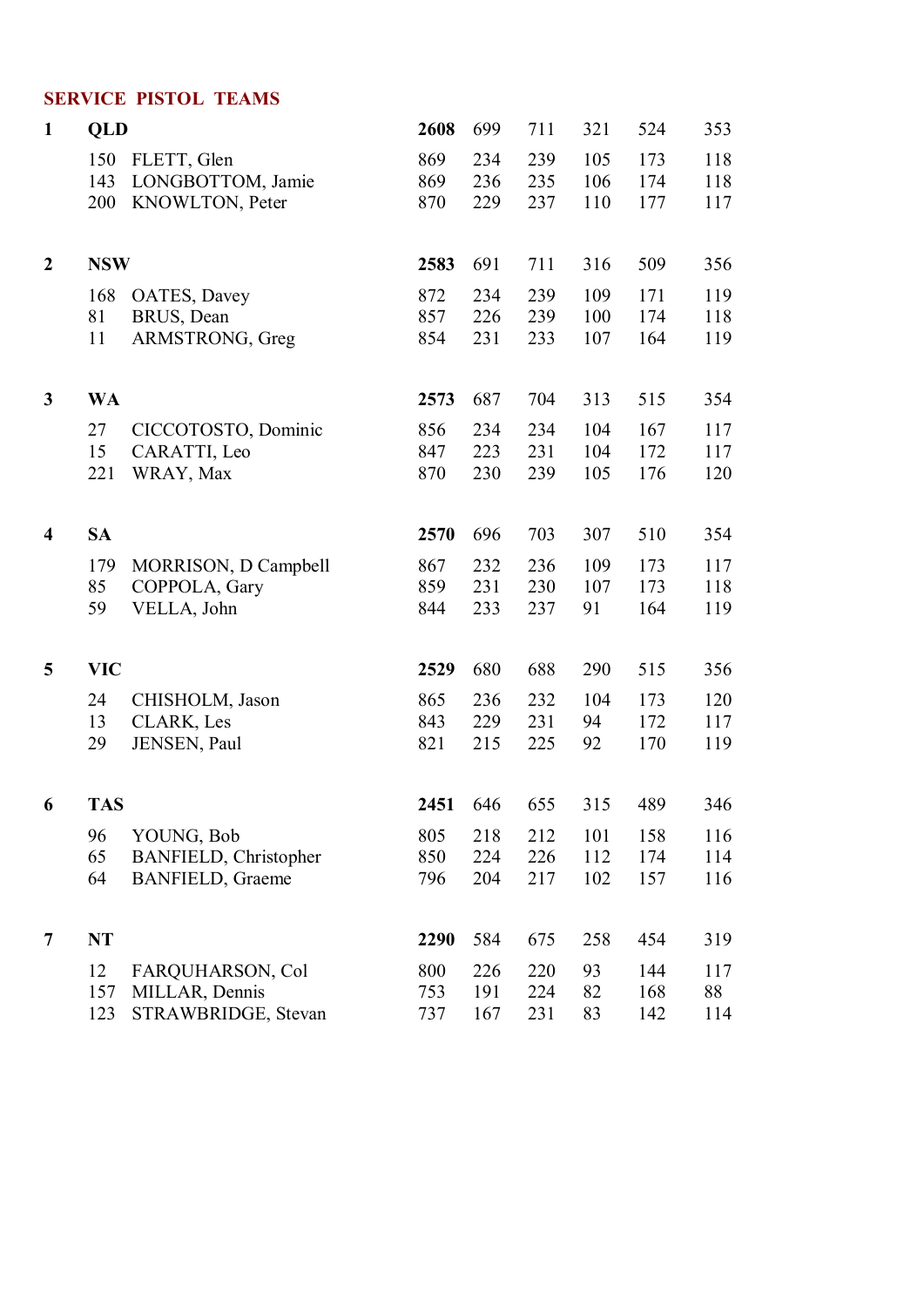## SERVICE PISTOL TEAMS

| | | | | | | | | |
|---|---|---|---|---|---|---|---|---|
| **1** | **QLD** | | **2608** | 699 | 711 | 321 | 524 | 353 |
| | 150 | FLETT, Glen | 869 | 234 | 239 | 105 | 173 | 118 |
| | 143 | LONGBOTTOM, Jamie | 869 | 236 | 235 | 106 | 174 | 118 |
| | 200 | KNOWLTON, Peter | 870 | 229 | 237 | 110 | 177 | 117 |
| **2** | **NSW** | | **2583** | 691 | 711 | 316 | 509 | 356 |
| | 168 | OATES, Davey | 872 | 234 | 239 | 109 | 171 | 119 |
| | 81 | BRUS, Dean | 857 | 226 | 239 | 100 | 174 | 118 |
| | 11 | ARMSTRONG, Greg | 854 | 231 | 233 | 107 | 164 | 119 |
| **3** | **WA** | | **2573** | 687 | 704 | 313 | 515 | 354 |
| | 27 | CICCOTOSTO, Dominic | 856 | 234 | 234 | 104 | 167 | 117 |
| | 15 | CARATTI, Leo | 847 | 223 | 231 | 104 | 172 | 117 |
| | 221 | WRAY, Max | 870 | 230 | 239 | 105 | 176 | 120 |
| **4** | **SA** | | **2570** | 696 | 703 | 307 | 510 | 354 |
| | 179 | MORRISON, D Campbell | 867 | 232 | 236 | 109 | 173 | 117 |
| | 85 | COPPOLA, Gary | 859 | 231 | 230 | 107 | 173 | 118 |
| | 59 | VELLA, John | 844 | 233 | 237 | 91 | 164 | 119 |
| **5** | **VIC** | | **2529** | 680 | 688 | 290 | 515 | 356 |
| | 24 | CHISHOLM, Jason | 865 | 236 | 232 | 104 | 173 | 120 |
| | 13 | CLARK, Les | 843 | 229 | 231 | 94 | 172 | 117 |
| | 29 | JENSEN, Paul | 821 | 215 | 225 | 92 | 170 | 119 |
| **6** | **TAS** | | **2451** | 646 | 655 | 315 | 489 | 346 |
| | 96 | YOUNG, Bob | 805 | 218 | 212 | 101 | 158 | 116 |
| | 65 | BANFIELD, Christopher | 850 | 224 | 226 | 112 | 174 | 114 |
| | 64 | BANFIELD, Graeme | 796 | 204 | 217 | 102 | 157 | 116 |
| **7** | **NT** | | **2290** | 584 | 675 | 258 | 454 | 319 |
| | 12 | FARQUHARSON, Col | 800 | 226 | 220 | 93 | 144 | 117 |
| | 157 | MILLAR, Dennis | 753 | 191 | 224 | 82 | 168 | 88 |
| | 123 | STRAWBRIDGE, Stevan | 737 | 167 | 231 | 83 | 142 | 114 |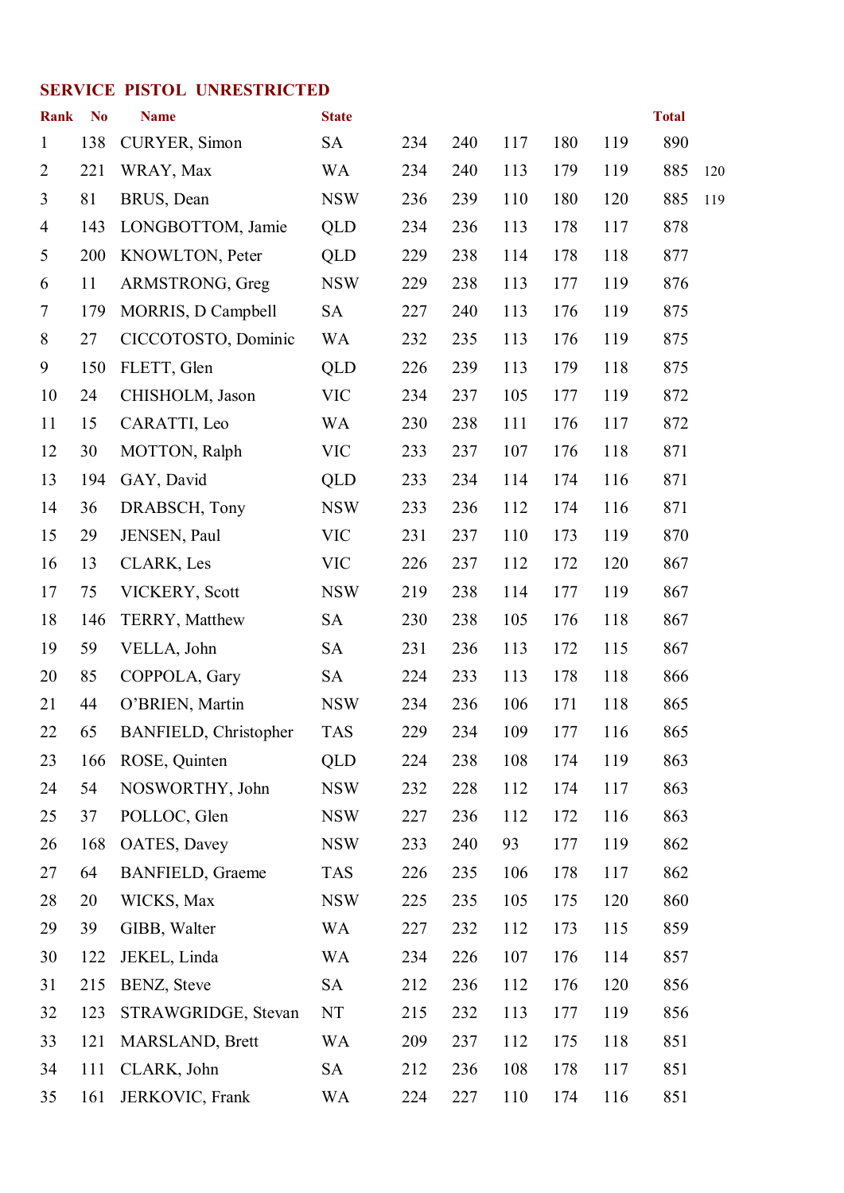## SERVICE PISTOL UNRESTRICTED

| Rank | No | Name | State | | | | | | Total | |
|---|---|---|---|---|---|---|---|---|---|---|
| 1 | 138 | CURYER, Simon | SA | 234 | 240 | 117 | 180 | 119 | 890 | |
| 2 | 221 | WRAY, Max | WA | 234 | 240 | 113 | 179 | 119 | 885 | 120 |
| 3 | 81 | BRUS, Dean | NSW | 236 | 239 | 110 | 180 | 120 | 885 | 119 |
| 4 | 143 | LONGBOTTOM, Jamie | QLD | 234 | 236 | 113 | 178 | 117 | 878 | |
| 5 | 200 | KNOWLTON, Peter | QLD | 229 | 238 | 114 | 178 | 118 | 877 | |
| 6 | 11 | ARMSTRONG, Greg | NSW | 229 | 238 | 113 | 177 | 119 | 876 | |
| 7 | 179 | MORRIS, D Campbell | SA | 227 | 240 | 113 | 176 | 119 | 875 | |
| 8 | 27 | CICCOTOSTO, Dominic | WA | 232 | 235 | 113 | 176 | 119 | 875 | |
| 9 | 150 | FLETT, Glen | QLD | 226 | 239 | 113 | 179 | 118 | 875 | |
| 10 | 24 | CHISHOLM, Jason | VIC | 234 | 237 | 105 | 177 | 119 | 872 | |
| 11 | 15 | CARATTI, Leo | WA | 230 | 238 | 111 | 176 | 117 | 872 | |
| 12 | 30 | MOTTON, Ralph | VIC | 233 | 237 | 107 | 176 | 118 | 871 | |
| 13 | 194 | GAY, David | QLD | 233 | 234 | 114 | 174 | 116 | 871 | |
| 14 | 36 | DRABSCH, Tony | NSW | 233 | 236 | 112 | 174 | 116 | 871 | |
| 15 | 29 | JENSEN, Paul | VIC | 231 | 237 | 110 | 173 | 119 | 870 | |
| 16 | 13 | CLARK, Les | VIC | 226 | 237 | 112 | 172 | 120 | 867 | |
| 17 | 75 | VICKERY, Scott | NSW | 219 | 238 | 114 | 177 | 119 | 867 | |
| 18 | 146 | TERRY, Matthew | SA | 230 | 238 | 105 | 176 | 118 | 867 | |
| 19 | 59 | VELLA, John | SA | 231 | 236 | 113 | 172 | 115 | 867 | |
| 20 | 85 | COPPOLA, Gary | SA | 224 | 233 | 113 | 178 | 118 | 866 | |
| 21 | 44 | O'BRIEN, Martin | NSW | 234 | 236 | 106 | 171 | 118 | 865 | |
| 22 | 65 | BANFIELD, Christopher | TAS | 229 | 234 | 109 | 177 | 116 | 865 | |
| 23 | 166 | ROSE, Quinten | QLD | 224 | 238 | 108 | 174 | 119 | 863 | |
| 24 | 54 | NOSWORTHY, John | NSW | 232 | 228 | 112 | 174 | 117 | 863 | |
| 25 | 37 | POLLOC, Glen | NSW | 227 | 236 | 112 | 172 | 116 | 863 | |
| 26 | 168 | OATES, Davey | NSW | 233 | 240 | 93 | 177 | 119 | 862 | |
| 27 | 64 | BANFIELD, Graeme | TAS | 226 | 235 | 106 | 178 | 117 | 862 | |
| 28 | 20 | WICKS, Max | NSW | 225 | 235 | 105 | 175 | 120 | 860 | |
| 29 | 39 | GIBB, Walter | WA | 227 | 232 | 112 | 173 | 115 | 859 | |
| 30 | 122 | JEKEL, Linda | WA | 234 | 226 | 107 | 176 | 114 | 857 | |
| 31 | 215 | BENZ, Steve | SA | 212 | 236 | 112 | 176 | 120 | 856 | |
| 32 | 123 | STRAWGRIDGE, Stevan | NT | 215 | 232 | 113 | 177 | 119 | 856 | |
| 33 | 121 | MARSLAND, Brett | WA | 209 | 237 | 112 | 175 | 118 | 851 | |
| 34 | 111 | CLARK, John | SA | 212 | 236 | 108 | 178 | 117 | 851 | |
| 35 | 161 | JERKOVIC, Frank | WA | 224 | 227 | 110 | 174 | 116 | 851 | |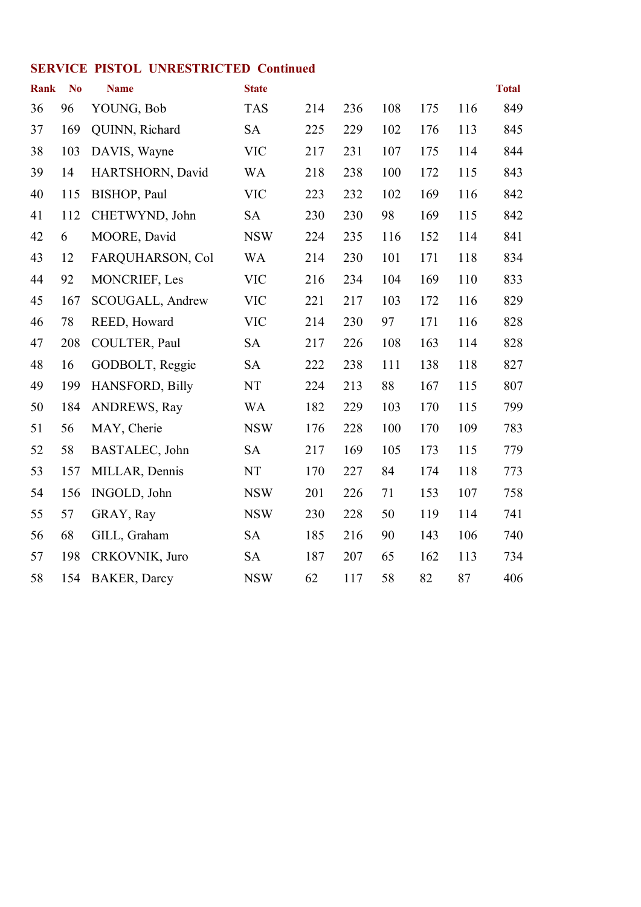## SERVICE PISTOL UNRESTRICTED Continued

| Rank | No | Name | State | | | | | | Total |
|---|---|---|---|---|---|---|---|---|---|
| 36 | 96 | YOUNG, Bob | TAS | 214 | 236 | 108 | 175 | 116 | 849 |
| 37 | 169 | QUINN, Richard | SA | 225 | 229 | 102 | 176 | 113 | 845 |
| 38 | 103 | DAVIS, Wayne | VIC | 217 | 231 | 107 | 175 | 114 | 844 |
| 39 | 14 | HARTSHORN, David | WA | 218 | 238 | 100 | 172 | 115 | 843 |
| 40 | 115 | BISHOP, Paul | VIC | 223 | 232 | 102 | 169 | 116 | 842 |
| 41 | 112 | CHETWYND, John | SA | 230 | 230 | 98 | 169 | 115 | 842 |
| 42 | 6 | MOORE, David | NSW | 224 | 235 | 116 | 152 | 114 | 841 |
| 43 | 12 | FARQUHARSON, Col | WA | 214 | 230 | 101 | 171 | 118 | 834 |
| 44 | 92 | MONCRIEF, Les | VIC | 216 | 234 | 104 | 169 | 110 | 833 |
| 45 | 167 | SCOUGALL, Andrew | VIC | 221 | 217 | 103 | 172 | 116 | 829 |
| 46 | 78 | REED, Howard | VIC | 214 | 230 | 97 | 171 | 116 | 828 |
| 47 | 208 | COULTER, Paul | SA | 217 | 226 | 108 | 163 | 114 | 828 |
| 48 | 16 | GODBOLT, Reggie | SA | 222 | 238 | 111 | 138 | 118 | 827 |
| 49 | 199 | HANSFORD, Billy | NT | 224 | 213 | 88 | 167 | 115 | 807 |
| 50 | 184 | ANDREWS, Ray | WA | 182 | 229 | 103 | 170 | 115 | 799 |
| 51 | 56 | MAY, Cherie | NSW | 176 | 228 | 100 | 170 | 109 | 783 |
| 52 | 58 | BASTALEC, John | SA | 217 | 169 | 105 | 173 | 115 | 779 |
| 53 | 157 | MILLAR, Dennis | NT | 170 | 227 | 84 | 174 | 118 | 773 |
| 54 | 156 | INGOLD, John | NSW | 201 | 226 | 71 | 153 | 107 | 758 |
| 55 | 57 | GRAY, Ray | NSW | 230 | 228 | 50 | 119 | 114 | 741 |
| 56 | 68 | GILL, Graham | SA | 185 | 216 | 90 | 143 | 106 | 740 |
| 57 | 198 | CRKOVNIK, Juro | SA | 187 | 207 | 65 | 162 | 113 | 734 |
| 58 | 154 | BAKER, Darcy | NSW | 62 | 117 | 58 | 82 | 87 | 406 |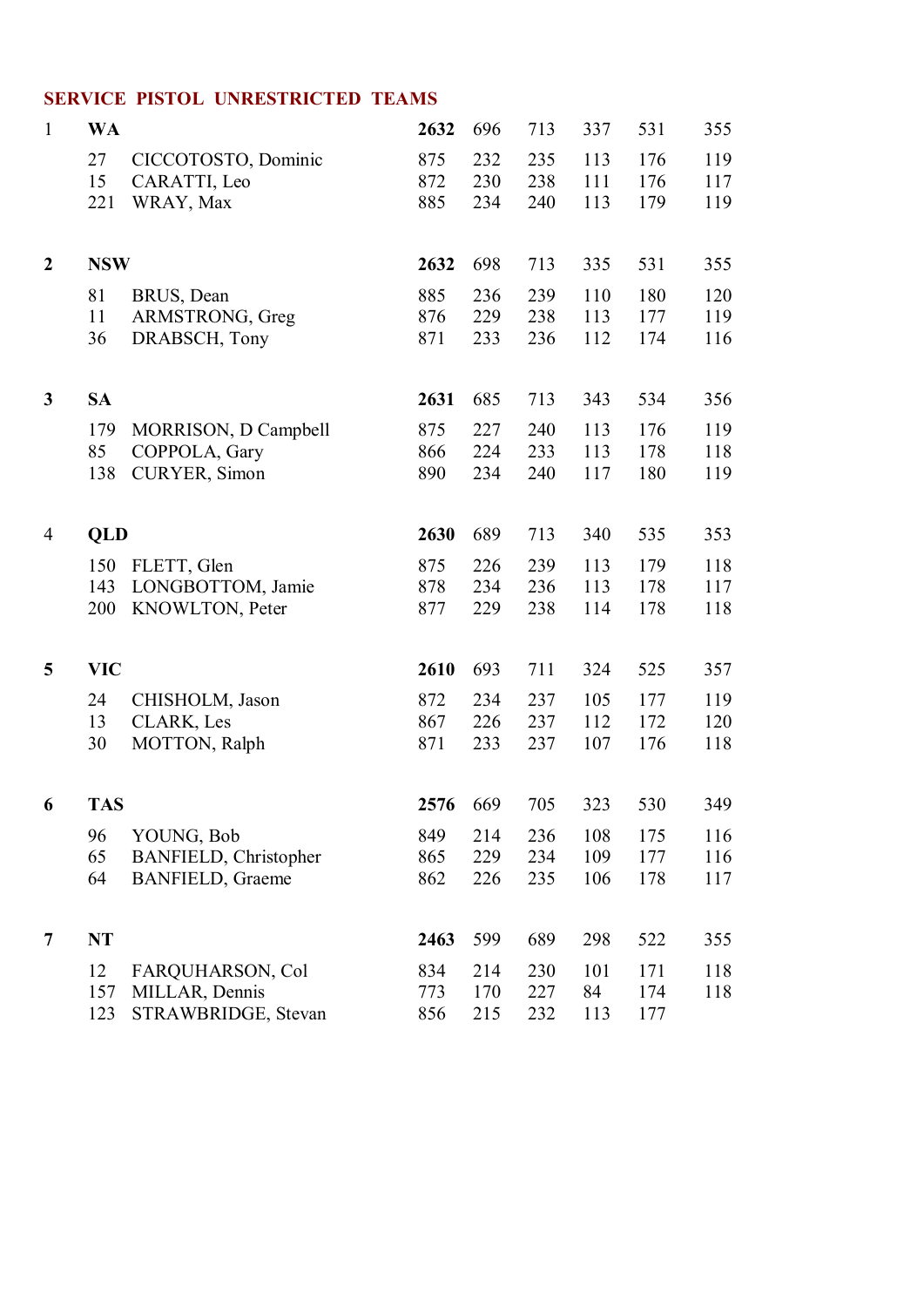## SERVICE PISTOL UNRESTRICTED TEAMS

| Place | No. | Team / Name | Total | | | | | |
|---|---|---|---|---|---|---|---|---|
| 1 | | **WA** | **2632** | 696 | 713 | 337 | 531 | 355 |
| | 27 | CICCOTOSTO, Dominic | 875 | 232 | 235 | 113 | 176 | 119 |
| | 15 | CARATTI, Leo | 872 | 230 | 238 | 111 | 176 | 117 |
| | 221 | WRAY, Max | 885 | 234 | 240 | 113 | 179 | 119 |
| **2** | | **NSW** | **2632** | 698 | 713 | 335 | 531 | 355 |
| | 81 | BRUS, Dean | 885 | 236 | 239 | 110 | 180 | 120 |
| | 11 | ARMSTRONG, Greg | 876 | 229 | 238 | 113 | 177 | 119 |
| | 36 | DRABSCH, Tony | 871 | 233 | 236 | 112 | 174 | 116 |
| **3** | | **SA** | **2631** | 685 | 713 | 343 | 534 | 356 |
| | 179 | MORRISON, D Campbell | 875 | 227 | 240 | 113 | 176 | 119 |
| | 85 | COPPOLA, Gary | 866 | 224 | 233 | 113 | 178 | 118 |
| | 138 | CURYER, Simon | 890 | 234 | 240 | 117 | 180 | 119 |
| 4 | | **QLD** | **2630** | 689 | 713 | 340 | 535 | 353 |
| | 150 | FLETT, Glen | 875 | 226 | 239 | 113 | 179 | 118 |
| | 143 | LONGBOTTOM, Jamie | 878 | 234 | 236 | 113 | 178 | 117 |
| | 200 | KNOWLTON, Peter | 877 | 229 | 238 | 114 | 178 | 118 |
| **5** | | **VIC** | **2610** | 693 | 711 | 324 | 525 | 357 |
| | 24 | CHISHOLM, Jason | 872 | 234 | 237 | 105 | 177 | 119 |
| | 13 | CLARK, Les | 867 | 226 | 237 | 112 | 172 | 120 |
| | 30 | MOTTON, Ralph | 871 | 233 | 237 | 107 | 176 | 118 |
| **6** | | **TAS** | **2576** | 669 | 705 | 323 | 530 | 349 |
| | 96 | YOUNG, Bob | 849 | 214 | 236 | 108 | 175 | 116 |
| | 65 | BANFIELD, Christopher | 865 | 229 | 234 | 109 | 177 | 116 |
| | 64 | BANFIELD, Graeme | 862 | 226 | 235 | 106 | 178 | 117 |
| **7** | | **NT** | **2463** | 599 | 689 | 298 | 522 | 355 |
| | 12 | FARQUHARSON, Col | 834 | 214 | 230 | 101 | 171 | 118 |
| | 157 | MILLAR, Dennis | 773 | 170 | 227 | 84 | 174 | 118 |
| | 123 | STRAWBRIDGE, Stevan | 856 | 215 | 232 | 113 | 177 | |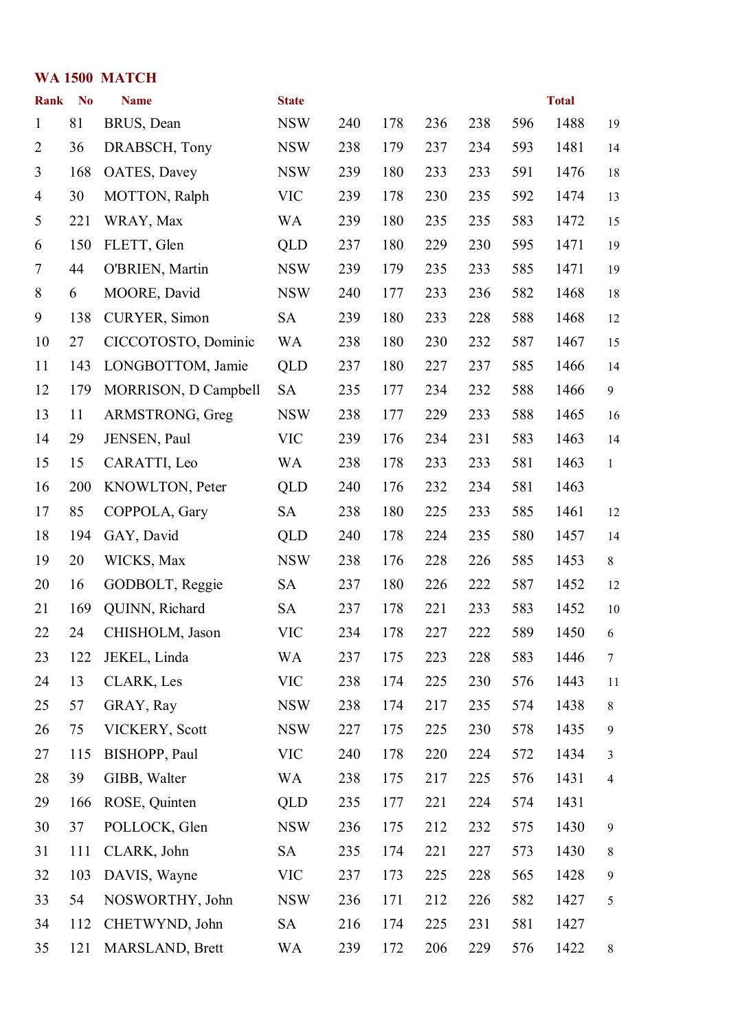## WA 1500 MATCH

| Rank | No | Name | State | | | | | | Total | |
|---|---|---|---|---|---|---|---|---|---|---|
| 1 | 81 | BRUS, Dean | NSW | 240 | 178 | 236 | 238 | 596 | 1488 | 19 |
| 2 | 36 | DRABSCH, Tony | NSW | 238 | 179 | 237 | 234 | 593 | 1481 | 14 |
| 3 | 168 | OATES, Davey | NSW | 239 | 180 | 233 | 233 | 591 | 1476 | 18 |
| 4 | 30 | MOTTON, Ralph | VIC | 239 | 178 | 230 | 235 | 592 | 1474 | 13 |
| 5 | 221 | WRAY, Max | WA | 239 | 180 | 235 | 235 | 583 | 1472 | 15 |
| 6 | 150 | FLETT, Glen | QLD | 237 | 180 | 229 | 230 | 595 | 1471 | 19 |
| 7 | 44 | O'BRIEN, Martin | NSW | 239 | 179 | 235 | 233 | 585 | 1471 | 19 |
| 8 | 6 | MOORE, David | NSW | 240 | 177 | 233 | 236 | 582 | 1468 | 18 |
| 9 | 138 | CURYER, Simon | SA | 239 | 180 | 233 | 228 | 588 | 1468 | 12 |
| 10 | 27 | CICCOTOSTO, Dominic | WA | 238 | 180 | 230 | 232 | 587 | 1467 | 15 |
| 11 | 143 | LONGBOTTOM, Jamie | QLD | 237 | 180 | 227 | 237 | 585 | 1466 | 14 |
| 12 | 179 | MORRISON, D Campbell | SA | 235 | 177 | 234 | 232 | 588 | 1466 | 9 |
| 13 | 11 | ARMSTRONG, Greg | NSW | 238 | 177 | 229 | 233 | 588 | 1465 | 16 |
| 14 | 29 | JENSEN, Paul | VIC | 239 | 176 | 234 | 231 | 583 | 1463 | 14 |
| 15 | 15 | CARATTI, Leo | WA | 238 | 178 | 233 | 233 | 581 | 1463 | 1 |
| 16 | 200 | KNOWLTON, Peter | QLD | 240 | 176 | 232 | 234 | 581 | 1463 | |
| 17 | 85 | COPPOLA, Gary | SA | 238 | 180 | 225 | 233 | 585 | 1461 | 12 |
| 18 | 194 | GAY, David | QLD | 240 | 178 | 224 | 235 | 580 | 1457 | 14 |
| 19 | 20 | WICKS, Max | NSW | 238 | 176 | 228 | 226 | 585 | 1453 | 8 |
| 20 | 16 | GODBOLT, Reggie | SA | 237 | 180 | 226 | 222 | 587 | 1452 | 12 |
| 21 | 169 | QUINN, Richard | SA | 237 | 178 | 221 | 233 | 583 | 1452 | 10 |
| 22 | 24 | CHISHOLM, Jason | VIC | 234 | 178 | 227 | 222 | 589 | 1450 | 6 |
| 23 | 122 | JEKEL, Linda | WA | 237 | 175 | 223 | 228 | 583 | 1446 | 7 |
| 24 | 13 | CLARK, Les | VIC | 238 | 174 | 225 | 230 | 576 | 1443 | 11 |
| 25 | 57 | GRAY, Ray | NSW | 238 | 174 | 217 | 235 | 574 | 1438 | 8 |
| 26 | 75 | VICKERY, Scott | NSW | 227 | 175 | 225 | 230 | 578 | 1435 | 9 |
| 27 | 115 | BISHOPP, Paul | VIC | 240 | 178 | 220 | 224 | 572 | 1434 | 3 |
| 28 | 39 | GIBB, Walter | WA | 238 | 175 | 217 | 225 | 576 | 1431 | 4 |
| 29 | 166 | ROSE, Quinten | QLD | 235 | 177 | 221 | 224 | 574 | 1431 | |
| 30 | 37 | POLLOCK, Glen | NSW | 236 | 175 | 212 | 232 | 575 | 1430 | 9 |
| 31 | 111 | CLARK, John | SA | 235 | 174 | 221 | 227 | 573 | 1430 | 8 |
| 32 | 103 | DAVIS, Wayne | VIC | 237 | 173 | 225 | 228 | 565 | 1428 | 9 |
| 33 | 54 | NOSWORTHY, John | NSW | 236 | 171 | 212 | 226 | 582 | 1427 | 5 |
| 34 | 112 | CHETWYND, John | SA | 216 | 174 | 225 | 231 | 581 | 1427 | |
| 35 | 121 | MARSLAND, Brett | WA | 239 | 172 | 206 | 229 | 576 | 1422 | 8 |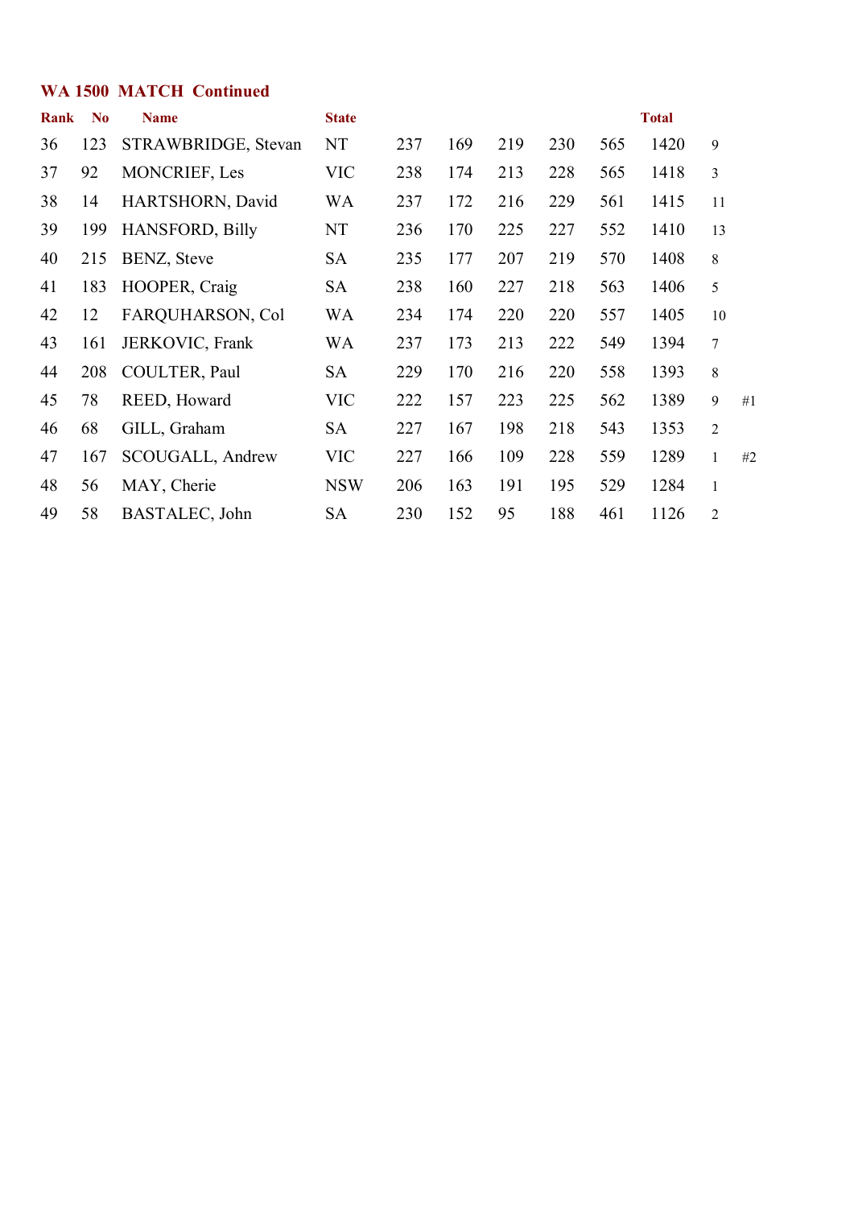## WA 1500 MATCH Continued

| Rank | No | Name | State | | | | | | Total | | |
|---|---|---|---|---|---|---|---|---|---|---|---|
| 36 | 123 | STRAWBRIDGE, Stevan | NT | 237 | 169 | 219 | 230 | 565 | 1420 | 9 | |
| 37 | 92 | MONCRIEF, Les | VIC | 238 | 174 | 213 | 228 | 565 | 1418 | 3 | |
| 38 | 14 | HARTSHORN, David | WA | 237 | 172 | 216 | 229 | 561 | 1415 | 11 | |
| 39 | 199 | HANSFORD, Billy | NT | 236 | 170 | 225 | 227 | 552 | 1410 | 13 | |
| 40 | 215 | BENZ, Steve | SA | 235 | 177 | 207 | 219 | 570 | 1408 | 8 | |
| 41 | 183 | HOOPER, Craig | SA | 238 | 160 | 227 | 218 | 563 | 1406 | 5 | |
| 42 | 12 | FARQUHARSON, Col | WA | 234 | 174 | 220 | 220 | 557 | 1405 | 10 | |
| 43 | 161 | JERKOVIC, Frank | WA | 237 | 173 | 213 | 222 | 549 | 1394 | 7 | |
| 44 | 208 | COULTER, Paul | SA | 229 | 170 | 216 | 220 | 558 | 1393 | 8 | |
| 45 | 78 | REED, Howard | VIC | 222 | 157 | 223 | 225 | 562 | 1389 | 9 | #1 |
| 46 | 68 | GILL, Graham | SA | 227 | 167 | 198 | 218 | 543 | 1353 | 2 | |
| 47 | 167 | SCOUGALL, Andrew | VIC | 227 | 166 | 109 | 228 | 559 | 1289 | 1 | #2 |
| 48 | 56 | MAY, Cherie | NSW | 206 | 163 | 191 | 195 | 529 | 1284 | 1 | |
| 49 | 58 | BASTALEC, John | SA | 230 | 152 | 95 | 188 | 461 | 1126 | 2 | |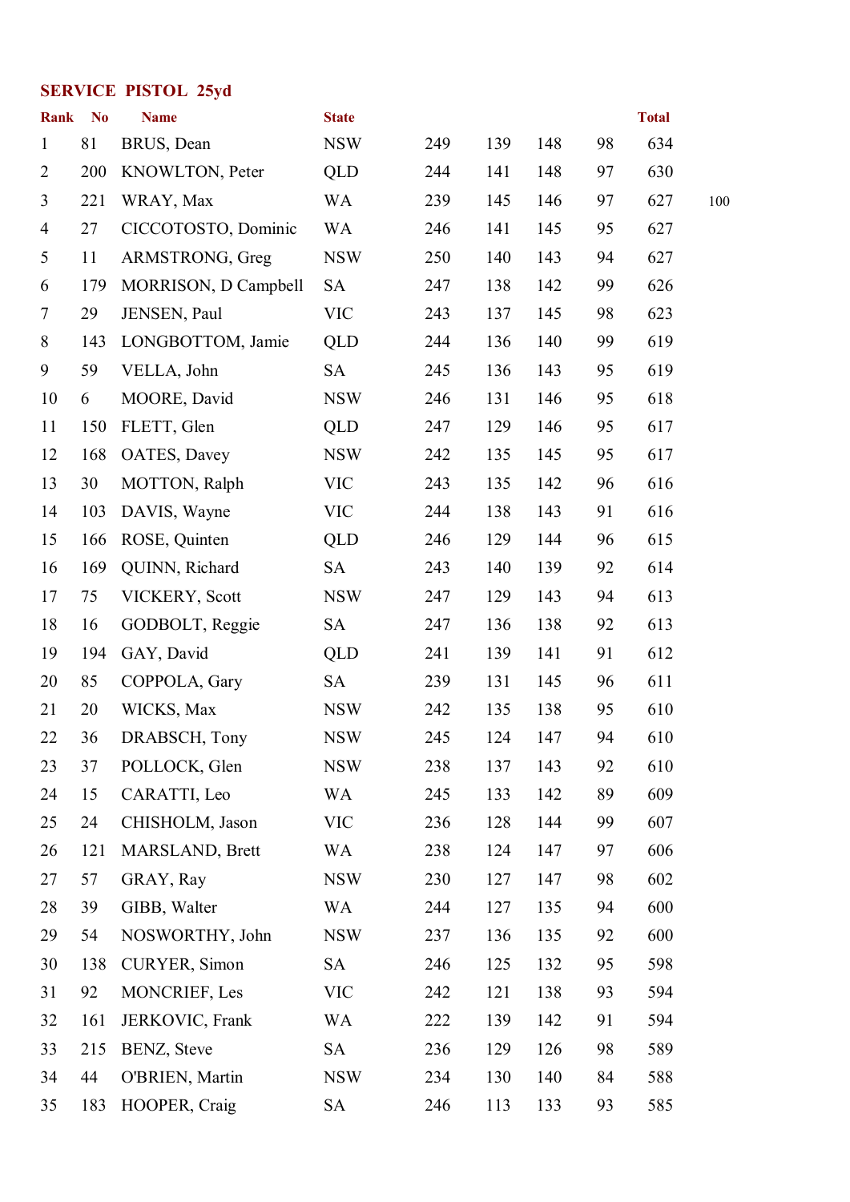## SERVICE PISTOL 25yd

| Rank | No | Name | State | | | | | Total | |
|---|---|---|---|---|---|---|---|---|---|
| 1 | 81 | BRUS, Dean | NSW | 249 | 139 | 148 | 98 | 634 | |
| 2 | 200 | KNOWLTON, Peter | QLD | 244 | 141 | 148 | 97 | 630 | |
| 3 | 221 | WRAY, Max | WA | 239 | 145 | 146 | 97 | 627 | 100 |
| 4 | 27 | CICCOTOSTO, Dominic | WA | 246 | 141 | 145 | 95 | 627 | |
| 5 | 11 | ARMSTRONG, Greg | NSW | 250 | 140 | 143 | 94 | 627 | |
| 6 | 179 | MORRISON, D Campbell | SA | 247 | 138 | 142 | 99 | 626 | |
| 7 | 29 | JENSEN, Paul | VIC | 243 | 137 | 145 | 98 | 623 | |
| 8 | 143 | LONGBOTTOM, Jamie | QLD | 244 | 136 | 140 | 99 | 619 | |
| 9 | 59 | VELLA, John | SA | 245 | 136 | 143 | 95 | 619 | |
| 10 | 6 | MOORE, David | NSW | 246 | 131 | 146 | 95 | 618 | |
| 11 | 150 | FLETT, Glen | QLD | 247 | 129 | 146 | 95 | 617 | |
| 12 | 168 | OATES, Davey | NSW | 242 | 135 | 145 | 95 | 617 | |
| 13 | 30 | MOTTON, Ralph | VIC | 243 | 135 | 142 | 96 | 616 | |
| 14 | 103 | DAVIS, Wayne | VIC | 244 | 138 | 143 | 91 | 616 | |
| 15 | 166 | ROSE, Quinten | QLD | 246 | 129 | 144 | 96 | 615 | |
| 16 | 169 | QUINN, Richard | SA | 243 | 140 | 139 | 92 | 614 | |
| 17 | 75 | VICKERY, Scott | NSW | 247 | 129 | 143 | 94 | 613 | |
| 18 | 16 | GODBOLT, Reggie | SA | 247 | 136 | 138 | 92 | 613 | |
| 19 | 194 | GAY, David | QLD | 241 | 139 | 141 | 91 | 612 | |
| 20 | 85 | COPPOLA, Gary | SA | 239 | 131 | 145 | 96 | 611 | |
| 21 | 20 | WICKS, Max | NSW | 242 | 135 | 138 | 95 | 610 | |
| 22 | 36 | DRABSCH, Tony | NSW | 245 | 124 | 147 | 94 | 610 | |
| 23 | 37 | POLLOCK, Glen | NSW | 238 | 137 | 143 | 92 | 610 | |
| 24 | 15 | CARATTI, Leo | WA | 245 | 133 | 142 | 89 | 609 | |
| 25 | 24 | CHISHOLM, Jason | VIC | 236 | 128 | 144 | 99 | 607 | |
| 26 | 121 | MARSLAND, Brett | WA | 238 | 124 | 147 | 97 | 606 | |
| 27 | 57 | GRAY, Ray | NSW | 230 | 127 | 147 | 98 | 602 | |
| 28 | 39 | GIBB, Walter | WA | 244 | 127 | 135 | 94 | 600 | |
| 29 | 54 | NOSWORTHY, John | NSW | 237 | 136 | 135 | 92 | 600 | |
| 30 | 138 | CURYER, Simon | SA | 246 | 125 | 132 | 95 | 598 | |
| 31 | 92 | MONCRIEF, Les | VIC | 242 | 121 | 138 | 93 | 594 | |
| 32 | 161 | JERKOVIC, Frank | WA | 222 | 139 | 142 | 91 | 594 | |
| 33 | 215 | BENZ, Steve | SA | 236 | 129 | 126 | 98 | 589 | |
| 34 | 44 | O'BRIEN, Martin | NSW | 234 | 130 | 140 | 84 | 588 | |
| 35 | 183 | HOOPER, Craig | SA | 246 | 113 | 133 | 93 | 585 | |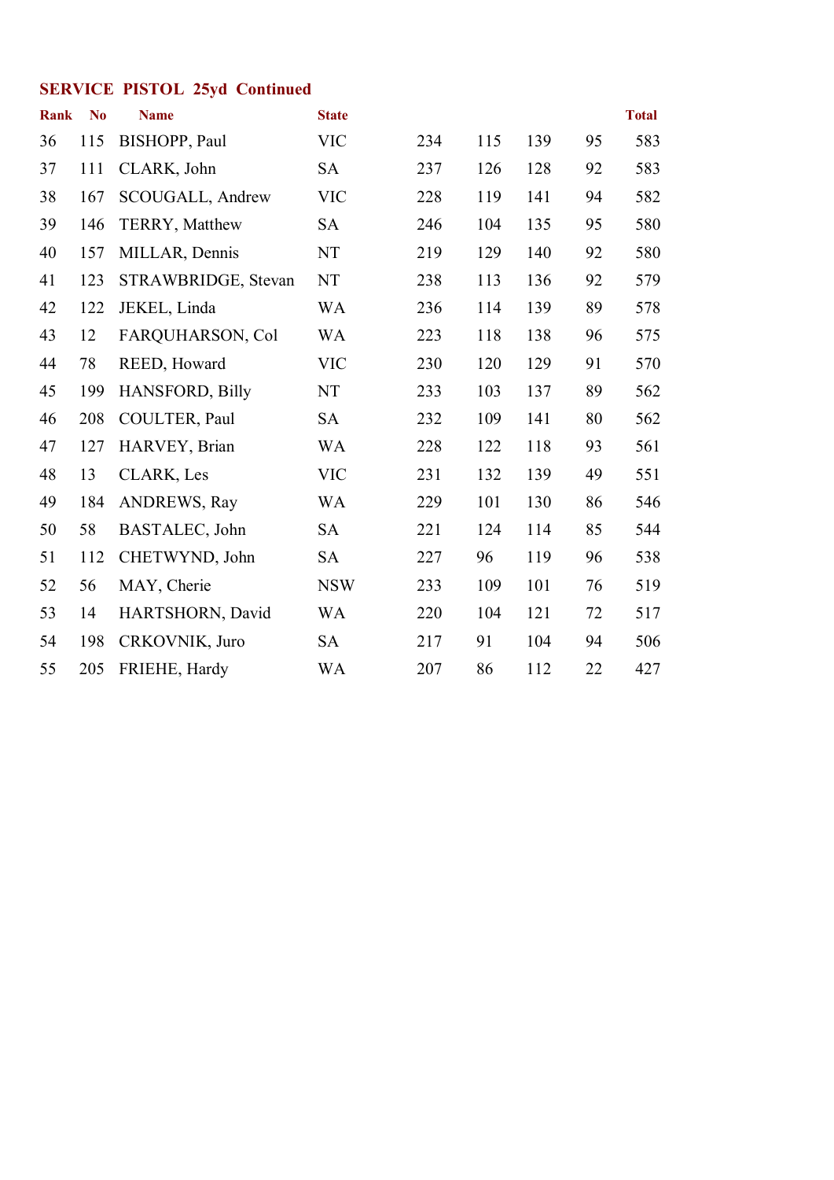## SERVICE PISTOL 25yd Continued

| Rank | No | Name | State | | | | | Total |
|---|---|---|---|---|---|---|---|---|
| 36 | 115 | BISHOPP, Paul | VIC | 234 | 115 | 139 | 95 | 583 |
| 37 | 111 | CLARK, John | SA | 237 | 126 | 128 | 92 | 583 |
| 38 | 167 | SCOUGALL, Andrew | VIC | 228 | 119 | 141 | 94 | 582 |
| 39 | 146 | TERRY, Matthew | SA | 246 | 104 | 135 | 95 | 580 |
| 40 | 157 | MILLAR, Dennis | NT | 219 | 129 | 140 | 92 | 580 |
| 41 | 123 | STRAWBRIDGE, Stevan | NT | 238 | 113 | 136 | 92 | 579 |
| 42 | 122 | JEKEL, Linda | WA | 236 | 114 | 139 | 89 | 578 |
| 43 | 12 | FARQUHARSON, Col | WA | 223 | 118 | 138 | 96 | 575 |
| 44 | 78 | REED, Howard | VIC | 230 | 120 | 129 | 91 | 570 |
| 45 | 199 | HANSFORD, Billy | NT | 233 | 103 | 137 | 89 | 562 |
| 46 | 208 | COULTER, Paul | SA | 232 | 109 | 141 | 80 | 562 |
| 47 | 127 | HARVEY, Brian | WA | 228 | 122 | 118 | 93 | 561 |
| 48 | 13 | CLARK, Les | VIC | 231 | 132 | 139 | 49 | 551 |
| 49 | 184 | ANDREWS, Ray | WA | 229 | 101 | 130 | 86 | 546 |
| 50 | 58 | BASTALEC, John | SA | 221 | 124 | 114 | 85 | 544 |
| 51 | 112 | CHETWYND, John | SA | 227 | 96 | 119 | 96 | 538 |
| 52 | 56 | MAY, Cherie | NSW | 233 | 109 | 101 | 76 | 519 |
| 53 | 14 | HARTSHORN, David | WA | 220 | 104 | 121 | 72 | 517 |
| 54 | 198 | CRKOVNIK, Juro | SA | 217 | 91 | 104 | 94 | 506 |
| 55 | 205 | FRIEHE, Hardy | WA | 207 | 86 | 112 | 22 | 427 |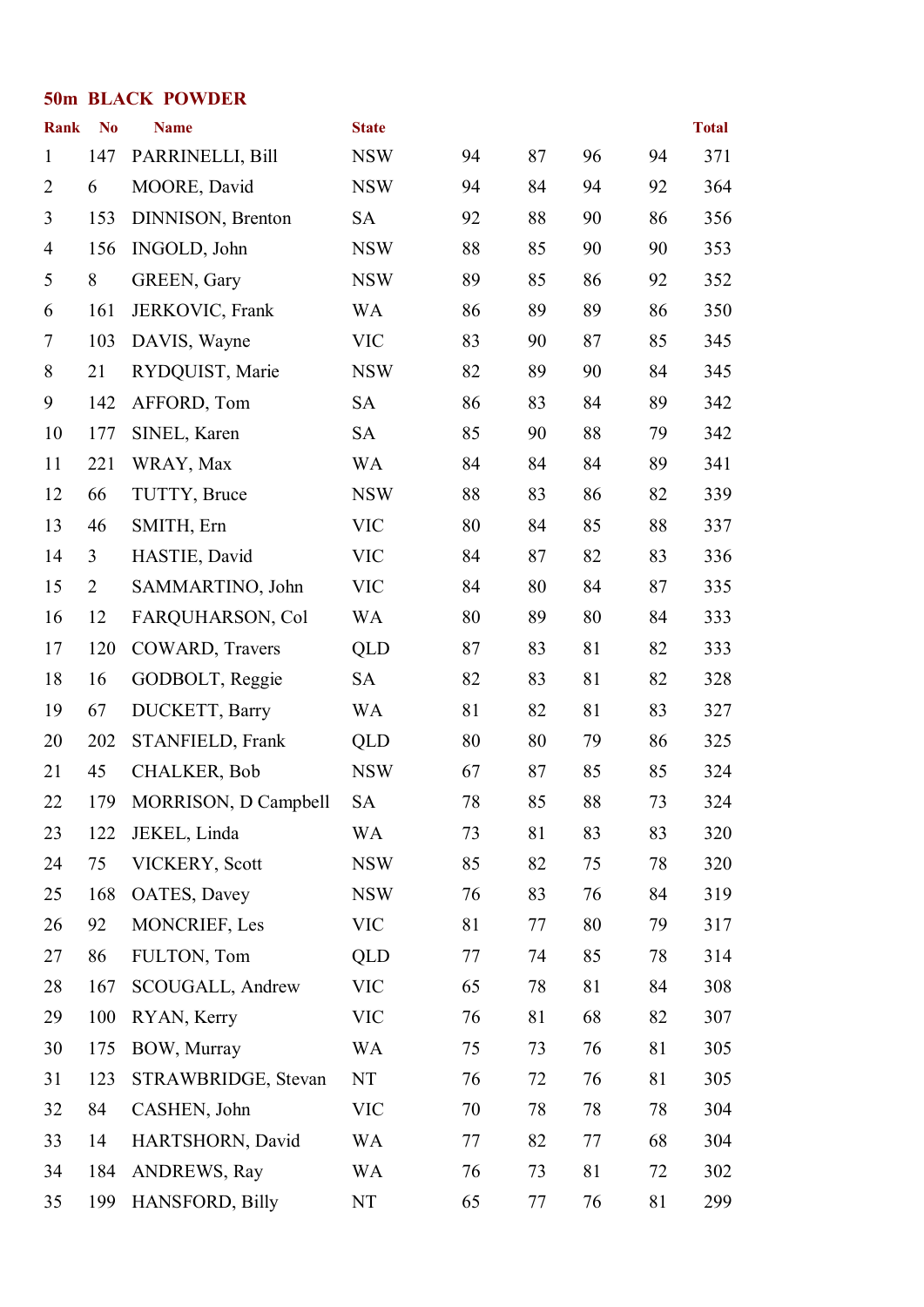## 50m BLACK POWDER

| Rank | No | Name | State | | | | | Total |
|---|---|---|---|---|---|---|---|---|
| 1 | 147 | PARRINELLI, Bill | NSW | 94 | 87 | 96 | 94 | 371 |
| 2 | 6 | MOORE, David | NSW | 94 | 84 | 94 | 92 | 364 |
| 3 | 153 | DINNISON, Brenton | SA | 92 | 88 | 90 | 86 | 356 |
| 4 | 156 | INGOLD, John | NSW | 88 | 85 | 90 | 90 | 353 |
| 5 | 8 | GREEN, Gary | NSW | 89 | 85 | 86 | 92 | 352 |
| 6 | 161 | JERKOVIC, Frank | WA | 86 | 89 | 89 | 86 | 350 |
| 7 | 103 | DAVIS, Wayne | VIC | 83 | 90 | 87 | 85 | 345 |
| 8 | 21 | RYDQUIST, Marie | NSW | 82 | 89 | 90 | 84 | 345 |
| 9 | 142 | AFFORD, Tom | SA | 86 | 83 | 84 | 89 | 342 |
| 10 | 177 | SINEL, Karen | SA | 85 | 90 | 88 | 79 | 342 |
| 11 | 221 | WRAY, Max | WA | 84 | 84 | 84 | 89 | 341 |
| 12 | 66 | TUTTY, Bruce | NSW | 88 | 83 | 86 | 82 | 339 |
| 13 | 46 | SMITH, Ern | VIC | 80 | 84 | 85 | 88 | 337 |
| 14 | 3 | HASTIE, David | VIC | 84 | 87 | 82 | 83 | 336 |
| 15 | 2 | SAMMARTINO, John | VIC | 84 | 80 | 84 | 87 | 335 |
| 16 | 12 | FARQUHARSON, Col | WA | 80 | 89 | 80 | 84 | 333 |
| 17 | 120 | COWARD, Travers | QLD | 87 | 83 | 81 | 82 | 333 |
| 18 | 16 | GODBOLT, Reggie | SA | 82 | 83 | 81 | 82 | 328 |
| 19 | 67 | DUCKETT, Barry | WA | 81 | 82 | 81 | 83 | 327 |
| 20 | 202 | STANFIELD, Frank | QLD | 80 | 80 | 79 | 86 | 325 |
| 21 | 45 | CHALKER, Bob | NSW | 67 | 87 | 85 | 85 | 324 |
| 22 | 179 | MORRISON, D Campbell | SA | 78 | 85 | 88 | 73 | 324 |
| 23 | 122 | JEKEL, Linda | WA | 73 | 81 | 83 | 83 | 320 |
| 24 | 75 | VICKERY, Scott | NSW | 85 | 82 | 75 | 78 | 320 |
| 25 | 168 | OATES, Davey | NSW | 76 | 83 | 76 | 84 | 319 |
| 26 | 92 | MONCRIEF, Les | VIC | 81 | 77 | 80 | 79 | 317 |
| 27 | 86 | FULTON, Tom | QLD | 77 | 74 | 85 | 78 | 314 |
| 28 | 167 | SCOUGALL, Andrew | VIC | 65 | 78 | 81 | 84 | 308 |
| 29 | 100 | RYAN, Kerry | VIC | 76 | 81 | 68 | 82 | 307 |
| 30 | 175 | BOW, Murray | WA | 75 | 73 | 76 | 81 | 305 |
| 31 | 123 | STRAWBRIDGE, Stevan | NT | 76 | 72 | 76 | 81 | 305 |
| 32 | 84 | CASHEN, John | VIC | 70 | 78 | 78 | 78 | 304 |
| 33 | 14 | HARTSHORN, David | WA | 77 | 82 | 77 | 68 | 304 |
| 34 | 184 | ANDREWS, Ray | WA | 76 | 73 | 81 | 72 | 302 |
| 35 | 199 | HANSFORD, Billy | NT | 65 | 77 | 76 | 81 | 299 |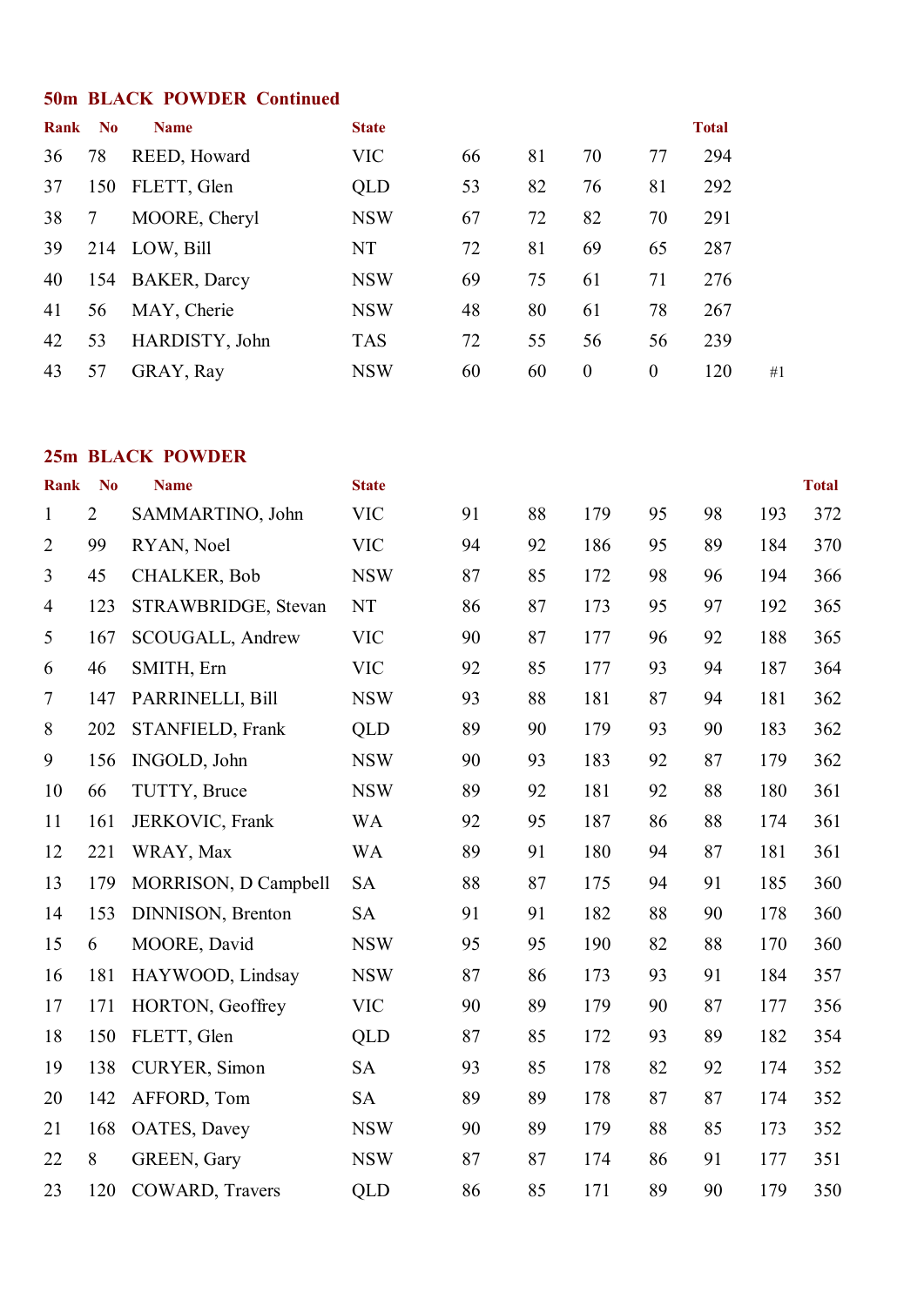## 50m BLACK POWDER Continued

| Rank | No | Name | State | | | | | Total | |
|---|---|---|---|---|---|---|---|---|---|
| 36 | 78 | REED, Howard | VIC | 66 | 81 | 70 | 77 | 294 | |
| 37 | 150 | FLETT, Glen | QLD | 53 | 82 | 76 | 81 | 292 | |
| 38 | 7 | MOORE, Cheryl | NSW | 67 | 72 | 82 | 70 | 291 | |
| 39 | 214 | LOW, Bill | NT | 72 | 81 | 69 | 65 | 287 | |
| 40 | 154 | BAKER, Darcy | NSW | 69 | 75 | 61 | 71 | 276 | |
| 41 | 56 | MAY, Cherie | NSW | 48 | 80 | 61 | 78 | 267 | |
| 42 | 53 | HARDISTY, John | TAS | 72 | 55 | 56 | 56 | 239 | |
| 43 | 57 | GRAY, Ray | NSW | 60 | 60 | 0 | 0 | 120 | #1 |

## 25m BLACK POWDER

| Rank | No | Name | State | | | | | | | Total |
|---|---|---|---|---|---|---|---|---|---|---|
| 1 | 2 | SAMMARTINO, John | VIC | 91 | 88 | 179 | 95 | 98 | 193 | 372 |
| 2 | 99 | RYAN, Noel | VIC | 94 | 92 | 186 | 95 | 89 | 184 | 370 |
| 3 | 45 | CHALKER, Bob | NSW | 87 | 85 | 172 | 98 | 96 | 194 | 366 |
| 4 | 123 | STRAWBRIDGE, Stevan | NT | 86 | 87 | 173 | 95 | 97 | 192 | 365 |
| 5 | 167 | SCOUGALL, Andrew | VIC | 90 | 87 | 177 | 96 | 92 | 188 | 365 |
| 6 | 46 | SMITH, Ern | VIC | 92 | 85 | 177 | 93 | 94 | 187 | 364 |
| 7 | 147 | PARRINELLI, Bill | NSW | 93 | 88 | 181 | 87 | 94 | 181 | 362 |
| 8 | 202 | STANFIELD, Frank | QLD | 89 | 90 | 179 | 93 | 90 | 183 | 362 |
| 9 | 156 | INGOLD, John | NSW | 90 | 93 | 183 | 92 | 87 | 179 | 362 |
| 10 | 66 | TUTTY, Bruce | NSW | 89 | 92 | 181 | 92 | 88 | 180 | 361 |
| 11 | 161 | JERKOVIC, Frank | WA | 92 | 95 | 187 | 86 | 88 | 174 | 361 |
| 12 | 221 | WRAY, Max | WA | 89 | 91 | 180 | 94 | 87 | 181 | 361 |
| 13 | 179 | MORRISON, D Campbell | SA | 88 | 87 | 175 | 94 | 91 | 185 | 360 |
| 14 | 153 | DINNISON, Brenton | SA | 91 | 91 | 182 | 88 | 90 | 178 | 360 |
| 15 | 6 | MOORE, David | NSW | 95 | 95 | 190 | 82 | 88 | 170 | 360 |
| 16 | 181 | HAYWOOD, Lindsay | NSW | 87 | 86 | 173 | 93 | 91 | 184 | 357 |
| 17 | 171 | HORTON, Geoffrey | VIC | 90 | 89 | 179 | 90 | 87 | 177 | 356 |
| 18 | 150 | FLETT, Glen | QLD | 87 | 85 | 172 | 93 | 89 | 182 | 354 |
| 19 | 138 | CURYER, Simon | SA | 93 | 85 | 178 | 82 | 92 | 174 | 352 |
| 20 | 142 | AFFORD, Tom | SA | 89 | 89 | 178 | 87 | 87 | 174 | 352 |
| 21 | 168 | OATES, Davey | NSW | 90 | 89 | 179 | 88 | 85 | 173 | 352 |
| 22 | 8 | GREEN, Gary | NSW | 87 | 87 | 174 | 86 | 91 | 177 | 351 |
| 23 | 120 | COWARD, Travers | QLD | 86 | 85 | 171 | 89 | 90 | 179 | 350 |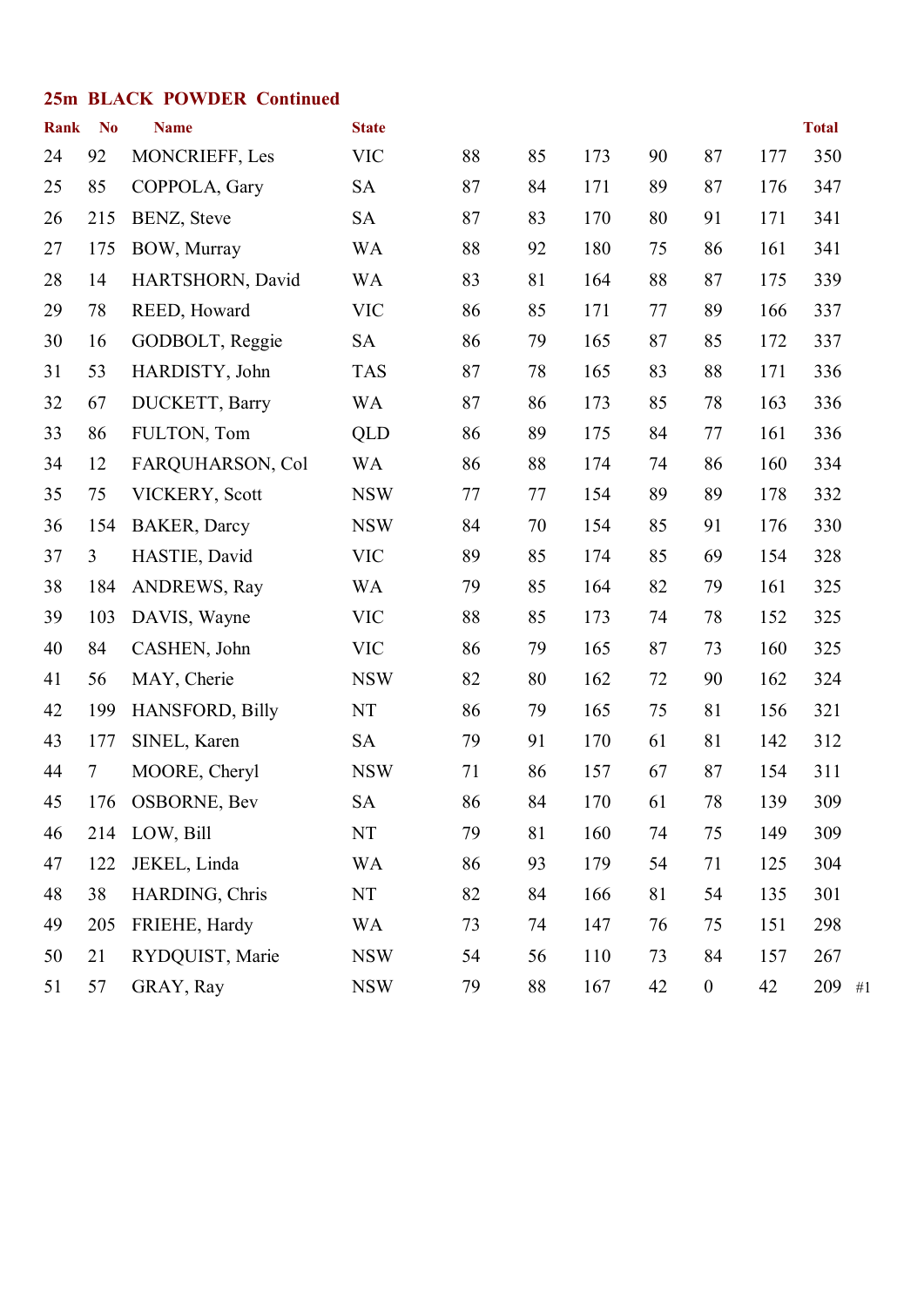## 25m BLACK POWDER Continued

| Rank | No | Name | State | | | | | | | Total | |
|---|---|---|---|---|---|---|---|---|---|---|---|
| 24 | 92 | MONCRIEFF, Les | VIC | 88 | 85 | 173 | 90 | 87 | 177 | 350 | |
| 25 | 85 | COPPOLA, Gary | SA | 87 | 84 | 171 | 89 | 87 | 176 | 347 | |
| 26 | 215 | BENZ, Steve | SA | 87 | 83 | 170 | 80 | 91 | 171 | 341 | |
| 27 | 175 | BOW, Murray | WA | 88 | 92 | 180 | 75 | 86 | 161 | 341 | |
| 28 | 14 | HARTSHORN, David | WA | 83 | 81 | 164 | 88 | 87 | 175 | 339 | |
| 29 | 78 | REED, Howard | VIC | 86 | 85 | 171 | 77 | 89 | 166 | 337 | |
| 30 | 16 | GODBOLT, Reggie | SA | 86 | 79 | 165 | 87 | 85 | 172 | 337 | |
| 31 | 53 | HARDISTY, John | TAS | 87 | 78 | 165 | 83 | 88 | 171 | 336 | |
| 32 | 67 | DUCKETT, Barry | WA | 87 | 86 | 173 | 85 | 78 | 163 | 336 | |
| 33 | 86 | FULTON, Tom | QLD | 86 | 89 | 175 | 84 | 77 | 161 | 336 | |
| 34 | 12 | FARQUHARSON, Col | WA | 86 | 88 | 174 | 74 | 86 | 160 | 334 | |
| 35 | 75 | VICKERY, Scott | NSW | 77 | 77 | 154 | 89 | 89 | 178 | 332 | |
| 36 | 154 | BAKER, Darcy | NSW | 84 | 70 | 154 | 85 | 91 | 176 | 330 | |
| 37 | 3 | HASTIE, David | VIC | 89 | 85 | 174 | 85 | 69 | 154 | 328 | |
| 38 | 184 | ANDREWS, Ray | WA | 79 | 85 | 164 | 82 | 79 | 161 | 325 | |
| 39 | 103 | DAVIS, Wayne | VIC | 88 | 85 | 173 | 74 | 78 | 152 | 325 | |
| 40 | 84 | CASHEN, John | VIC | 86 | 79 | 165 | 87 | 73 | 160 | 325 | |
| 41 | 56 | MAY, Cherie | NSW | 82 | 80 | 162 | 72 | 90 | 162 | 324 | |
| 42 | 199 | HANSFORD, Billy | NT | 86 | 79 | 165 | 75 | 81 | 156 | 321 | |
| 43 | 177 | SINEL, Karen | SA | 79 | 91 | 170 | 61 | 81 | 142 | 312 | |
| 44 | 7 | MOORE, Cheryl | NSW | 71 | 86 | 157 | 67 | 87 | 154 | 311 | |
| 45 | 176 | OSBORNE, Bev | SA | 86 | 84 | 170 | 61 | 78 | 139 | 309 | |
| 46 | 214 | LOW, Bill | NT | 79 | 81 | 160 | 74 | 75 | 149 | 309 | |
| 47 | 122 | JEKEL, Linda | WA | 86 | 93 | 179 | 54 | 71 | 125 | 304 | |
| 48 | 38 | HARDING, Chris | NT | 82 | 84 | 166 | 81 | 54 | 135 | 301 | |
| 49 | 205 | FRIEHE, Hardy | WA | 73 | 74 | 147 | 76 | 75 | 151 | 298 | |
| 50 | 21 | RYDQUIST, Marie | NSW | 54 | 56 | 110 | 73 | 84 | 157 | 267 | |
| 51 | 57 | GRAY, Ray | NSW | 79 | 88 | 167 | 42 | 0 | 42 | 209 | #1 |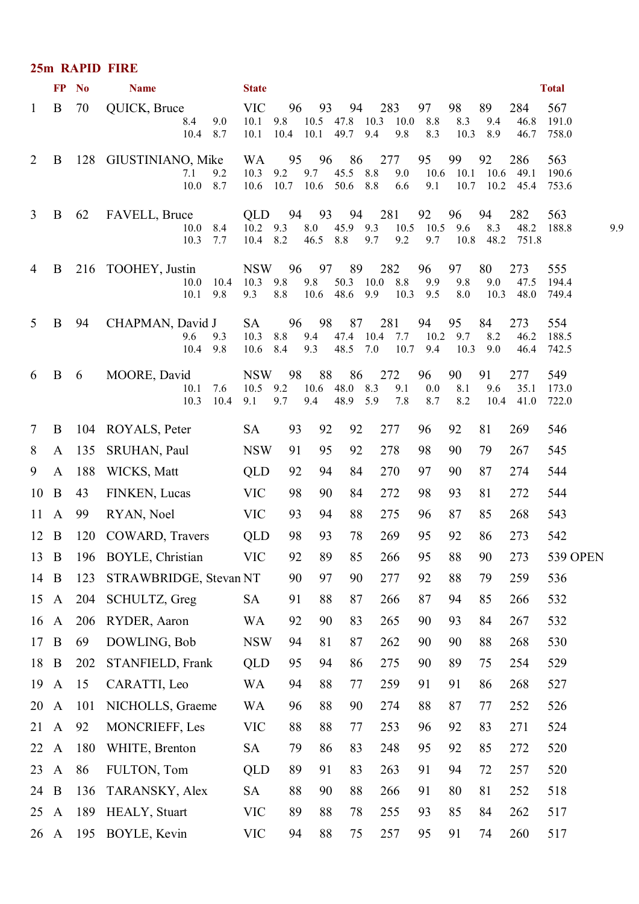## 25m RAPID FIRE

| | FP | No | Name | State | | | | | | | | | Total |
|---|---|---|---|---|---|---|---|---|---|---|---|---|---|
| 1 | B | 70 | QUICK, Bruce | VIC | 96 | 93 | 94 | 283 | 97 | 98 | 89 | 284 | 567 |
| | | | 8.4 9.0 | 10.1 9.8 | 10.5 | 47.8 | 10.3 | 10.0 | 8.8 | 8.3 | 9.4 | 46.8 | 191.0 |
| | | | 10.4 8.7 | 10.1 10.4 | 10.1 | 49.7 | 9.4 | 9.8 | 8.3 | 10.3 | 8.9 | 46.7 | 758.0 |
| 2 | B | 128 | GIUSTINIANO, Mike | WA | 95 | 96 | 86 | 277 | 95 | 99 | 92 | 286 | 563 |
| | | | 7.1 9.2 | 10.3 9.2 | 9.7 | 45.5 | 8.8 | 9.0 | 10.6 | 10.1 | 10.6 | 49.1 | 190.6 |
| | | | 10.0 8.7 | 10.6 10.7 | 10.6 | 50.6 | 8.8 | 6.6 | 9.1 | 10.7 | 10.2 | 45.4 | 753.6 |
| 3 | B | 62 | FAVELL, Bruce | QLD | 94 | 93 | 94 | 281 | 92 | 96 | 94 | 282 | 563 |
| | | | 10.0 8.4 | 10.2 9.3 | 8.0 | 45.9 | 9.3 | 10.5 | 10.5 | 9.6 | 8.3 | 48.2 | 188.8 9.9 |
| | | | 10.3 7.7 | 10.4 8.2 | 46.5 | 8.8 | 9.7 | 9.2 | 9.7 | 10.8 | 48.2 | 751.8 | |
| 4 | B | 216 | TOOHEY, Justin | NSW | 96 | 97 | 89 | 282 | 96 | 97 | 80 | 273 | 555 |
| | | | 10.0 10.4 | 10.3 9.8 | 9.8 | 50.3 | 10.0 | 8.8 | 9.9 | 9.8 | 9.0 | 47.5 | 194.4 |
| | | | 10.1 9.8 | 9.3 8.8 | 10.6 | 48.6 | 9.9 | 10.3 | 9.5 | 8.0 | 10.3 | 48.0 | 749.4 |
| 5 | B | 94 | CHAPMAN, David J | SA | 96 | 98 | 87 | 281 | 94 | 95 | 84 | 273 | 554 |
| | | | 9.6 9.3 | 10.3 8.8 | 9.4 | 47.4 | 10.4 | 7.7 | 10.2 | 9.7 | 8.2 | 46.2 | 188.5 |
| | | | 10.4 9.8 | 10.6 8.4 | 9.3 | 48.5 | 7.0 | 10.7 | 9.4 | 10.3 | 9.0 | 46.4 | 742.5 |
| 6 | B | 6 | MOORE, David | NSW | 98 | 88 | 86 | 272 | 96 | 90 | 91 | 277 | 549 |
| | | | 10.1 7.6 | 10.5 9.2 | 10.6 | 48.0 | 8.3 | 9.1 | 0.0 | 8.1 | 9.6 | 35.1 | 173.0 |
| | | | 10.3 10.4 | 9.1 9.7 | 9.4 | 48.9 | 5.9 | 7.8 | 8.7 | 8.2 | 10.4 | 41.0 | 722.0 |
| 7 | B | 104 | ROYALS, Peter | SA | 93 | 92 | 92 | 277 | 96 | 92 | 81 | 269 | 546 |
| 8 | A | 135 | SRUHAN, Paul | NSW | 91 | 95 | 92 | 278 | 98 | 90 | 79 | 267 | 545 |
| 9 | A | 188 | WICKS, Matt | QLD | 92 | 94 | 84 | 270 | 97 | 90 | 87 | 274 | 544 |
| 10 | B | 43 | FINKEN, Lucas | VIC | 98 | 90 | 84 | 272 | 98 | 93 | 81 | 272 | 544 |
| 11 | A | 99 | RYAN, Noel | VIC | 93 | 94 | 88 | 275 | 96 | 87 | 85 | 268 | 543 |
| 12 | B | 120 | COWARD, Travers | QLD | 98 | 93 | 78 | 269 | 95 | 92 | 86 | 273 | 542 |
| 13 | B | 196 | BOYLE, Christian | VIC | 92 | 89 | 85 | 266 | 95 | 88 | 90 | 273 | 539 OPEN |
| 14 | B | 123 | STRAWBRIDGE, Stevan | NT | 90 | 97 | 90 | 277 | 92 | 88 | 79 | 259 | 536 |
| 15 | A | 204 | SCHULTZ, Greg | SA | 91 | 88 | 87 | 266 | 87 | 94 | 85 | 266 | 532 |
| 16 | A | 206 | RYDER, Aaron | WA | 92 | 90 | 83 | 265 | 90 | 93 | 84 | 267 | 532 |
| 17 | B | 69 | DOWLING, Bob | NSW | 94 | 81 | 87 | 262 | 90 | 90 | 88 | 268 | 530 |
| 18 | B | 202 | STANFIELD, Frank | QLD | 95 | 94 | 86 | 275 | 90 | 89 | 75 | 254 | 529 |
| 19 | A | 15 | CARATTI, Leo | WA | 94 | 88 | 77 | 259 | 91 | 91 | 86 | 268 | 527 |
| 20 | A | 101 | NICHOLLS, Graeme | WA | 96 | 88 | 90 | 274 | 88 | 87 | 77 | 252 | 526 |
| 21 | A | 92 | MONCRIEFF, Les | VIC | 88 | 88 | 77 | 253 | 96 | 92 | 83 | 271 | 524 |
| 22 | A | 180 | WHITE, Brenton | SA | 79 | 86 | 83 | 248 | 95 | 92 | 85 | 272 | 520 |
| 23 | A | 86 | FULTON, Tom | QLD | 89 | 91 | 83 | 263 | 91 | 94 | 72 | 257 | 520 |
| 24 | B | 136 | TARANSKY, Alex | SA | 88 | 90 | 88 | 266 | 91 | 80 | 81 | 252 | 518 |
| 25 | A | 189 | HEALY, Stuart | VIC | 89 | 88 | 78 | 255 | 93 | 85 | 84 | 262 | 517 |
| 26 | A | 195 | BOYLE, Kevin | VIC | 94 | 88 | 75 | 257 | 95 | 91 | 74 | 260 | 517 |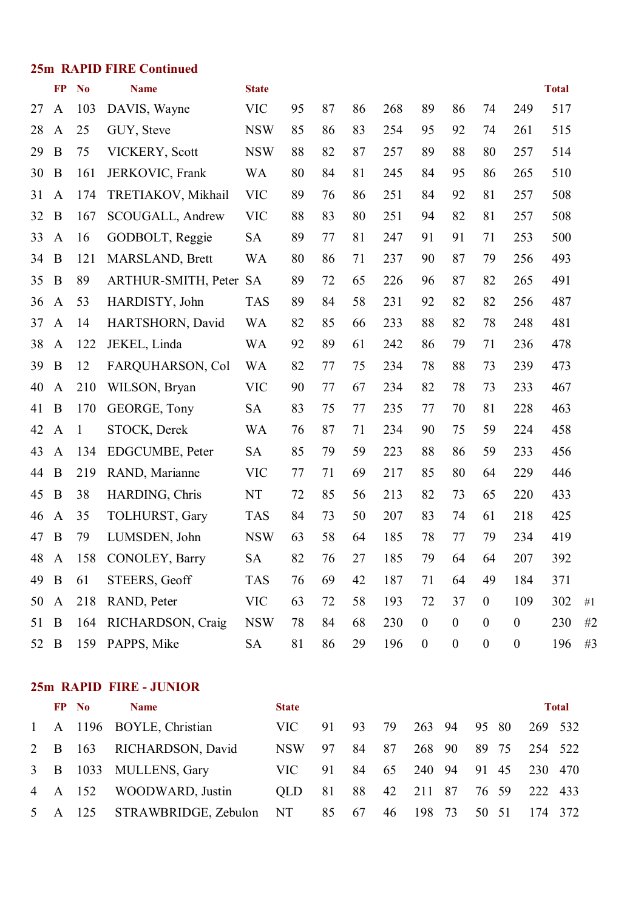## 25m RAPID FIRE Continued

| | FP | No | Name | State | | | | | | | | | Total | |
|---|---|---|---|---|---|---|---|---|---|---|---|---|---|---|
| 27 | A | 103 | DAVIS, Wayne | VIC | 95 | 87 | 86 | 268 | 89 | 86 | 74 | 249 | 517 | |
| 28 | A | 25 | GUY, Steve | NSW | 85 | 86 | 83 | 254 | 95 | 92 | 74 | 261 | 515 | |
| 29 | B | 75 | VICKERY, Scott | NSW | 88 | 82 | 87 | 257 | 89 | 88 | 80 | 257 | 514 | |
| 30 | B | 161 | JERKOVIC, Frank | WA | 80 | 84 | 81 | 245 | 84 | 95 | 86 | 265 | 510 | |
| 31 | A | 174 | TRETIAKOV, Mikhail | VIC | 89 | 76 | 86 | 251 | 84 | 92 | 81 | 257 | 508 | |
| 32 | B | 167 | SCOUGALL, Andrew | VIC | 88 | 83 | 80 | 251 | 94 | 82 | 81 | 257 | 508 | |
| 33 | A | 16 | GODBOLT, Reggie | SA | 89 | 77 | 81 | 247 | 91 | 91 | 71 | 253 | 500 | |
| 34 | B | 121 | MARSLAND, Brett | WA | 80 | 86 | 71 | 237 | 90 | 87 | 79 | 256 | 493 | |
| 35 | B | 89 | ARTHUR-SMITH, Peter | SA | 89 | 72 | 65 | 226 | 96 | 87 | 82 | 265 | 491 | |
| 36 | A | 53 | HARDISTY, John | TAS | 89 | 84 | 58 | 231 | 92 | 82 | 82 | 256 | 487 | |
| 37 | A | 14 | HARTSHORN, David | WA | 82 | 85 | 66 | 233 | 88 | 82 | 78 | 248 | 481 | |
| 38 | A | 122 | JEKEL, Linda | WA | 92 | 89 | 61 | 242 | 86 | 79 | 71 | 236 | 478 | |
| 39 | B | 12 | FARQUHARSON, Col | WA | 82 | 77 | 75 | 234 | 78 | 88 | 73 | 239 | 473 | |
| 40 | A | 210 | WILSON, Bryan | VIC | 90 | 77 | 67 | 234 | 82 | 78 | 73 | 233 | 467 | |
| 41 | B | 170 | GEORGE, Tony | SA | 83 | 75 | 77 | 235 | 77 | 70 | 81 | 228 | 463 | |
| 42 | A | 1 | STOCK, Derek | WA | 76 | 87 | 71 | 234 | 90 | 75 | 59 | 224 | 458 | |
| 43 | A | 134 | EDGCUMBE, Peter | SA | 85 | 79 | 59 | 223 | 88 | 86 | 59 | 233 | 456 | |
| 44 | B | 219 | RAND, Marianne | VIC | 77 | 71 | 69 | 217 | 85 | 80 | 64 | 229 | 446 | |
| 45 | B | 38 | HARDING, Chris | NT | 72 | 85 | 56 | 213 | 82 | 73 | 65 | 220 | 433 | |
| 46 | A | 35 | TOLHURST, Gary | TAS | 84 | 73 | 50 | 207 | 83 | 74 | 61 | 218 | 425 | |
| 47 | B | 79 | LUMSDEN, John | NSW | 63 | 58 | 64 | 185 | 78 | 77 | 79 | 234 | 419 | |
| 48 | A | 158 | CONOLEY, Barry | SA | 82 | 76 | 27 | 185 | 79 | 64 | 64 | 207 | 392 | |
| 49 | B | 61 | STEERS, Geoff | TAS | 76 | 69 | 42 | 187 | 71 | 64 | 49 | 184 | 371 | |
| 50 | A | 218 | RAND, Peter | VIC | 63 | 72 | 58 | 193 | 72 | 37 | 0 | 109 | 302 | #1 |
| 51 | B | 164 | RICHARDSON, Craig | NSW | 78 | 84 | 68 | 230 | 0 | 0 | 0 | 0 | 230 | #2 |
| 52 | B | 159 | PAPPS, Mike | SA | 81 | 86 | 29 | 196 | 0 | 0 | 0 | 0 | 196 | #3 |

## 25m RAPID FIRE - JUNIOR

| | FP | No | Name | State | | | | | | | | | Total |
|---|---|---|---|---|---|---|---|---|---|---|---|---|---|
| 1 | A | 1196 | BOYLE, Christian | VIC | 91 | 93 | 79 | 263 | 94 | 95 | 80 | 269 | 532 |
| 2 | B | 163 | RICHARDSON, David | NSW | 97 | 84 | 87 | 268 | 90 | 89 | 75 | 254 | 522 |
| 3 | B | 1033 | MULLENS, Gary | VIC | 91 | 84 | 65 | 240 | 94 | 91 | 45 | 230 | 470 |
| 4 | A | 152 | WOODWARD, Justin | QLD | 81 | 88 | 42 | 211 | 87 | 76 | 59 | 222 | 433 |
| 5 | A | 125 | STRAWBRIDGE, Zebulon | NT | 85 | 67 | 46 | 198 | 73 | 50 | 51 | 174 | 372 |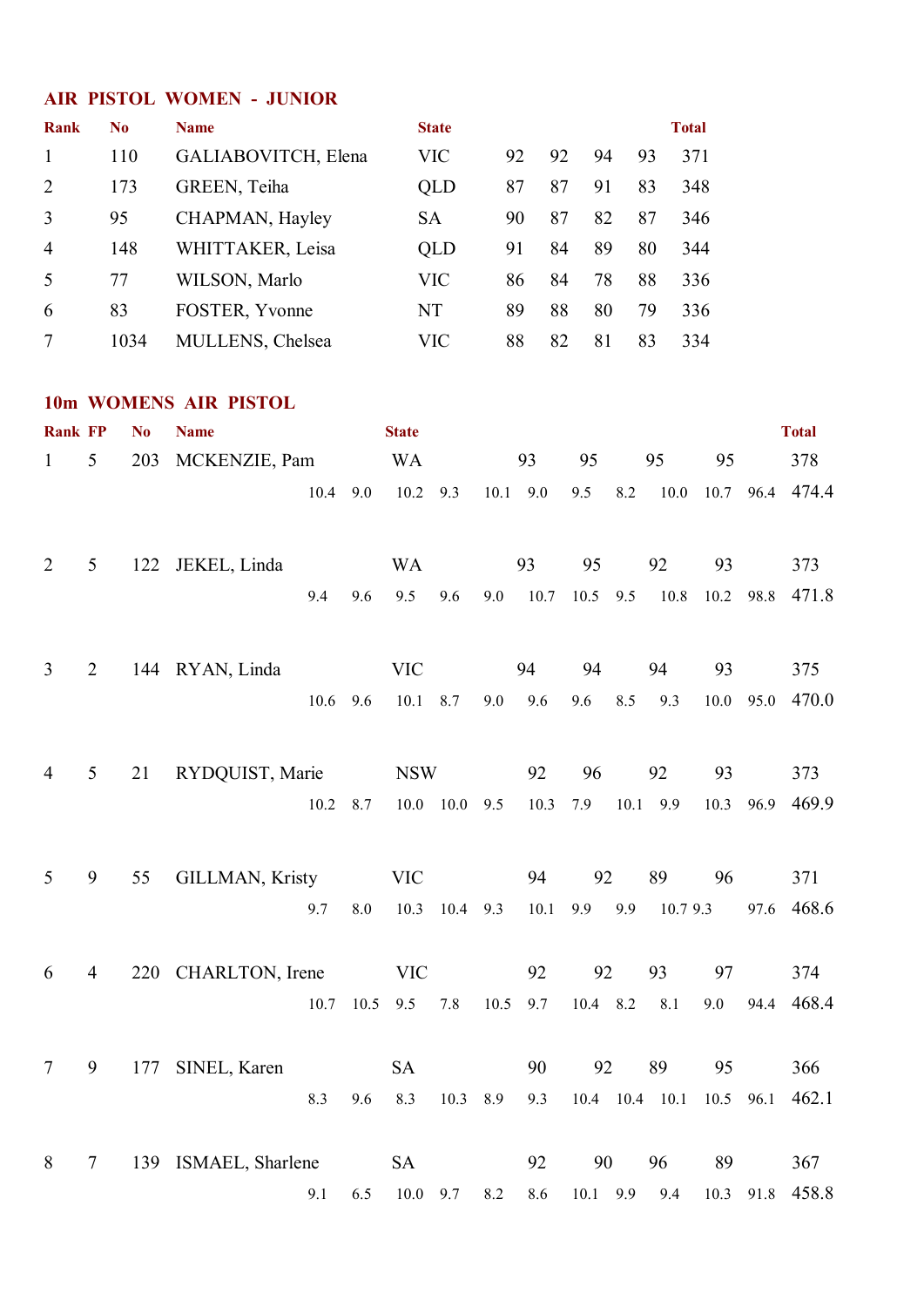## AIR PISTOL WOMEN - JUNIOR

| Rank | No | Name | State | | | | | Total |
|---|---|---|---|---|---|---|---|---|
| 1 | 110 | GALIABOVITCH, Elena | VIC | 92 | 92 | 94 | 93 | 371 |
| 2 | 173 | GREEN, Teiha | QLD | 87 | 87 | 91 | 83 | 348 |
| 3 | 95 | CHAPMAN, Hayley | SA | 90 | 87 | 82 | 87 | 346 |
| 4 | 148 | WHITTAKER, Leisa | QLD | 91 | 84 | 89 | 80 | 344 |
| 5 | 77 | WILSON, Marlo | VIC | 86 | 84 | 78 | 88 | 336 |
| 6 | 83 | FOSTER, Yvonne | NT | 89 | 88 | 80 | 79 | 336 |
| 7 | 1034 | MULLENS, Chelsea | VIC | 88 | 82 | 81 | 83 | 334 |

## 10m WOMENS AIR PISTOL

| Rank | FP | No | Name | State | | | | | | | | | | | | Total |
|---|---|---|---|---|---|---|---|---|---|---|---|---|---|---|---|---|
| 1 | 5 | 203 | MCKENZIE, Pam | WA | | | 93 | | 95 | | 95 | | 95 | | | 378 |
| | | | | | 10.4 | 9.0 | 10.2 | 9.3 | 10.1 | 9.0 | 9.5 | 8.2 | 10.0 | 10.7 | 96.4 | 474.4 |
| 2 | 5 | 122 | JEKEL, Linda | WA | | | 93 | | 95 | | 92 | | 93 | | | 373 |
| | | | | | 9.4 | 9.6 | 9.5 | 9.6 | 9.0 | 10.7 | 10.5 | 9.5 | 10.8 | 10.2 | 98.8 | 471.8 |
| 3 | 2 | 144 | RYAN, Linda | VIC | | | 94 | | 94 | | 94 | | 93 | | | 375 |
| | | | | | 10.6 | 9.6 | 10.1 | 8.7 | 9.0 | 9.6 | 9.6 | 8.5 | 9.3 | 10.0 | 95.0 | 470.0 |
| 4 | 5 | 21 | RYDQUIST, Marie | NSW | | | 92 | | 96 | | 92 | | 93 | | | 373 |
| | | | | | 10.2 | 8.7 | 10.0 | 10.0 | 9.5 | 10.3 | 7.9 | 10.1 | 9.9 | 10.3 | 96.9 | 469.9 |
| 5 | 9 | 55 | GILLMAN, Kristy | VIC | | | 94 | | 92 | | 89 | | 96 | | | 371 |
| | | | | | 9.7 | 8.0 | 10.3 | 10.4 | 9.3 | 10.1 | 9.9 | 9.9 | 10.7 | 9.3 | 97.6 | 468.6 |
| 6 | 4 | 220 | CHARLTON, Irene | VIC | | | 92 | | 92 | | 93 | | 97 | | | 374 |
| | | | | | 10.7 | 10.5 | 9.5 | 7.8 | 10.5 | 9.7 | 10.4 | 8.2 | 8.1 | 9.0 | 94.4 | 468.4 |
| 7 | 9 | 177 | SINEL, Karen | SA | | | 90 | | 92 | | 89 | | 95 | | | 366 |
| | | | | | 8.3 | 9.6 | 8.3 | 10.3 | 8.9 | 9.3 | 10.4 | 10.4 | 10.1 | 10.5 | 96.1 | 462.1 |
| 8 | 7 | 139 | ISMAEL, Sharlene | SA | | | 92 | | 90 | | 96 | | 89 | | | 367 |
| | | | | | 9.1 | 6.5 | 10.0 | 9.7 | 8.2 | 8.6 | 10.1 | 9.9 | 9.4 | 10.3 | 91.8 | 458.8 |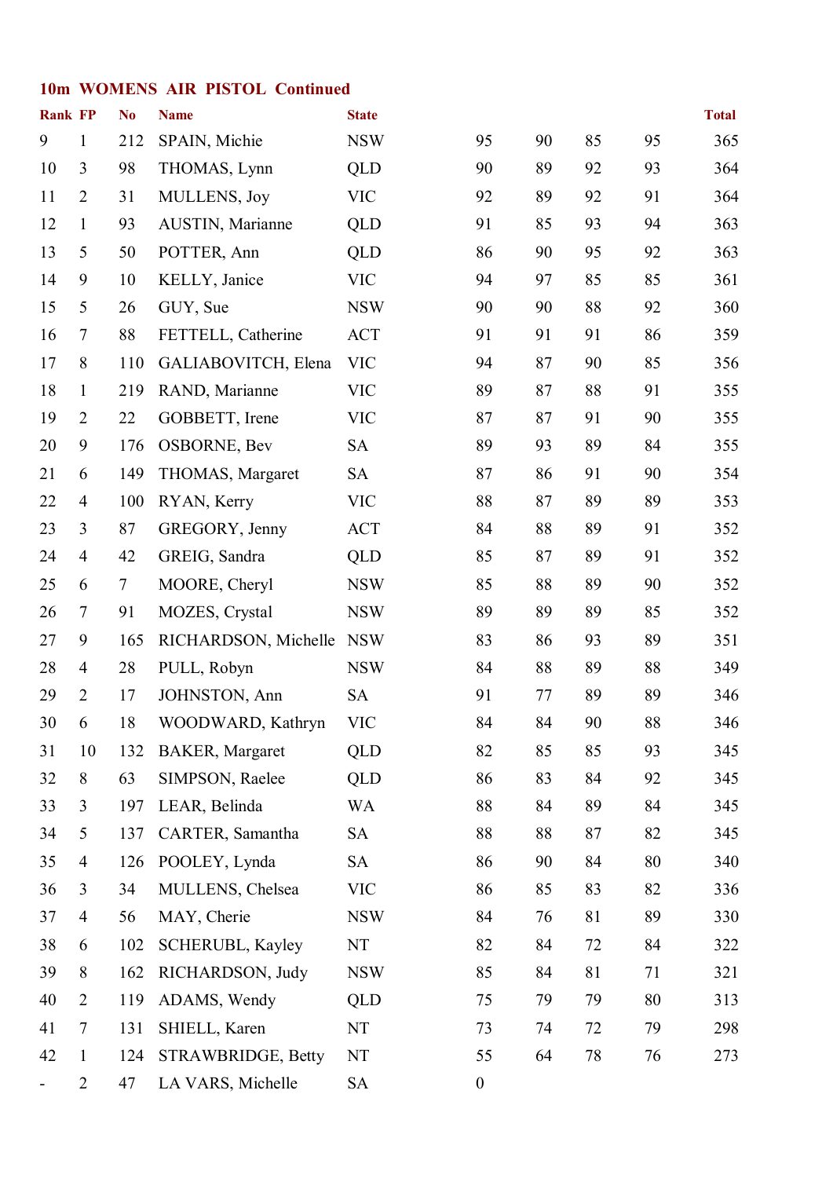### 10m WOMENS AIR PISTOL Continued

| Rank | FP | No | Name | State | | | | | Total |
|---|---|---|---|---|---|---|---|---|---|
| 9 | 1 | 212 | SPAIN, Michie | NSW | 95 | 90 | 85 | 95 | 365 |
| 10 | 3 | 98 | THOMAS, Lynn | QLD | 90 | 89 | 92 | 93 | 364 |
| 11 | 2 | 31 | MULLENS, Joy | VIC | 92 | 89 | 92 | 91 | 364 |
| 12 | 1 | 93 | AUSTIN, Marianne | QLD | 91 | 85 | 93 | 94 | 363 |
| 13 | 5 | 50 | POTTER, Ann | QLD | 86 | 90 | 95 | 92 | 363 |
| 14 | 9 | 10 | KELLY, Janice | VIC | 94 | 97 | 85 | 85 | 361 |
| 15 | 5 | 26 | GUY, Sue | NSW | 90 | 90 | 88 | 92 | 360 |
| 16 | 7 | 88 | FETTELL, Catherine | ACT | 91 | 91 | 91 | 86 | 359 |
| 17 | 8 | 110 | GALIABOVITCH, Elena | VIC | 94 | 87 | 90 | 85 | 356 |
| 18 | 1 | 219 | RAND, Marianne | VIC | 89 | 87 | 88 | 91 | 355 |
| 19 | 2 | 22 | GOBBETT, Irene | VIC | 87 | 87 | 91 | 90 | 355 |
| 20 | 9 | 176 | OSBORNE, Bev | SA | 89 | 93 | 89 | 84 | 355 |
| 21 | 6 | 149 | THOMAS, Margaret | SA | 87 | 86 | 91 | 90 | 354 |
| 22 | 4 | 100 | RYAN, Kerry | VIC | 88 | 87 | 89 | 89 | 353 |
| 23 | 3 | 87 | GREGORY, Jenny | ACT | 84 | 88 | 89 | 91 | 352 |
| 24 | 4 | 42 | GREIG, Sandra | QLD | 85 | 87 | 89 | 91 | 352 |
| 25 | 6 | 7 | MOORE, Cheryl | NSW | 85 | 88 | 89 | 90 | 352 |
| 26 | 7 | 91 | MOZES, Crystal | NSW | 89 | 89 | 89 | 85 | 352 |
| 27 | 9 | 165 | RICHARDSON, Michelle | NSW | 83 | 86 | 93 | 89 | 351 |
| 28 | 4 | 28 | PULL, Robyn | NSW | 84 | 88 | 89 | 88 | 349 |
| 29 | 2 | 17 | JOHNSTON, Ann | SA | 91 | 77 | 89 | 89 | 346 |
| 30 | 6 | 18 | WOODWARD, Kathryn | VIC | 84 | 84 | 90 | 88 | 346 |
| 31 | 10 | 132 | BAKER, Margaret | QLD | 82 | 85 | 85 | 93 | 345 |
| 32 | 8 | 63 | SIMPSON, Raelee | QLD | 86 | 83 | 84 | 92 | 345 |
| 33 | 3 | 197 | LEAR, Belinda | WA | 88 | 84 | 89 | 84 | 345 |
| 34 | 5 | 137 | CARTER, Samantha | SA | 88 | 88 | 87 | 82 | 345 |
| 35 | 4 | 126 | POOLEY, Lynda | SA | 86 | 90 | 84 | 80 | 340 |
| 36 | 3 | 34 | MULLENS, Chelsea | VIC | 86 | 85 | 83 | 82 | 336 |
| 37 | 4 | 56 | MAY, Cherie | NSW | 84 | 76 | 81 | 89 | 330 |
| 38 | 6 | 102 | SCHERUBL, Kayley | NT | 82 | 84 | 72 | 84 | 322 |
| 39 | 8 | 162 | RICHARDSON, Judy | NSW | 85 | 84 | 81 | 71 | 321 |
| 40 | 2 | 119 | ADAMS, Wendy | QLD | 75 | 79 | 79 | 80 | 313 |
| 41 | 7 | 131 | SHIELL, Karen | NT | 73 | 74 | 72 | 79 | 298 |
| 42 | 1 | 124 | STRAWBRIDGE, Betty | NT | 55 | 64 | 78 | 76 | 273 |
| - | 2 | 47 | LA VARS, Michelle | SA | 0 | | | | |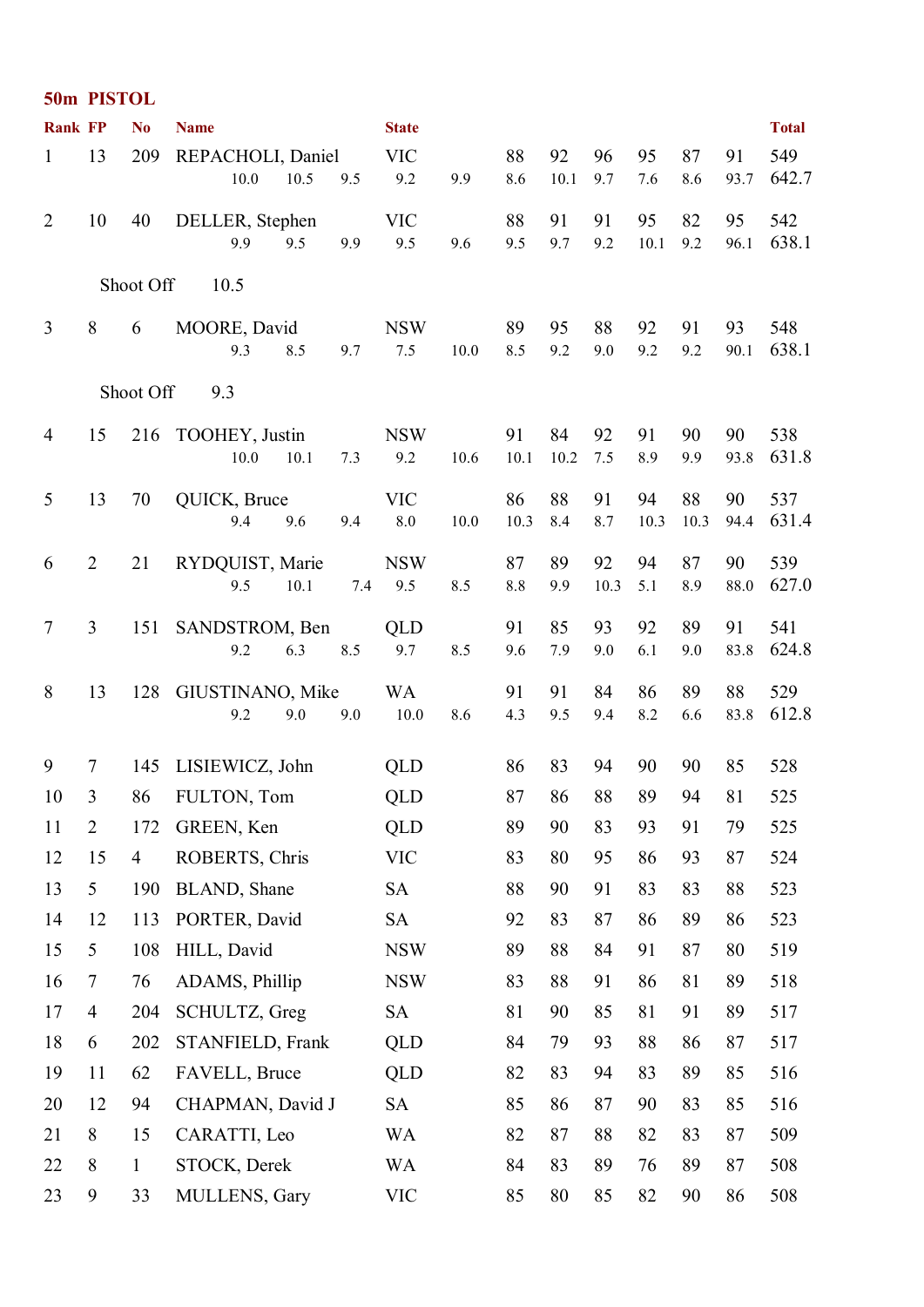## 50m PISTOL

| Rank | FP | No | Name | State | | | | | | | Total |
|---|---|---|---|---|---|---|---|---|---|---|---|
| 1 | 13 | 209 | REPACHOLI, Daniel | VIC | 88 | 92 | 96 | 95 | 87 | 91 | 549 |
| | | | 10.0 10.5 9.5 | 9.2 9.9 | 8.6 | 10.1 | 9.7 | 7.6 | 8.6 | 93.7 | 642.7 |
| 2 | 10 | 40 | DELLER, Stephen | VIC | 88 | 91 | 91 | 95 | 82 | 95 | 542 |
| | | | 9.9 9.5 9.9 | 9.5 9.6 | 9.5 | 9.7 | 9.2 | 10.1 | 9.2 | 96.1 | 638.1 |
| | Shoot Off | | 10.5 | | | | | | | | |
| 3 | 8 | 6 | MOORE, David | NSW | 89 | 95 | 88 | 92 | 91 | 93 | 548 |
| | | | 9.3 8.5 9.7 | 7.5 10.0 | 8.5 | 9.2 | 9.0 | 9.2 | 9.2 | 90.1 | 638.1 |
| | Shoot Off | | 9.3 | | | | | | | | |
| 4 | 15 | 216 | TOOHEY, Justin | NSW | 91 | 84 | 92 | 91 | 90 | 90 | 538 |
| | | | 10.0 10.1 7.3 | 9.2 10.6 | 10.1 | 10.2 | 7.5 | 8.9 | 9.9 | 93.8 | 631.8 |
| 5 | 13 | 70 | QUICK, Bruce | VIC | 86 | 88 | 91 | 94 | 88 | 90 | 537 |
| | | | 9.4 9.6 9.4 | 8.0 10.0 | 10.3 | 8.4 | 8.7 | 10.3 | 10.3 | 94.4 | 631.4 |
| 6 | 2 | 21 | RYDQUIST, Marie | NSW | 87 | 89 | 92 | 94 | 87 | 90 | 539 |
| | | | 9.5 10.1 7.4 | 9.5 8.5 | 8.8 | 9.9 | 10.3 | 5.1 | 8.9 | 88.0 | 627.0 |
| 7 | 3 | 151 | SANDSTROM, Ben | QLD | 91 | 85 | 93 | 92 | 89 | 91 | 541 |
| | | | 9.2 6.3 8.5 | 9.7 8.5 | 9.6 | 7.9 | 9.0 | 6.1 | 9.0 | 83.8 | 624.8 |
| 8 | 13 | 128 | GIUSTINANO, Mike | WA | 91 | 91 | 84 | 86 | 89 | 88 | 529 |
| | | | 9.2 9.0 9.0 | 10.0 8.6 | 4.3 | 9.5 | 9.4 | 8.2 | 6.6 | 83.8 | 612.8 |
| 9 | 7 | 145 | LISIEWICZ, John | QLD | 86 | 83 | 94 | 90 | 90 | 85 | 528 |
| 10 | 3 | 86 | FULTON, Tom | QLD | 87 | 86 | 88 | 89 | 94 | 81 | 525 |
| 11 | 2 | 172 | GREEN, Ken | QLD | 89 | 90 | 83 | 93 | 91 | 79 | 525 |
| 12 | 15 | 4 | ROBERTS, Chris | VIC | 83 | 80 | 95 | 86 | 93 | 87 | 524 |
| 13 | 5 | 190 | BLAND, Shane | SA | 88 | 90 | 91 | 83 | 83 | 88 | 523 |
| 14 | 12 | 113 | PORTER, David | SA | 92 | 83 | 87 | 86 | 89 | 86 | 523 |
| 15 | 5 | 108 | HILL, David | NSW | 89 | 88 | 84 | 91 | 87 | 80 | 519 |
| 16 | 7 | 76 | ADAMS, Phillip | NSW | 83 | 88 | 91 | 86 | 81 | 89 | 518 |
| 17 | 4 | 204 | SCHULTZ, Greg | SA | 81 | 90 | 85 | 81 | 91 | 89 | 517 |
| 18 | 6 | 202 | STANFIELD, Frank | QLD | 84 | 79 | 93 | 88 | 86 | 87 | 517 |
| 19 | 11 | 62 | FAVELL, Bruce | QLD | 82 | 83 | 94 | 83 | 89 | 85 | 516 |
| 20 | 12 | 94 | CHAPMAN, David J | SA | 85 | 86 | 87 | 90 | 83 | 85 | 516 |
| 21 | 8 | 15 | CARATTI, Leo | WA | 82 | 87 | 88 | 82 | 83 | 87 | 509 |
| 22 | 8 | 1 | STOCK, Derek | WA | 84 | 83 | 89 | 76 | 89 | 87 | 508 |
| 23 | 9 | 33 | MULLENS, Gary | VIC | 85 | 80 | 85 | 82 | 90 | 86 | 508 |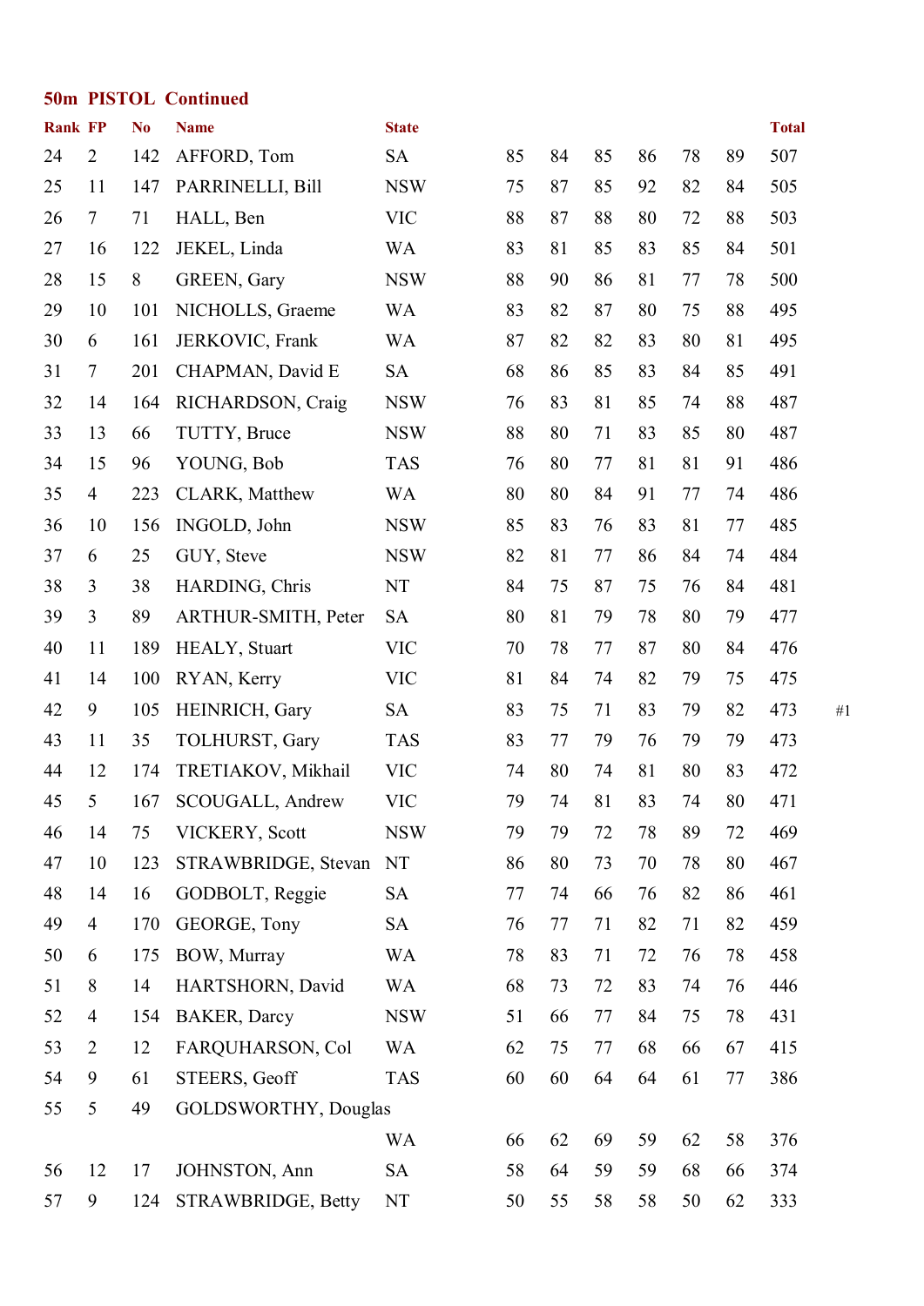## 50m PISTOL Continued

| Rank | FP | No | Name | State | | | | | | | Total | |
|---|---|---|---|---|---|---|---|---|---|---|---|---|
| 24 | 2 | 142 | AFFORD, Tom | SA | 85 | 84 | 85 | 86 | 78 | 89 | 507 | |
| 25 | 11 | 147 | PARRINELLI, Bill | NSW | 75 | 87 | 85 | 92 | 82 | 84 | 505 | |
| 26 | 7 | 71 | HALL, Ben | VIC | 88 | 87 | 88 | 80 | 72 | 88 | 503 | |
| 27 | 16 | 122 | JEKEL, Linda | WA | 83 | 81 | 85 | 83 | 85 | 84 | 501 | |
| 28 | 15 | 8 | GREEN, Gary | NSW | 88 | 90 | 86 | 81 | 77 | 78 | 500 | |
| 29 | 10 | 101 | NICHOLLS, Graeme | WA | 83 | 82 | 87 | 80 | 75 | 88 | 495 | |
| 30 | 6 | 161 | JERKOVIC, Frank | WA | 87 | 82 | 82 | 83 | 80 | 81 | 495 | |
| 31 | 7 | 201 | CHAPMAN, David E | SA | 68 | 86 | 85 | 83 | 84 | 85 | 491 | |
| 32 | 14 | 164 | RICHARDSON, Craig | NSW | 76 | 83 | 81 | 85 | 74 | 88 | 487 | |
| 33 | 13 | 66 | TUTTY, Bruce | NSW | 88 | 80 | 71 | 83 | 85 | 80 | 487 | |
| 34 | 15 | 96 | YOUNG, Bob | TAS | 76 | 80 | 77 | 81 | 81 | 91 | 486 | |
| 35 | 4 | 223 | CLARK, Matthew | WA | 80 | 80 | 84 | 91 | 77 | 74 | 486 | |
| 36 | 10 | 156 | INGOLD, John | NSW | 85 | 83 | 76 | 83 | 81 | 77 | 485 | |
| 37 | 6 | 25 | GUY, Steve | NSW | 82 | 81 | 77 | 86 | 84 | 74 | 484 | |
| 38 | 3 | 38 | HARDING, Chris | NT | 84 | 75 | 87 | 75 | 76 | 84 | 481 | |
| 39 | 3 | 89 | ARTHUR-SMITH, Peter | SA | 80 | 81 | 79 | 78 | 80 | 79 | 477 | |
| 40 | 11 | 189 | HEALY, Stuart | VIC | 70 | 78 | 77 | 87 | 80 | 84 | 476 | |
| 41 | 14 | 100 | RYAN, Kerry | VIC | 81 | 84 | 74 | 82 | 79 | 75 | 475 | |
| 42 | 9 | 105 | HEINRICH, Gary | SA | 83 | 75 | 71 | 83 | 79 | 82 | 473 | #1 |
| 43 | 11 | 35 | TOLHURST, Gary | TAS | 83 | 77 | 79 | 76 | 79 | 79 | 473 | |
| 44 | 12 | 174 | TRETIAKOV, Mikhail | VIC | 74 | 80 | 74 | 81 | 80 | 83 | 472 | |
| 45 | 5 | 167 | SCOUGALL, Andrew | VIC | 79 | 74 | 81 | 83 | 74 | 80 | 471 | |
| 46 | 14 | 75 | VICKERY, Scott | NSW | 79 | 79 | 72 | 78 | 89 | 72 | 469 | |
| 47 | 10 | 123 | STRAWBRIDGE, Stevan | NT | 86 | 80 | 73 | 70 | 78 | 80 | 467 | |
| 48 | 14 | 16 | GODBOLT, Reggie | SA | 77 | 74 | 66 | 76 | 82 | 86 | 461 | |
| 49 | 4 | 170 | GEORGE, Tony | SA | 76 | 77 | 71 | 82 | 71 | 82 | 459 | |
| 50 | 6 | 175 | BOW, Murray | WA | 78 | 83 | 71 | 72 | 76 | 78 | 458 | |
| 51 | 8 | 14 | HARTSHORN, David | WA | 68 | 73 | 72 | 83 | 74 | 76 | 446 | |
| 52 | 4 | 154 | BAKER, Darcy | NSW | 51 | 66 | 77 | 84 | 75 | 78 | 431 | |
| 53 | 2 | 12 | FARQUHARSON, Col | WA | 62 | 75 | 77 | 68 | 66 | 67 | 415 | |
| 54 | 9 | 61 | STEERS, Geoff | TAS | 60 | 60 | 64 | 64 | 61 | 77 | 386 | |
| 55 | 5 | 49 | GOLDSWORTHY, Douglas | WA | 66 | 62 | 69 | 59 | 62 | 58 | 376 | |
| 56 | 12 | 17 | JOHNSTON, Ann | SA | 58 | 64 | 59 | 59 | 68 | 66 | 374 | |
| 57 | 9 | 124 | STRAWBRIDGE, Betty | NT | 50 | 55 | 58 | 58 | 50 | 62 | 333 | |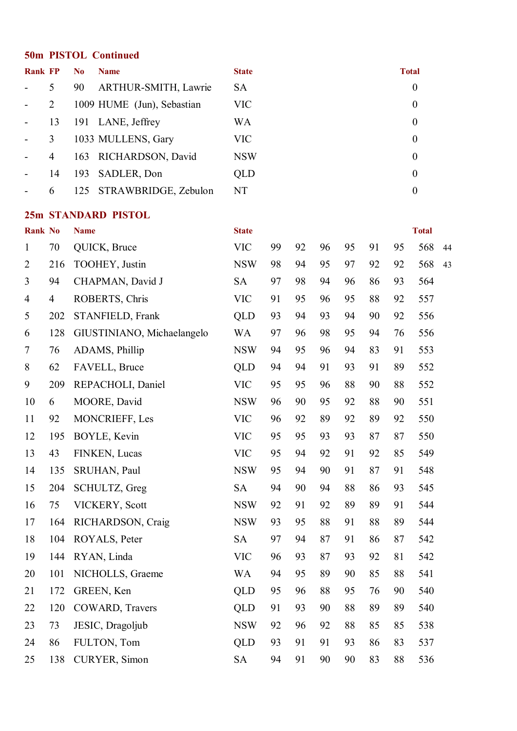## 50m PISTOL Continued

| Rank | FP | No | Name | State | Total |
|---|---|---|---|---|---|
| - | 5 | 90 | ARTHUR-SMITH, Lawrie | SA | 0 |
| - | 2 | 1009 | HUME (Jun), Sebastian | VIC | 0 |
| - | 13 | 191 | LANE, Jeffrey | WA | 0 |
| - | 3 | 1033 | MULLENS, Gary | VIC | 0 |
| - | 4 | 163 | RICHARDSON, David | NSW | 0 |
| - | 14 | 193 | SADLER, Don | QLD | 0 |
| - | 6 | 125 | STRAWBRIDGE, Zebulon | NT | 0 |

## 25m STANDARD PISTOL

| Rank | No | Name | State | | | | | | | Total | |
|---|---|---|---|---|---|---|---|---|---|---|---|
| 1 | 70 | QUICK, Bruce | VIC | 99 | 92 | 96 | 95 | 91 | 95 | 568 | 44 |
| 2 | 216 | TOOHEY, Justin | NSW | 98 | 94 | 95 | 97 | 92 | 92 | 568 | 43 |
| 3 | 94 | CHAPMAN, David J | SA | 97 | 98 | 94 | 96 | 86 | 93 | 564 | |
| 4 | 4 | ROBERTS, Chris | VIC | 91 | 95 | 96 | 95 | 88 | 92 | 557 | |
| 5 | 202 | STANFIELD, Frank | QLD | 93 | 94 | 93 | 94 | 90 | 92 | 556 | |
| 6 | 128 | GIUSTINIANO, Michaelangelo | WA | 97 | 96 | 98 | 95 | 94 | 76 | 556 | |
| 7 | 76 | ADAMS, Phillip | NSW | 94 | 95 | 96 | 94 | 83 | 91 | 553 | |
| 8 | 62 | FAVELL, Bruce | QLD | 94 | 94 | 91 | 93 | 91 | 89 | 552 | |
| 9 | 209 | REPACHOLI, Daniel | VIC | 95 | 95 | 96 | 88 | 90 | 88 | 552 | |
| 10 | 6 | MOORE, David | NSW | 96 | 90 | 95 | 92 | 88 | 90 | 551 | |
| 11 | 92 | MONCRIEFF, Les | VIC | 96 | 92 | 89 | 92 | 89 | 92 | 550 | |
| 12 | 195 | BOYLE, Kevin | VIC | 95 | 95 | 93 | 93 | 87 | 87 | 550 | |
| 13 | 43 | FINKEN, Lucas | VIC | 95 | 94 | 92 | 91 | 92 | 85 | 549 | |
| 14 | 135 | SRUHAN, Paul | NSW | 95 | 94 | 90 | 91 | 87 | 91 | 548 | |
| 15 | 204 | SCHULTZ, Greg | SA | 94 | 90 | 94 | 88 | 86 | 93 | 545 | |
| 16 | 75 | VICKERY, Scott | NSW | 92 | 91 | 92 | 89 | 89 | 91 | 544 | |
| 17 | 164 | RICHARDSON, Craig | NSW | 93 | 95 | 88 | 91 | 88 | 89 | 544 | |
| 18 | 104 | ROYALS, Peter | SA | 97 | 94 | 87 | 91 | 86 | 87 | 542 | |
| 19 | 144 | RYAN, Linda | VIC | 96 | 93 | 87 | 93 | 92 | 81 | 542 | |
| 20 | 101 | NICHOLLS, Graeme | WA | 94 | 95 | 89 | 90 | 85 | 88 | 541 | |
| 21 | 172 | GREEN, Ken | QLD | 95 | 96 | 88 | 95 | 76 | 90 | 540 | |
| 22 | 120 | COWARD, Travers | QLD | 91 | 93 | 90 | 88 | 89 | 89 | 540 | |
| 23 | 73 | JESIC, Dragoljub | NSW | 92 | 96 | 92 | 88 | 85 | 85 | 538 | |
| 24 | 86 | FULTON, Tom | QLD | 93 | 91 | 91 | 93 | 86 | 83 | 537 | |
| 25 | 138 | CURYER, Simon | SA | 94 | 91 | 90 | 90 | 83 | 88 | 536 | |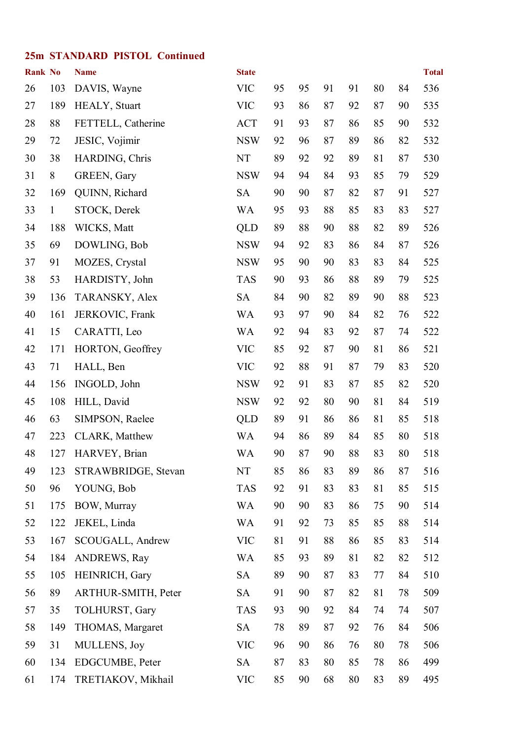## 25m STANDARD PISTOL Continued

| Rank | No | Name | State | | | | | | | Total |
|---|---|---|---|---|---|---|---|---|---|---|
| 26 | 103 | DAVIS, Wayne | VIC | 95 | 95 | 91 | 91 | 80 | 84 | 536 |
| 27 | 189 | HEALY, Stuart | VIC | 93 | 86 | 87 | 92 | 87 | 90 | 535 |
| 28 | 88 | FETTELL, Catherine | ACT | 91 | 93 | 87 | 86 | 85 | 90 | 532 |
| 29 | 72 | JESIC, Vojimir | NSW | 92 | 96 | 87 | 89 | 86 | 82 | 532 |
| 30 | 38 | HARDING, Chris | NT | 89 | 92 | 92 | 89 | 81 | 87 | 530 |
| 31 | 8 | GREEN, Gary | NSW | 94 | 94 | 84 | 93 | 85 | 79 | 529 |
| 32 | 169 | QUINN, Richard | SA | 90 | 90 | 87 | 82 | 87 | 91 | 527 |
| 33 | 1 | STOCK, Derek | WA | 95 | 93 | 88 | 85 | 83 | 83 | 527 |
| 34 | 188 | WICKS, Matt | QLD | 89 | 88 | 90 | 88 | 82 | 89 | 526 |
| 35 | 69 | DOWLING, Bob | NSW | 94 | 92 | 83 | 86 | 84 | 87 | 526 |
| 37 | 91 | MOZES, Crystal | NSW | 95 | 90 | 90 | 83 | 83 | 84 | 525 |
| 38 | 53 | HARDISTY, John | TAS | 90 | 93 | 86 | 88 | 89 | 79 | 525 |
| 39 | 136 | TARANSKY, Alex | SA | 84 | 90 | 82 | 89 | 90 | 88 | 523 |
| 40 | 161 | JERKOVIC, Frank | WA | 93 | 97 | 90 | 84 | 82 | 76 | 522 |
| 41 | 15 | CARATTI, Leo | WA | 92 | 94 | 83 | 92 | 87 | 74 | 522 |
| 42 | 171 | HORTON, Geoffrey | VIC | 85 | 92 | 87 | 90 | 81 | 86 | 521 |
| 43 | 71 | HALL, Ben | VIC | 92 | 88 | 91 | 87 | 79 | 83 | 520 |
| 44 | 156 | INGOLD, John | NSW | 92 | 91 | 83 | 87 | 85 | 82 | 520 |
| 45 | 108 | HILL, David | NSW | 92 | 92 | 80 | 90 | 81 | 84 | 519 |
| 46 | 63 | SIMPSON, Raelee | QLD | 89 | 91 | 86 | 86 | 81 | 85 | 518 |
| 47 | 223 | CLARK, Matthew | WA | 94 | 86 | 89 | 84 | 85 | 80 | 518 |
| 48 | 127 | HARVEY, Brian | WA | 90 | 87 | 90 | 88 | 83 | 80 | 518 |
| 49 | 123 | STRAWBRIDGE, Stevan | NT | 85 | 86 | 83 | 89 | 86 | 87 | 516 |
| 50 | 96 | YOUNG, Bob | TAS | 92 | 91 | 83 | 83 | 81 | 85 | 515 |
| 51 | 175 | BOW, Murray | WA | 90 | 90 | 83 | 86 | 75 | 90 | 514 |
| 52 | 122 | JEKEL, Linda | WA | 91 | 92 | 73 | 85 | 85 | 88 | 514 |
| 53 | 167 | SCOUGALL, Andrew | VIC | 81 | 91 | 88 | 86 | 85 | 83 | 514 |
| 54 | 184 | ANDREWS, Ray | WA | 85 | 93 | 89 | 81 | 82 | 82 | 512 |
| 55 | 105 | HEINRICH, Gary | SA | 89 | 90 | 87 | 83 | 77 | 84 | 510 |
| 56 | 89 | ARTHUR-SMITH, Peter | SA | 91 | 90 | 87 | 82 | 81 | 78 | 509 |
| 57 | 35 | TOLHURST, Gary | TAS | 93 | 90 | 92 | 84 | 74 | 74 | 507 |
| 58 | 149 | THOMAS, Margaret | SA | 78 | 89 | 87 | 92 | 76 | 84 | 506 |
| 59 | 31 | MULLENS, Joy | VIC | 96 | 90 | 86 | 76 | 80 | 78 | 506 |
| 60 | 134 | EDGCUMBE, Peter | SA | 87 | 83 | 80 | 85 | 78 | 86 | 499 |
| 61 | 174 | TRETIAKOV, Mikhail | VIC | 85 | 90 | 68 | 80 | 83 | 89 | 495 |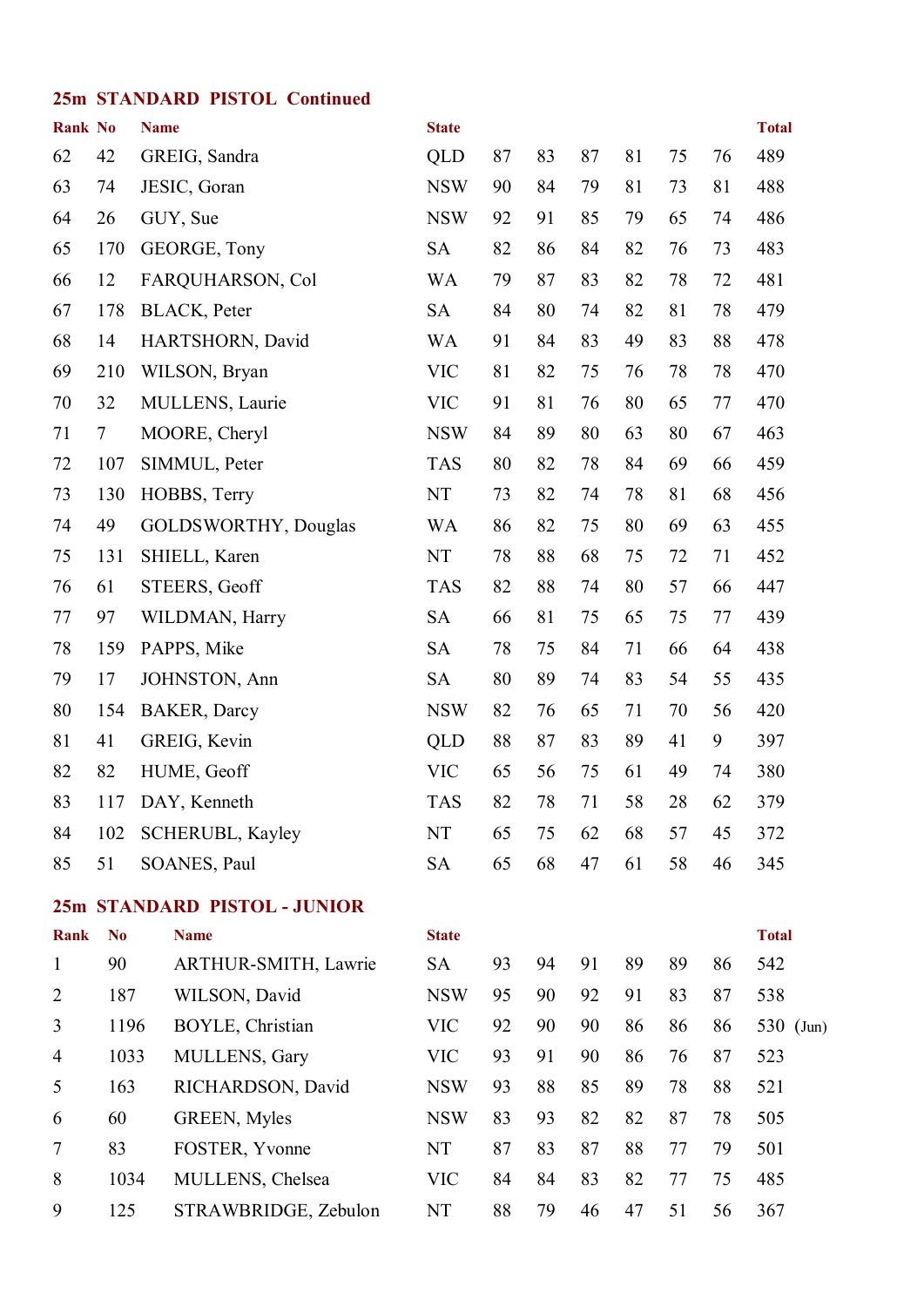## 25m STANDARD PISTOL Continued

| Rank | No | Name | State | | | | | | | Total |
|---|---|---|---|---|---|---|---|---|---|---|
| 62 | 42 | GREIG, Sandra | QLD | 87 | 83 | 87 | 81 | 75 | 76 | 489 |
| 63 | 74 | JESIC, Goran | NSW | 90 | 84 | 79 | 81 | 73 | 81 | 488 |
| 64 | 26 | GUY, Sue | NSW | 92 | 91 | 85 | 79 | 65 | 74 | 486 |
| 65 | 170 | GEORGE, Tony | SA | 82 | 86 | 84 | 82 | 76 | 73 | 483 |
| 66 | 12 | FARQUHARSON, Col | WA | 79 | 87 | 83 | 82 | 78 | 72 | 481 |
| 67 | 178 | BLACK, Peter | SA | 84 | 80 | 74 | 82 | 81 | 78 | 479 |
| 68 | 14 | HARTSHORN, David | WA | 91 | 84 | 83 | 49 | 83 | 88 | 478 |
| 69 | 210 | WILSON, Bryan | VIC | 81 | 82 | 75 | 76 | 78 | 78 | 470 |
| 70 | 32 | MULLENS, Laurie | VIC | 91 | 81 | 76 | 80 | 65 | 77 | 470 |
| 71 | 7 | MOORE, Cheryl | NSW | 84 | 89 | 80 | 63 | 80 | 67 | 463 |
| 72 | 107 | SIMMUL, Peter | TAS | 80 | 82 | 78 | 84 | 69 | 66 | 459 |
| 73 | 130 | HOBBS, Terry | NT | 73 | 82 | 74 | 78 | 81 | 68 | 456 |
| 74 | 49 | GOLDSWORTHY, Douglas | WA | 86 | 82 | 75 | 80 | 69 | 63 | 455 |
| 75 | 131 | SHIELL, Karen | NT | 78 | 88 | 68 | 75 | 72 | 71 | 452 |
| 76 | 61 | STEERS, Geoff | TAS | 82 | 88 | 74 | 80 | 57 | 66 | 447 |
| 77 | 97 | WILDMAN, Harry | SA | 66 | 81 | 75 | 65 | 75 | 77 | 439 |
| 78 | 159 | PAPPS, Mike | SA | 78 | 75 | 84 | 71 | 66 | 64 | 438 |
| 79 | 17 | JOHNSTON, Ann | SA | 80 | 89 | 74 | 83 | 54 | 55 | 435 |
| 80 | 154 | BAKER, Darcy | NSW | 82 | 76 | 65 | 71 | 70 | 56 | 420 |
| 81 | 41 | GREIG, Kevin | QLD | 88 | 87 | 83 | 89 | 41 | 9 | 397 |
| 82 | 82 | HUME, Geoff | VIC | 65 | 56 | 75 | 61 | 49 | 74 | 380 |
| 83 | 117 | DAY, Kenneth | TAS | 82 | 78 | 71 | 58 | 28 | 62 | 379 |
| 84 | 102 | SCHERUBL, Kayley | NT | 65 | 75 | 62 | 68 | 57 | 45 | 372 |
| 85 | 51 | SOANES, Paul | SA | 65 | 68 | 47 | 61 | 58 | 46 | 345 |

## 25m STANDARD PISTOL - JUNIOR

| Rank | No | Name | State | | | | | | | Total |
|---|---|---|---|---|---|---|---|---|---|---|
| 1 | 90 | ARTHUR-SMITH, Lawrie | SA | 93 | 94 | 91 | 89 | 89 | 86 | 542 |
| 2 | 187 | WILSON, David | NSW | 95 | 90 | 92 | 91 | 83 | 87 | 538 |
| 3 | 1196 | BOYLE, Christian | VIC | 92 | 90 | 90 | 86 | 86 | 86 | 530 (Jun) |
| 4 | 1033 | MULLENS, Gary | VIC | 93 | 91 | 90 | 86 | 76 | 87 | 523 |
| 5 | 163 | RICHARDSON, David | NSW | 93 | 88 | 85 | 89 | 78 | 88 | 521 |
| 6 | 60 | GREEN, Myles | NSW | 83 | 93 | 82 | 82 | 87 | 78 | 505 |
| 7 | 83 | FOSTER, Yvonne | NT | 87 | 83 | 87 | 88 | 77 | 79 | 501 |
| 8 | 1034 | MULLENS, Chelsea | VIC | 84 | 84 | 83 | 82 | 77 | 75 | 485 |
| 9 | 125 | STRAWBRIDGE, Zebulon | NT | 88 | 79 | 46 | 47 | 51 | 56 | 367 |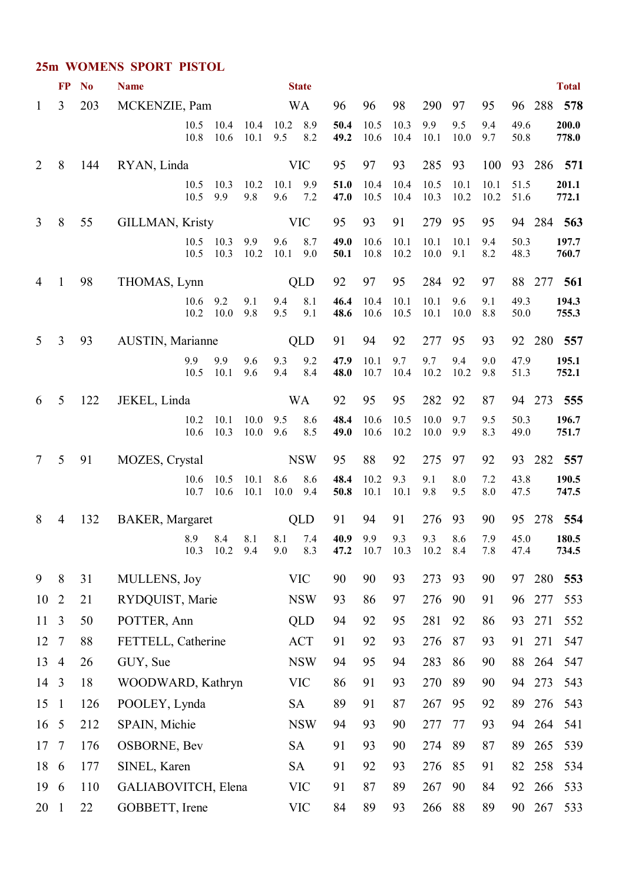## 25m WOMENS SPORT PISTOL

| | FP | No | Name | State | | | | | | | | | Total |
|---|---|---|---|---|---|---|---|---|---|---|---|---|---|
| 1 | 3 | 203 | MCKENZIE, Pam | WA | 96 | 96 | 98 | 290 | 97 | 95 | 96 | 288 | **578** |
| | | | 10.5 10.4 10.4 10.2 8.9 | | **50.4** | 10.5 | 10.3 | 9.9 | 9.5 | 9.4 | 49.6 | | **200.0** |
| | | | 10.8 10.6 10.1 9.5 8.2 | | **49.2** | 10.6 | 10.4 | 10.1 | 10.0 | 9.7 | 50.8 | | **778.0** |
| 2 | 8 | 144 | RYAN, Linda | VIC | 95 | 97 | 93 | 285 | 93 | 100 | 93 | 286 | **571** |
| | | | 10.5 10.3 10.2 10.1 9.9 | | **51.0** | 10.4 | 10.4 | 10.5 | 10.1 | 10.1 | 51.5 | | **201.1** |
| | | | 10.5 9.9 9.8 9.6 7.2 | | **47.0** | 10.5 | 10.4 | 10.3 | 10.2 | 10.2 | 51.6 | | **772.1** |
| 3 | 8 | 55 | GILLMAN, Kristy | VIC | 95 | 93 | 91 | 279 | 95 | 95 | 94 | 284 | **563** |
| | | | 10.5 10.3 9.9 9.6 8.7 | | **49.0** | 10.6 | 10.1 | 10.1 | 10.1 | 9.4 | 50.3 | | **197.7** |
| | | | 10.5 10.3 10.2 10.1 9.0 | | **50.1** | 10.8 | 10.2 | 10.0 | 9.1 | 8.2 | 48.3 | | **760.7** |
| 4 | 1 | 98 | THOMAS, Lynn | QLD | 92 | 97 | 95 | 284 | 92 | 97 | 88 | 277 | **561** |
| | | | 10.6 9.2 9.1 9.4 8.1 | | **46.4** | 10.4 | 10.1 | 10.1 | 9.6 | 9.1 | 49.3 | | **194.3** |
| | | | 10.2 10.0 9.8 9.5 9.1 | | **48.6** | 10.6 | 10.5 | 10.1 | 10.0 | 8.8 | 50.0 | | **755.3** |
| 5 | 3 | 93 | AUSTIN, Marianne | QLD | 91 | 94 | 92 | 277 | 95 | 93 | 92 | 280 | **557** |
| | | | 9.9 9.9 9.6 9.3 9.2 | | **47.9** | 10.1 | 9.7 | 9.7 | 9.4 | 9.0 | 47.9 | | **195.1** |
| | | | 10.5 10.1 9.6 9.4 8.4 | | **48.0** | 10.7 | 10.4 | 10.2 | 10.2 | 9.8 | 51.3 | | **752.1** |
| 6 | 5 | 122 | JEKEL, Linda | WA | 92 | 95 | 95 | 282 | 92 | 87 | 94 | 273 | **555** |
| | | | 10.2 10.1 10.0 9.5 8.6 | | **48.4** | 10.6 | 10.5 | 10.0 | 9.7 | 9.5 | 50.3 | | **196.7** |
| | | | 10.6 10.3 10.0 9.6 8.5 | | **49.0** | 10.6 | 10.2 | 10.0 | 9.9 | 8.3 | 49.0 | | **751.7** |
| 7 | 5 | 91 | MOZES, Crystal | NSW | 95 | 88 | 92 | 275 | 97 | 92 | 93 | 282 | **557** |
| | | | 10.6 10.5 10.1 8.6 8.6 | | **48.4** | 10.2 | 9.3 | 9.1 | 8.0 | 7.2 | 43.8 | | **190.5** |
| | | | 10.7 10.6 10.1 10.0 9.4 | | **50.8** | 10.1 | 10.1 | 9.8 | 9.5 | 8.0 | 47.5 | | **747.5** |
| 8 | 4 | 132 | BAKER, Margaret | QLD | 91 | 94 | 91 | 276 | 93 | 90 | 95 | 278 | **554** |
| | | | 8.9 8.4 8.1 8.1 7.4 | | **40.9** | 9.9 | 9.3 | 9.3 | 8.6 | 7.9 | 45.0 | | **180.5** |
| | | | 10.3 10.2 9.4 9.0 8.3 | | **47.2** | 10.7 | 10.3 | 10.2 | 8.4 | 7.8 | 47.4 | | **734.5** |
| 9 | 8 | 31 | MULLENS, Joy | VIC | 90 | 90 | 93 | 273 | 93 | 90 | 97 | 280 | **553** |
| 10 | 2 | 21 | RYDQUIST, Marie | NSW | 93 | 86 | 97 | 276 | 90 | 91 | 96 | 277 | 553 |
| 11 | 3 | 50 | POTTER, Ann | QLD | 94 | 92 | 95 | 281 | 92 | 86 | 93 | 271 | 552 |
| 12 | 7 | 88 | FETTELL, Catherine | ACT | 91 | 92 | 93 | 276 | 87 | 93 | 91 | 271 | 547 |
| 13 | 4 | 26 | GUY, Sue | NSW | 94 | 95 | 94 | 283 | 86 | 90 | 88 | 264 | 547 |
| 14 | 3 | 18 | WOODWARD, Kathryn | VIC | 86 | 91 | 93 | 270 | 89 | 90 | 94 | 273 | 543 |
| 15 | 1 | 126 | POOLEY, Lynda | SA | 89 | 91 | 87 | 267 | 95 | 92 | 89 | 276 | 543 |
| 16 | 5 | 212 | SPAIN, Michie | NSW | 94 | 93 | 90 | 277 | 77 | 93 | 94 | 264 | 541 |
| 17 | 7 | 176 | OSBORNE, Bev | SA | 91 | 93 | 90 | 274 | 89 | 87 | 89 | 265 | 539 |
| 18 | 6 | 177 | SINEL, Karen | SA | 91 | 92 | 93 | 276 | 85 | 91 | 82 | 258 | 534 |
| 19 | 6 | 110 | GALIABOVITCH, Elena | VIC | 91 | 87 | 89 | 267 | 90 | 84 | 92 | 266 | 533 |
| 20 | 1 | 22 | GOBBETT, Irene | VIC | 84 | 89 | 93 | 266 | 88 | 89 | 90 | 267 | 533 |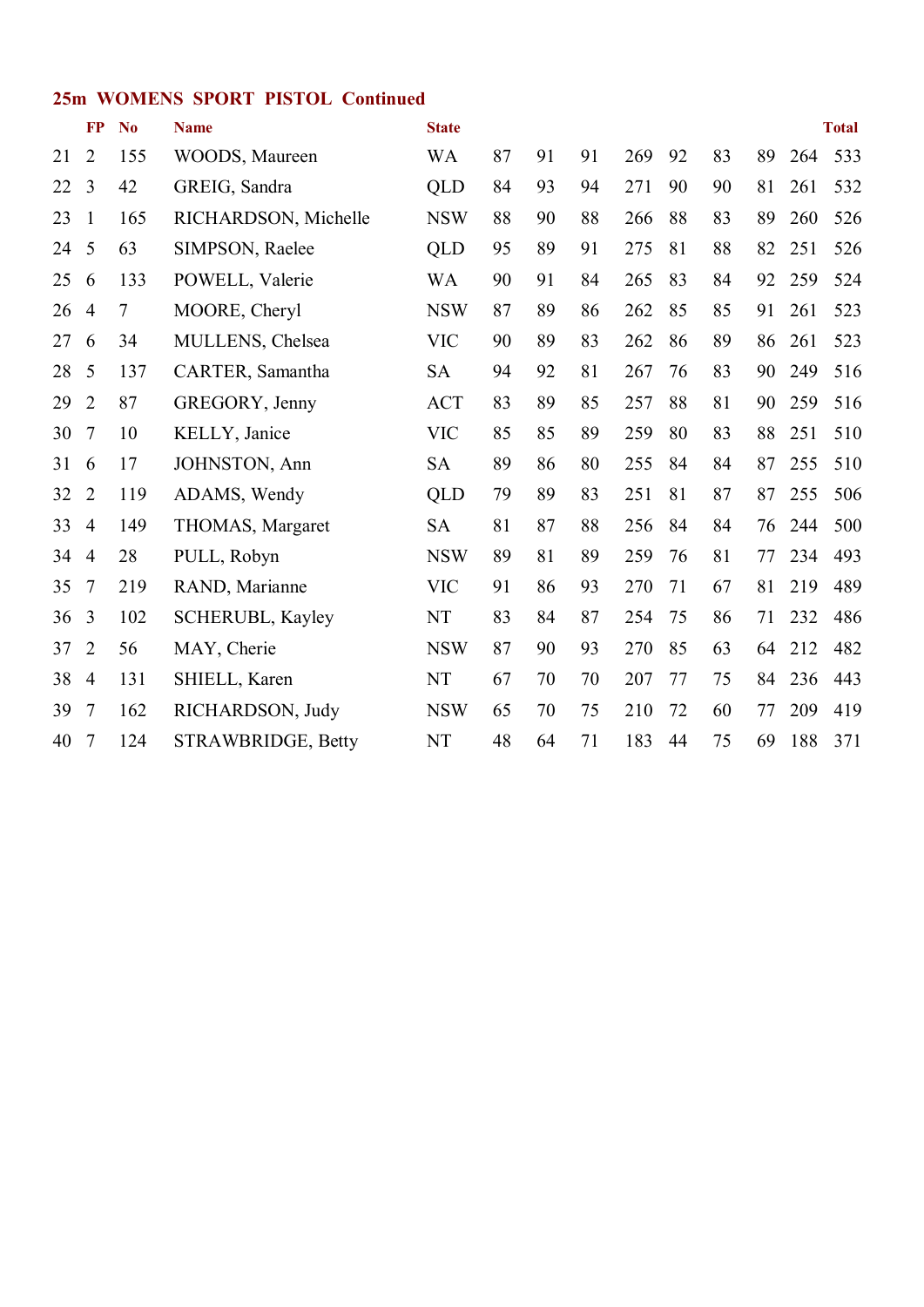## 25m WOMENS SPORT PISTOL Continued

| | FP | No | Name | State | | | | | | | | | Total |
|---|---|---|---|---|---|---|---|---|---|---|---|---|---|
| 21 | 2 | 155 | WOODS, Maureen | WA | 87 | 91 | 91 | 269 | 92 | 83 | 89 | 264 | 533 |
| 22 | 3 | 42 | GREIG, Sandra | QLD | 84 | 93 | 94 | 271 | 90 | 90 | 81 | 261 | 532 |
| 23 | 1 | 165 | RICHARDSON, Michelle | NSW | 88 | 90 | 88 | 266 | 88 | 83 | 89 | 260 | 526 |
| 24 | 5 | 63 | SIMPSON, Raelee | QLD | 95 | 89 | 91 | 275 | 81 | 88 | 82 | 251 | 526 |
| 25 | 6 | 133 | POWELL, Valerie | WA | 90 | 91 | 84 | 265 | 83 | 84 | 92 | 259 | 524 |
| 26 | 4 | 7 | MOORE, Cheryl | NSW | 87 | 89 | 86 | 262 | 85 | 85 | 91 | 261 | 523 |
| 27 | 6 | 34 | MULLENS, Chelsea | VIC | 90 | 89 | 83 | 262 | 86 | 89 | 86 | 261 | 523 |
| 28 | 5 | 137 | CARTER, Samantha | SA | 94 | 92 | 81 | 267 | 76 | 83 | 90 | 249 | 516 |
| 29 | 2 | 87 | GREGORY, Jenny | ACT | 83 | 89 | 85 | 257 | 88 | 81 | 90 | 259 | 516 |
| 30 | 7 | 10 | KELLY, Janice | VIC | 85 | 85 | 89 | 259 | 80 | 83 | 88 | 251 | 510 |
| 31 | 6 | 17 | JOHNSTON, Ann | SA | 89 | 86 | 80 | 255 | 84 | 84 | 87 | 255 | 510 |
| 32 | 2 | 119 | ADAMS, Wendy | QLD | 79 | 89 | 83 | 251 | 81 | 87 | 87 | 255 | 506 |
| 33 | 4 | 149 | THOMAS, Margaret | SA | 81 | 87 | 88 | 256 | 84 | 84 | 76 | 244 | 500 |
| 34 | 4 | 28 | PULL, Robyn | NSW | 89 | 81 | 89 | 259 | 76 | 81 | 77 | 234 | 493 |
| 35 | 7 | 219 | RAND, Marianne | VIC | 91 | 86 | 93 | 270 | 71 | 67 | 81 | 219 | 489 |
| 36 | 3 | 102 | SCHERUBL, Kayley | NT | 83 | 84 | 87 | 254 | 75 | 86 | 71 | 232 | 486 |
| 37 | 2 | 56 | MAY, Cherie | NSW | 87 | 90 | 93 | 270 | 85 | 63 | 64 | 212 | 482 |
| 38 | 4 | 131 | SHIELL, Karen | NT | 67 | 70 | 70 | 207 | 77 | 75 | 84 | 236 | 443 |
| 39 | 7 | 162 | RICHARDSON, Judy | NSW | 65 | 70 | 75 | 210 | 72 | 60 | 77 | 209 | 419 |
| 40 | 7 | 124 | STRAWBRIDGE, Betty | NT | 48 | 64 | 71 | 183 | 44 | 75 | 69 | 188 | 371 |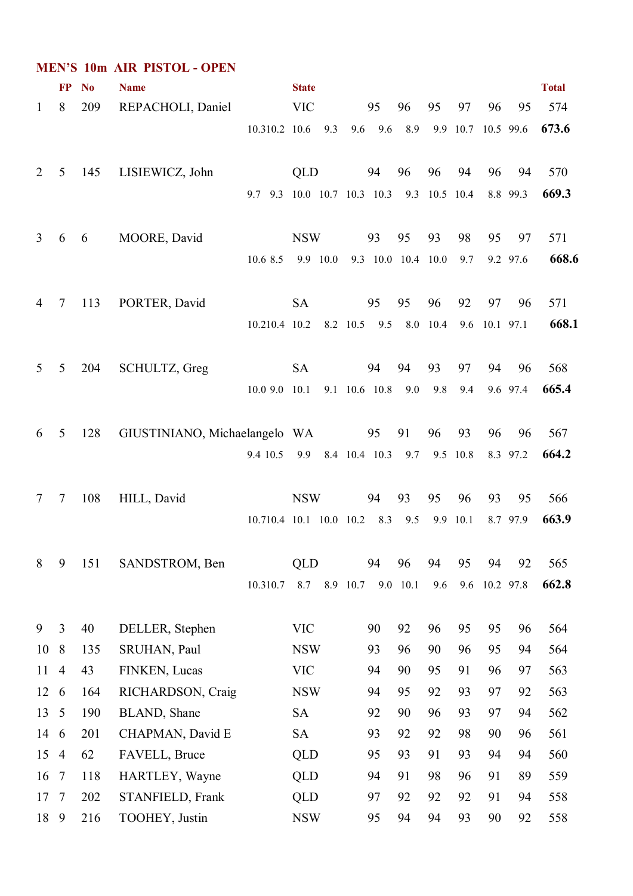## MEN'S 10m AIR PISTOL - OPEN

| | FP | No | Name | State | | | | | | | Total |
|---|---|---|---|---|---|---|---|---|---|---|---|
| 1 | 8 | 209 | REPACHOLI, Daniel | VIC | 95 | 96 | 95 | 97 | 96 | 95 | 574 |
| | | | 10.3 10.2 10.6 9.3 9.6 9.6 8.9 9.9 10.7 10.5 | | | | | | | 99.6 | **673.6** |
| 2 | 5 | 145 | LISIEWICZ, John | QLD | 94 | 96 | 96 | 94 | 96 | 94 | 570 |
| | | | 9.7 9.3 10.0 10.7 10.3 10.3 9.3 10.5 10.4 8.8 | | | | | | | 99.3 | **669.3** |
| 3 | 6 | 6 | MOORE, David | NSW | 93 | 95 | 93 | 98 | 95 | 97 | 571 |
| | | | 10.6 8.5 9.9 10.0 9.3 10.0 10.4 10.0 9.7 9.2 | | | | | | | 97.6 | **668.6** |
| 4 | 7 | 113 | PORTER, David | SA | 95 | 95 | 96 | 92 | 97 | 96 | 571 |
| | | | 10.2 10.4 10.2 8.2 10.5 9.5 8.0 10.4 9.6 10.1 | | | | | | | 97.1 | **668.1** |
| 5 | 5 | 204 | SCHULTZ, Greg | SA | 94 | 94 | 93 | 97 | 94 | 96 | 568 |
| | | | 10.0 9.0 10.1 9.1 10.6 10.8 9.0 9.8 9.4 9.6 | | | | | | | 97.4 | **665.4** |
| 6 | 5 | 128 | GIUSTINIANO, Michaelangelo | WA | 95 | 91 | 96 | 93 | 96 | 96 | 567 |
| | | | 9.4 10.5 9.9 8.4 10.4 10.3 9.7 9.5 10.8 8.3 | | | | | | | 97.2 | **664.2** |
| 7 | 7 | 108 | HILL, David | NSW | 94 | 93 | 95 | 96 | 93 | 95 | 566 |
| | | | 10.7 10.4 10.1 10.0 10.2 8.3 9.5 9.9 10.1 8.7 | | | | | | | 97.9 | **663.9** |
| 8 | 9 | 151 | SANDSTROM, Ben | QLD | 94 | 96 | 94 | 95 | 94 | 92 | 565 |
| | | | 10.3 10.7 8.7 8.9 10.7 9.0 10.1 9.6 9.6 10.2 | | | | | | | 97.8 | **662.8** |
| 9 | 3 | 40 | DELLER, Stephen | VIC | 90 | 92 | 96 | 95 | 95 | 96 | 564 |
| 10 | 8 | 135 | SRUHAN, Paul | NSW | 93 | 96 | 90 | 96 | 95 | 94 | 564 |
| 11 | 4 | 43 | FINKEN, Lucas | VIC | 94 | 90 | 95 | 91 | 96 | 97 | 563 |
| 12 | 6 | 164 | RICHARDSON, Craig | NSW | 94 | 95 | 92 | 93 | 97 | 92 | 563 |
| 13 | 5 | 190 | BLAND, Shane | SA | 92 | 90 | 96 | 93 | 97 | 94 | 562 |
| 14 | 6 | 201 | CHAPMAN, David E | SA | 93 | 92 | 92 | 98 | 90 | 96 | 561 |
| 15 | 4 | 62 | FAVELL, Bruce | QLD | 95 | 93 | 91 | 93 | 94 | 94 | 560 |
| 16 | 7 | 118 | HARTLEY, Wayne | QLD | 94 | 91 | 98 | 96 | 91 | 89 | 559 |
| 17 | 7 | 202 | STANFIELD, Frank | QLD | 97 | 92 | 92 | 92 | 91 | 94 | 558 |
| 18 | 9 | 216 | TOOHEY, Justin | NSW | 95 | 94 | 94 | 93 | 90 | 92 | 558 |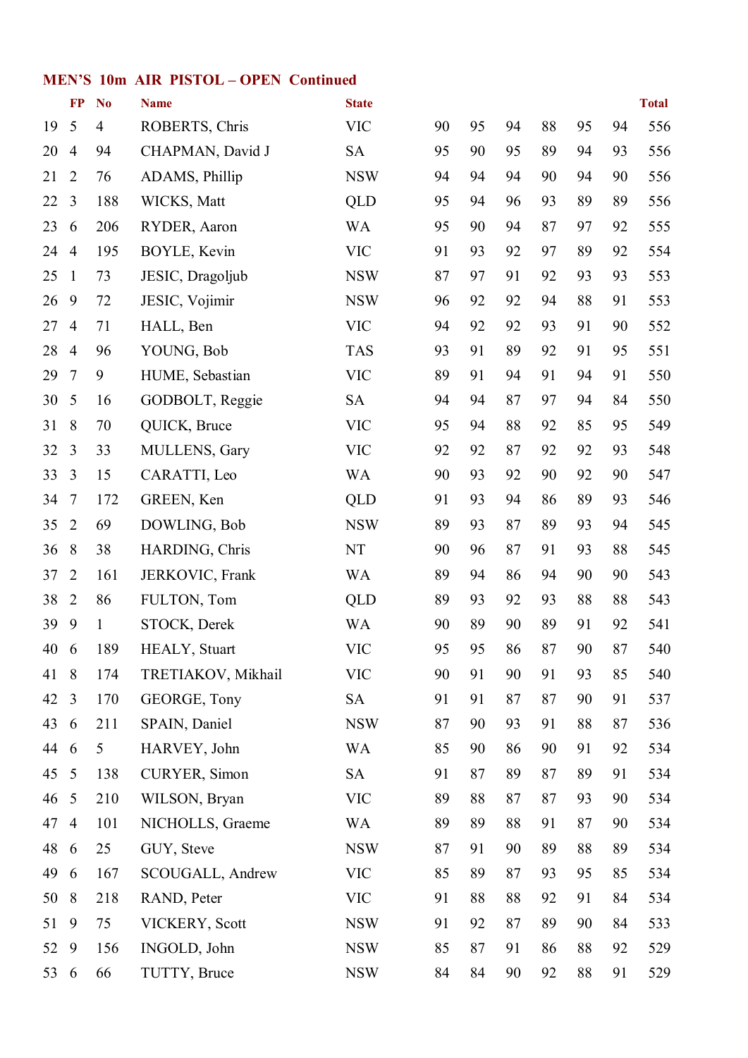## MEN'S 10m AIR PISTOL – OPEN Continued

| | FP | No | Name | State | | | | | | | Total |
|---|---|---|---|---|---|---|---|---|---|---|---|
| 19 | 5 | 4 | ROBERTS, Chris | VIC | 90 | 95 | 94 | 88 | 95 | 94 | 556 |
| 20 | 4 | 94 | CHAPMAN, David J | SA | 95 | 90 | 95 | 89 | 94 | 93 | 556 |
| 21 | 2 | 76 | ADAMS, Phillip | NSW | 94 | 94 | 94 | 90 | 94 | 90 | 556 |
| 22 | 3 | 188 | WICKS, Matt | QLD | 95 | 94 | 96 | 93 | 89 | 89 | 556 |
| 23 | 6 | 206 | RYDER, Aaron | WA | 95 | 90 | 94 | 87 | 97 | 92 | 555 |
| 24 | 4 | 195 | BOYLE, Kevin | VIC | 91 | 93 | 92 | 97 | 89 | 92 | 554 |
| 25 | 1 | 73 | JESIC, Dragoljub | NSW | 87 | 97 | 91 | 92 | 93 | 93 | 553 |
| 26 | 9 | 72 | JESIC, Vojimir | NSW | 96 | 92 | 92 | 94 | 88 | 91 | 553 |
| 27 | 4 | 71 | HALL, Ben | VIC | 94 | 92 | 92 | 93 | 91 | 90 | 552 |
| 28 | 4 | 96 | YOUNG, Bob | TAS | 93 | 91 | 89 | 92 | 91 | 95 | 551 |
| 29 | 7 | 9 | HUME, Sebastian | VIC | 89 | 91 | 94 | 91 | 94 | 91 | 550 |
| 30 | 5 | 16 | GODBOLT, Reggie | SA | 94 | 94 | 87 | 97 | 94 | 84 | 550 |
| 31 | 8 | 70 | QUICK, Bruce | VIC | 95 | 94 | 88 | 92 | 85 | 95 | 549 |
| 32 | 3 | 33 | MULLENS, Gary | VIC | 92 | 92 | 87 | 92 | 92 | 93 | 548 |
| 33 | 3 | 15 | CARATTI, Leo | WA | 90 | 93 | 92 | 90 | 92 | 90 | 547 |
| 34 | 7 | 172 | GREEN, Ken | QLD | 91 | 93 | 94 | 86 | 89 | 93 | 546 |
| 35 | 2 | 69 | DOWLING, Bob | NSW | 89 | 93 | 87 | 89 | 93 | 94 | 545 |
| 36 | 8 | 38 | HARDING, Chris | NT | 90 | 96 | 87 | 91 | 93 | 88 | 545 |
| 37 | 2 | 161 | JERKOVIC, Frank | WA | 89 | 94 | 86 | 94 | 90 | 90 | 543 |
| 38 | 2 | 86 | FULTON, Tom | QLD | 89 | 93 | 92 | 93 | 88 | 88 | 543 |
| 39 | 9 | 1 | STOCK, Derek | WA | 90 | 89 | 90 | 89 | 91 | 92 | 541 |
| 40 | 6 | 189 | HEALY, Stuart | VIC | 95 | 95 | 86 | 87 | 90 | 87 | 540 |
| 41 | 8 | 174 | TRETIAKOV, Mikhail | VIC | 90 | 91 | 90 | 91 | 93 | 85 | 540 |
| 42 | 3 | 170 | GEORGE, Tony | SA | 91 | 91 | 87 | 87 | 90 | 91 | 537 |
| 43 | 6 | 211 | SPAIN, Daniel | NSW | 87 | 90 | 93 | 91 | 88 | 87 | 536 |
| 44 | 6 | 5 | HARVEY, John | WA | 85 | 90 | 86 | 90 | 91 | 92 | 534 |
| 45 | 5 | 138 | CURYER, Simon | SA | 91 | 87 | 89 | 87 | 89 | 91 | 534 |
| 46 | 5 | 210 | WILSON, Bryan | VIC | 89 | 88 | 87 | 87 | 93 | 90 | 534 |
| 47 | 4 | 101 | NICHOLLS, Graeme | WA | 89 | 89 | 88 | 91 | 87 | 90 | 534 |
| 48 | 6 | 25 | GUY, Steve | NSW | 87 | 91 | 90 | 89 | 88 | 89 | 534 |
| 49 | 6 | 167 | SCOUGALL, Andrew | VIC | 85 | 89 | 87 | 93 | 95 | 85 | 534 |
| 50 | 8 | 218 | RAND, Peter | VIC | 91 | 88 | 88 | 92 | 91 | 84 | 534 |
| 51 | 9 | 75 | VICKERY, Scott | NSW | 91 | 92 | 87 | 89 | 90 | 84 | 533 |
| 52 | 9 | 156 | INGOLD, John | NSW | 85 | 87 | 91 | 86 | 88 | 92 | 529 |
| 53 | 6 | 66 | TUTTY, Bruce | NSW | 84 | 84 | 90 | 92 | 88 | 91 | 529 |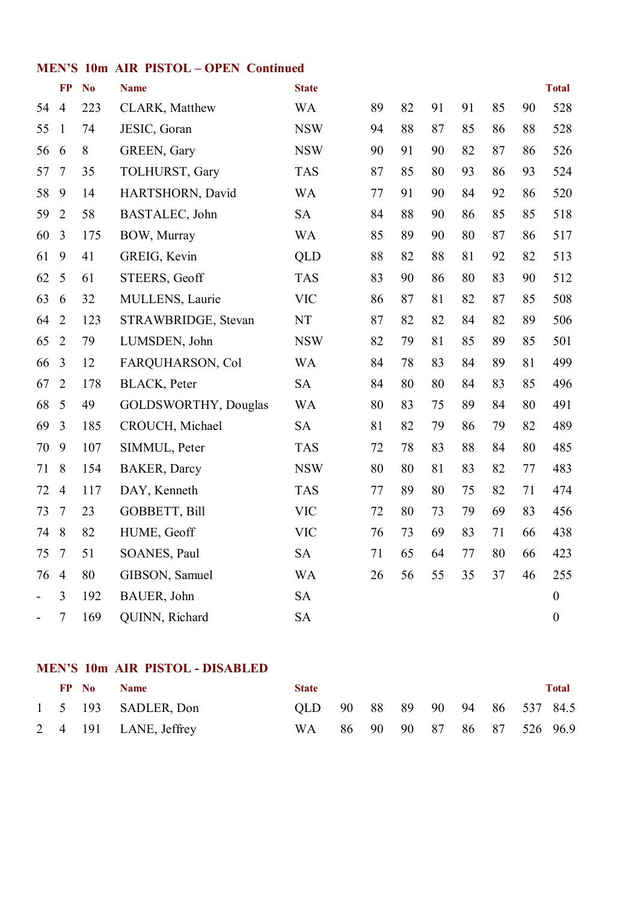## MEN'S 10m AIR PISTOL – OPEN Continued

| | FP | No | Name | State | | | | | | | Total |
|---|---|---|---|---|---|---|---|---|---|---|---|
| 54 | 4 | 223 | CLARK, Matthew | WA | 89 | 82 | 91 | 91 | 85 | 90 | 528 |
| 55 | 1 | 74 | JESIC, Goran | NSW | 94 | 88 | 87 | 85 | 86 | 88 | 528 |
| 56 | 6 | 8 | GREEN, Gary | NSW | 90 | 91 | 90 | 82 | 87 | 86 | 526 |
| 57 | 7 | 35 | TOLHURST, Gary | TAS | 87 | 85 | 80 | 93 | 86 | 93 | 524 |
| 58 | 9 | 14 | HARTSHORN, David | WA | 77 | 91 | 90 | 84 | 92 | 86 | 520 |
| 59 | 2 | 58 | BASTALEC, John | SA | 84 | 88 | 90 | 86 | 85 | 85 | 518 |
| 60 | 3 | 175 | BOW, Murray | WA | 85 | 89 | 90 | 80 | 87 | 86 | 517 |
| 61 | 9 | 41 | GREIG, Kevin | QLD | 88 | 82 | 88 | 81 | 92 | 82 | 513 |
| 62 | 5 | 61 | STEERS, Geoff | TAS | 83 | 90 | 86 | 80 | 83 | 90 | 512 |
| 63 | 6 | 32 | MULLENS, Laurie | VIC | 86 | 87 | 81 | 82 | 87 | 85 | 508 |
| 64 | 2 | 123 | STRAWBRIDGE, Stevan | NT | 87 | 82 | 82 | 84 | 82 | 89 | 506 |
| 65 | 2 | 79 | LUMSDEN, John | NSW | 82 | 79 | 81 | 85 | 89 | 85 | 501 |
| 66 | 3 | 12 | FARQUHARSON, Col | WA | 84 | 78 | 83 | 84 | 89 | 81 | 499 |
| 67 | 2 | 178 | BLACK, Peter | SA | 84 | 80 | 80 | 84 | 83 | 85 | 496 |
| 68 | 5 | 49 | GOLDSWORTHY, Douglas | WA | 80 | 83 | 75 | 89 | 84 | 80 | 491 |
| 69 | 3 | 185 | CROUCH, Michael | SA | 81 | 82 | 79 | 86 | 79 | 82 | 489 |
| 70 | 9 | 107 | SIMMUL, Peter | TAS | 72 | 78 | 83 | 88 | 84 | 80 | 485 |
| 71 | 8 | 154 | BAKER, Darcy | NSW | 80 | 80 | 81 | 83 | 82 | 77 | 483 |
| 72 | 4 | 117 | DAY, Kenneth | TAS | 77 | 89 | 80 | 75 | 82 | 71 | 474 |
| 73 | 7 | 23 | GOBBETT, Bill | VIC | 72 | 80 | 73 | 79 | 69 | 83 | 456 |
| 74 | 8 | 82 | HUME, Geoff | VIC | 76 | 73 | 69 | 83 | 71 | 66 | 438 |
| 75 | 7 | 51 | SOANES, Paul | SA | 71 | 65 | 64 | 77 | 80 | 66 | 423 |
| 76 | 4 | 80 | GIBSON, Samuel | WA | 26 | 56 | 55 | 35 | 37 | 46 | 255 |
| - | 3 | 192 | BAUER, John | SA | | | | | | | 0 |
| - | 7 | 169 | QUINN, Richard | SA | | | | | | | 0 |

## MEN'S 10m AIR PISTOL - DISABLED

| | FP | No | Name | State | | | | | | | Total | |
|---|---|---|---|---|---|---|---|---|---|---|---|---|
| 1 | 5 | 193 | SADLER, Don | QLD | 90 | 88 | 89 | 90 | 94 | 86 | 537 | 84.5 |
| 2 | 4 | 191 | LANE, Jeffrey | WA | 86 | 90 | 90 | 87 | 86 | 87 | 526 | 96.9 |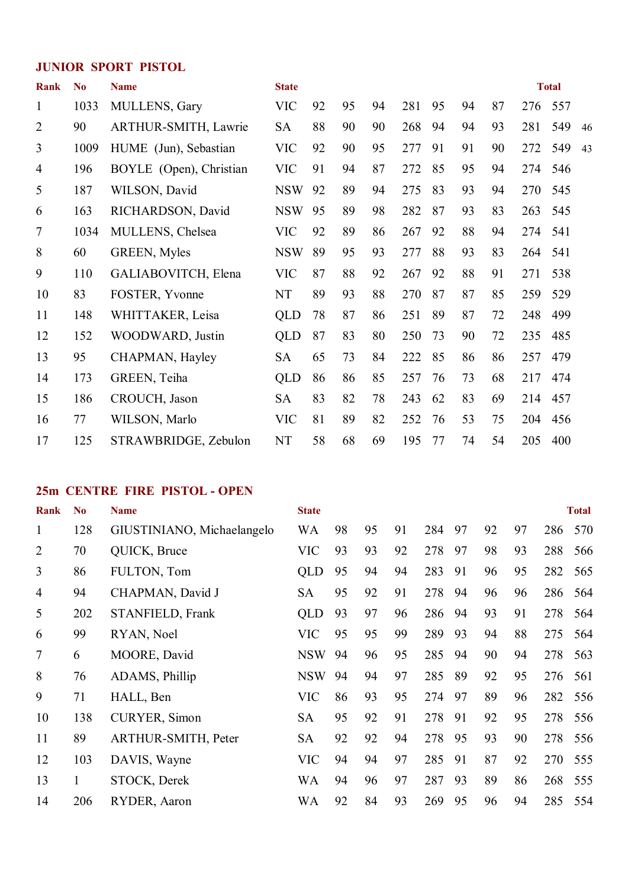### JUNIOR SPORT PISTOL

| Rank | No | Name | State | | | | | | | | | Total | |
|---|---|---|---|---|---|---|---|---|---|---|---|---|---|
| 1 | 1033 | MULLENS, Gary | VIC | 92 | 95 | 94 | 281 | 95 | 94 | 87 | 276 | 557 | |
| 2 | 90 | ARTHUR-SMITH, Lawrie | SA | 88 | 90 | 90 | 268 | 94 | 94 | 93 | 281 | 549 | 46 |
| 3 | 1009 | HUME (Jun), Sebastian | VIC | 92 | 90 | 95 | 277 | 91 | 91 | 90 | 272 | 549 | 43 |
| 4 | 196 | BOYLE (Open), Christian | VIC | 91 | 94 | 87 | 272 | 85 | 95 | 94 | 274 | 546 | |
| 5 | 187 | WILSON, David | NSW | 92 | 89 | 94 | 275 | 83 | 93 | 94 | 270 | 545 | |
| 6 | 163 | RICHARDSON, David | NSW | 95 | 89 | 98 | 282 | 87 | 93 | 83 | 263 | 545 | |
| 7 | 1034 | MULLENS, Chelsea | VIC | 92 | 89 | 86 | 267 | 92 | 88 | 94 | 274 | 541 | |
| 8 | 60 | GREEN, Myles | NSW | 89 | 95 | 93 | 277 | 88 | 93 | 83 | 264 | 541 | |
| 9 | 110 | GALIABOVITCH, Elena | VIC | 87 | 88 | 92 | 267 | 92 | 88 | 91 | 271 | 538 | |
| 10 | 83 | FOSTER, Yvonne | NT | 89 | 93 | 88 | 270 | 87 | 87 | 85 | 259 | 529 | |
| 11 | 148 | WHITTAKER, Leisa | QLD | 78 | 87 | 86 | 251 | 89 | 87 | 72 | 248 | 499 | |
| 12 | 152 | WOODWARD, Justin | QLD | 87 | 83 | 80 | 250 | 73 | 90 | 72 | 235 | 485 | |
| 13 | 95 | CHAPMAN, Hayley | SA | 65 | 73 | 84 | 222 | 85 | 86 | 86 | 257 | 479 | |
| 14 | 173 | GREEN, Teiha | QLD | 86 | 86 | 85 | 257 | 76 | 73 | 68 | 217 | 474 | |
| 15 | 186 | CROUCH, Jason | SA | 83 | 82 | 78 | 243 | 62 | 83 | 69 | 214 | 457 | |
| 16 | 77 | WILSON, Marlo | VIC | 81 | 89 | 82 | 252 | 76 | 53 | 75 | 204 | 456 | |
| 17 | 125 | STRAWBRIDGE, Zebulon | NT | 58 | 68 | 69 | 195 | 77 | 74 | 54 | 205 | 400 | |

### 25m CENTRE FIRE PISTOL - OPEN

| Rank | No | Name | State | | | | | | | | | Total |
|---|---|---|---|---|---|---|---|---|---|---|---|---|
| 1 | 128 | GIUSTINIANO, Michaelangelo | WA | 98 | 95 | 91 | 284 | 97 | 92 | 97 | 286 | 570 |
| 2 | 70 | QUICK, Bruce | VIC | 93 | 93 | 92 | 278 | 97 | 98 | 93 | 288 | 566 |
| 3 | 86 | FULTON, Tom | QLD | 95 | 94 | 94 | 283 | 91 | 96 | 95 | 282 | 565 |
| 4 | 94 | CHAPMAN, David J | SA | 95 | 92 | 91 | 278 | 94 | 96 | 96 | 286 | 564 |
| 5 | 202 | STANFIELD, Frank | QLD | 93 | 97 | 96 | 286 | 94 | 93 | 91 | 278 | 564 |
| 6 | 99 | RYAN, Noel | VIC | 95 | 95 | 99 | 289 | 93 | 94 | 88 | 275 | 564 |
| 7 | 6 | MOORE, David | NSW | 94 | 96 | 95 | 285 | 94 | 90 | 94 | 278 | 563 |
| 8 | 76 | ADAMS, Phillip | NSW | 94 | 94 | 97 | 285 | 89 | 92 | 95 | 276 | 561 |
| 9 | 71 | HALL, Ben | VIC | 86 | 93 | 95 | 274 | 97 | 89 | 96 | 282 | 556 |
| 10 | 138 | CURYER, Simon | SA | 95 | 92 | 91 | 278 | 91 | 92 | 95 | 278 | 556 |
| 11 | 89 | ARTHUR-SMITH, Peter | SA | 92 | 92 | 94 | 278 | 95 | 93 | 90 | 278 | 556 |
| 12 | 103 | DAVIS, Wayne | VIC | 94 | 94 | 97 | 285 | 91 | 87 | 92 | 270 | 555 |
| 13 | 1 | STOCK, Derek | WA | 94 | 96 | 97 | 287 | 93 | 89 | 86 | 268 | 555 |
| 14 | 206 | RYDER, Aaron | WA | 92 | 84 | 93 | 269 | 95 | 96 | 94 | 285 | 554 |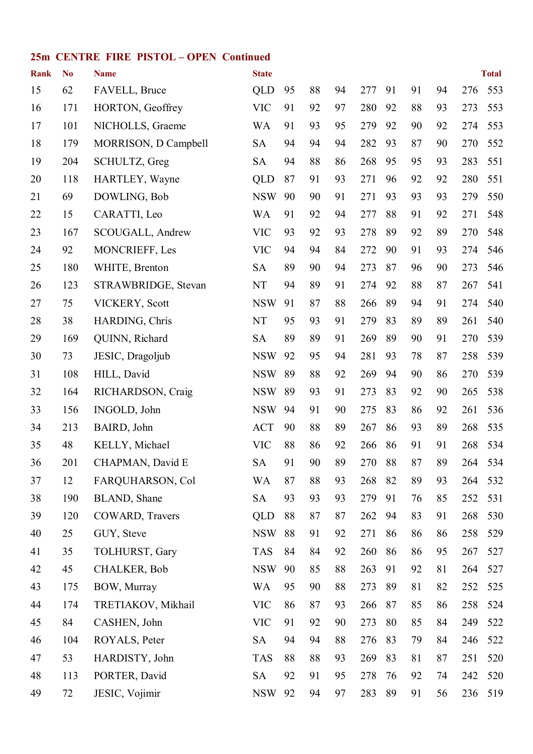## 25m CENTRE FIRE PISTOL – OPEN Continued

| Rank | No | Name | State | | | | | | | | | Total |
|---|---|---|---|---|---|---|---|---|---|---|---|---|
| 15 | 62 | FAVELL, Bruce | QLD | 95 | 88 | 94 | 277 | 91 | 91 | 94 | 276 | 553 |
| 16 | 171 | HORTON, Geoffrey | VIC | 91 | 92 | 97 | 280 | 92 | 88 | 93 | 273 | 553 |
| 17 | 101 | NICHOLLS, Graeme | WA | 91 | 93 | 95 | 279 | 92 | 90 | 92 | 274 | 553 |
| 18 | 179 | MORRISON, D Campbell | SA | 94 | 94 | 94 | 282 | 93 | 87 | 90 | 270 | 552 |
| 19 | 204 | SCHULTZ, Greg | SA | 94 | 88 | 86 | 268 | 95 | 95 | 93 | 283 | 551 |
| 20 | 118 | HARTLEY, Wayne | QLD | 87 | 91 | 93 | 271 | 96 | 92 | 92 | 280 | 551 |
| 21 | 69 | DOWLING, Bob | NSW | 90 | 90 | 91 | 271 | 93 | 93 | 93 | 279 | 550 |
| 22 | 15 | CARATTI, Leo | WA | 91 | 92 | 94 | 277 | 88 | 91 | 92 | 271 | 548 |
| 23 | 167 | SCOUGALL, Andrew | VIC | 93 | 92 | 93 | 278 | 89 | 92 | 89 | 270 | 548 |
| 24 | 92 | MONCRIEFF, Les | VIC | 94 | 94 | 84 | 272 | 90 | 91 | 93 | 274 | 546 |
| 25 | 180 | WHITE, Brenton | SA | 89 | 90 | 94 | 273 | 87 | 96 | 90 | 273 | 546 |
| 26 | 123 | STRAWBRIDGE, Stevan | NT | 94 | 89 | 91 | 274 | 92 | 88 | 87 | 267 | 541 |
| 27 | 75 | VICKERY, Scott | NSW | 91 | 87 | 88 | 266 | 89 | 94 | 91 | 274 | 540 |
| 28 | 38 | HARDING, Chris | NT | 95 | 93 | 91 | 279 | 83 | 89 | 89 | 261 | 540 |
| 29 | 169 | QUINN, Richard | SA | 89 | 89 | 91 | 269 | 89 | 90 | 91 | 270 | 539 |
| 30 | 73 | JESIC, Dragoljub | NSW | 92 | 95 | 94 | 281 | 93 | 78 | 87 | 258 | 539 |
| 31 | 108 | HILL, David | NSW | 89 | 88 | 92 | 269 | 94 | 90 | 86 | 270 | 539 |
| 32 | 164 | RICHARDSON, Craig | NSW | 89 | 93 | 91 | 273 | 83 | 92 | 90 | 265 | 538 |
| 33 | 156 | INGOLD, John | NSW | 94 | 91 | 90 | 275 | 83 | 86 | 92 | 261 | 536 |
| 34 | 213 | BAIRD, John | ACT | 90 | 88 | 89 | 267 | 86 | 93 | 89 | 268 | 535 |
| 35 | 48 | KELLY, Michael | VIC | 88 | 86 | 92 | 266 | 86 | 91 | 91 | 268 | 534 |
| 36 | 201 | CHAPMAN, David E | SA | 91 | 90 | 89 | 270 | 88 | 87 | 89 | 264 | 534 |
| 37 | 12 | FARQUHARSON, Col | WA | 87 | 88 | 93 | 268 | 82 | 89 | 93 | 264 | 532 |
| 38 | 190 | BLAND, Shane | SA | 93 | 93 | 93 | 279 | 91 | 76 | 85 | 252 | 531 |
| 39 | 120 | COWARD, Travers | QLD | 88 | 87 | 87 | 262 | 94 | 83 | 91 | 268 | 530 |
| 40 | 25 | GUY, Steve | NSW | 88 | 91 | 92 | 271 | 86 | 86 | 86 | 258 | 529 |
| 41 | 35 | TOLHURST, Gary | TAS | 84 | 84 | 92 | 260 | 86 | 86 | 95 | 267 | 527 |
| 42 | 45 | CHALKER, Bob | NSW | 90 | 85 | 88 | 263 | 91 | 92 | 81 | 264 | 527 |
| 43 | 175 | BOW, Murray | WA | 95 | 90 | 88 | 273 | 89 | 81 | 82 | 252 | 525 |
| 44 | 174 | TRETIAKOV, Mikhail | VIC | 86 | 87 | 93 | 266 | 87 | 85 | 86 | 258 | 524 |
| 45 | 84 | CASHEN, John | VIC | 91 | 92 | 90 | 273 | 80 | 85 | 84 | 249 | 522 |
| 46 | 104 | ROYALS, Peter | SA | 94 | 94 | 88 | 276 | 83 | 79 | 84 | 246 | 522 |
| 47 | 53 | HARDISTY, John | TAS | 88 | 88 | 93 | 269 | 83 | 81 | 87 | 251 | 520 |
| 48 | 113 | PORTER, David | SA | 92 | 91 | 95 | 278 | 76 | 92 | 74 | 242 | 520 |
| 49 | 72 | JESIC, Vojimir | NSW | 92 | 94 | 97 | 283 | 89 | 91 | 56 | 236 | 519 |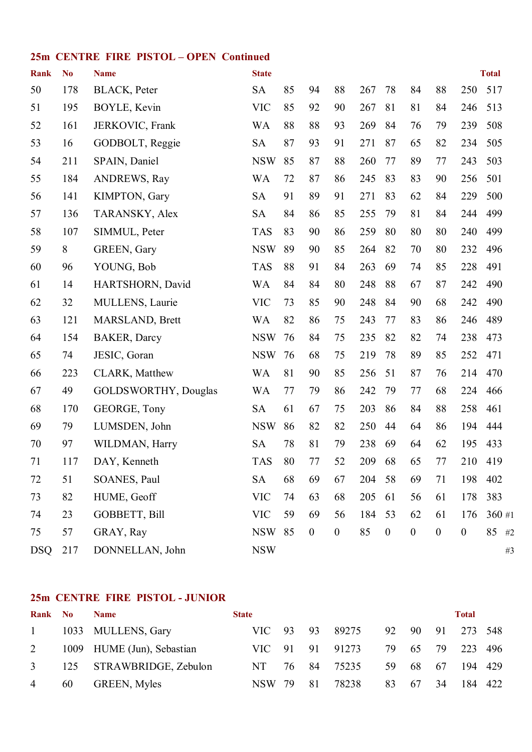## 25m CENTRE FIRE PISTOL – OPEN Continued

| Rank | No | Name | State | | | | | | | | | Total | |
|---|---|---|---|---|---|---|---|---|---|---|---|---|---|
| 50 | 178 | BLACK, Peter | SA | 85 | 94 | 88 | 267 | 78 | 84 | 88 | 250 | 517 | |
| 51 | 195 | BOYLE, Kevin | VIC | 85 | 92 | 90 | 267 | 81 | 81 | 84 | 246 | 513 | |
| 52 | 161 | JERKOVIC, Frank | WA | 88 | 88 | 93 | 269 | 84 | 76 | 79 | 239 | 508 | |
| 53 | 16 | GODBOLT, Reggie | SA | 87 | 93 | 91 | 271 | 87 | 65 | 82 | 234 | 505 | |
| 54 | 211 | SPAIN, Daniel | NSW | 85 | 87 | 88 | 260 | 77 | 89 | 77 | 243 | 503 | |
| 55 | 184 | ANDREWS, Ray | WA | 72 | 87 | 86 | 245 | 83 | 83 | 90 | 256 | 501 | |
| 56 | 141 | KIMPTON, Gary | SA | 91 | 89 | 91 | 271 | 83 | 62 | 84 | 229 | 500 | |
| 57 | 136 | TARANSKY, Alex | SA | 84 | 86 | 85 | 255 | 79 | 81 | 84 | 244 | 499 | |
| 58 | 107 | SIMMUL, Peter | TAS | 83 | 90 | 86 | 259 | 80 | 80 | 80 | 240 | 499 | |
| 59 | 8 | GREEN, Gary | NSW | 89 | 90 | 85 | 264 | 82 | 70 | 80 | 232 | 496 | |
| 60 | 96 | YOUNG, Bob | TAS | 88 | 91 | 84 | 263 | 69 | 74 | 85 | 228 | 491 | |
| 61 | 14 | HARTSHORN, David | WA | 84 | 84 | 80 | 248 | 88 | 67 | 87 | 242 | 490 | |
| 62 | 32 | MULLENS, Laurie | VIC | 73 | 85 | 90 | 248 | 84 | 90 | 68 | 242 | 490 | |
| 63 | 121 | MARSLAND, Brett | WA | 82 | 86 | 75 | 243 | 77 | 83 | 86 | 246 | 489 | |
| 64 | 154 | BAKER, Darcy | NSW | 76 | 84 | 75 | 235 | 82 | 82 | 74 | 238 | 473 | |
| 65 | 74 | JESIC, Goran | NSW | 76 | 68 | 75 | 219 | 78 | 89 | 85 | 252 | 471 | |
| 66 | 223 | CLARK, Matthew | WA | 81 | 90 | 85 | 256 | 51 | 87 | 76 | 214 | 470 | |
| 67 | 49 | GOLDSWORTHY, Douglas | WA | 77 | 79 | 86 | 242 | 79 | 77 | 68 | 224 | 466 | |
| 68 | 170 | GEORGE, Tony | SA | 61 | 67 | 75 | 203 | 86 | 84 | 88 | 258 | 461 | |
| 69 | 79 | LUMSDEN, John | NSW | 86 | 82 | 82 | 250 | 44 | 64 | 86 | 194 | 444 | |
| 70 | 97 | WILDMAN, Harry | SA | 78 | 81 | 79 | 238 | 69 | 64 | 62 | 195 | 433 | |
| 71 | 117 | DAY, Kenneth | TAS | 80 | 77 | 52 | 209 | 68 | 65 | 77 | 210 | 419 | |
| 72 | 51 | SOANES, Paul | SA | 68 | 69 | 67 | 204 | 58 | 69 | 71 | 198 | 402 | |
| 73 | 82 | HUME, Geoff | VIC | 74 | 63 | 68 | 205 | 61 | 56 | 61 | 178 | 383 | |
| 74 | 23 | GOBBETT, Bill | VIC | 59 | 69 | 56 | 184 | 53 | 62 | 61 | 176 | 360 | #1 |
| 75 | 57 | GRAY, Ray | NSW | 85 | 0 | 0 | 85 | 0 | 0 | 0 | 0 | 85 | #2 |
| DSQ | 217 | DONNELLAN, John | NSW | | | | | | | | | | #3 |

## 25m CENTRE FIRE PISTOL - JUNIOR

| Rank | No | Name | State | | | | | | | | Total |
|---|---|---|---|---|---|---|---|---|---|---|---|
| 1 | 1033 | MULLENS, Gary | VIC | 93 | 93 | 89275 | 92 | 90 | 91 | 273 | 548 |
| 2 | 1009 | HUME (Jun), Sebastian | VIC | 91 | 91 | 91273 | 79 | 65 | 79 | 223 | 496 |
| 3 | 125 | STRAWBRIDGE, Zebulon | NT | 76 | 84 | 75235 | 59 | 68 | 67 | 194 | 429 |
| 4 | 60 | GREEN, Myles | NSW | 79 | 81 | 78238 | 83 | 67 | 34 | 184 | 422 |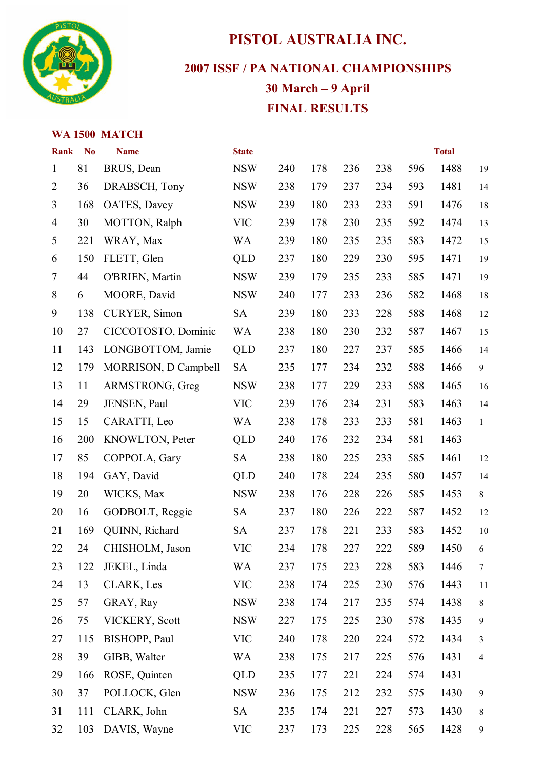# PISTOL AUSTRALIA INC.

## 2007 ISSF / PA NATIONAL CHAMPIONSHIPS

## 30 March – 9 April

## FINAL RESULTS

### WA 1500 MATCH

| Rank | No | Name | State | | | | | | Total | |
|---|---|---|---|---|---|---|---|---|---|---|
| 1 | 81 | BRUS, Dean | NSW | 240 | 178 | 236 | 238 | 596 | 1488 | 19 |
| 2 | 36 | DRABSCH, Tony | NSW | 238 | 179 | 237 | 234 | 593 | 1481 | 14 |
| 3 | 168 | OATES, Davey | NSW | 239 | 180 | 233 | 233 | 591 | 1476 | 18 |
| 4 | 30 | MOTTON, Ralph | VIC | 239 | 178 | 230 | 235 | 592 | 1474 | 13 |
| 5 | 221 | WRAY, Max | WA | 239 | 180 | 235 | 235 | 583 | 1472 | 15 |
| 6 | 150 | FLETT, Glen | QLD | 237 | 180 | 229 | 230 | 595 | 1471 | 19 |
| 7 | 44 | O'BRIEN, Martin | NSW | 239 | 179 | 235 | 233 | 585 | 1471 | 19 |
| 8 | 6 | MOORE, David | NSW | 240 | 177 | 233 | 236 | 582 | 1468 | 18 |
| 9 | 138 | CURYER, Simon | SA | 239 | 180 | 233 | 228 | 588 | 1468 | 12 |
| 10 | 27 | CICCOTOSTO, Dominic | WA | 238 | 180 | 230 | 232 | 587 | 1467 | 15 |
| 11 | 143 | LONGBOTTOM, Jamie | QLD | 237 | 180 | 227 | 237 | 585 | 1466 | 14 |
| 12 | 179 | MORRISON, D Campbell | SA | 235 | 177 | 234 | 232 | 588 | 1466 | 9 |
| 13 | 11 | ARMSTRONG, Greg | NSW | 238 | 177 | 229 | 233 | 588 | 1465 | 16 |
| 14 | 29 | JENSEN, Paul | VIC | 239 | 176 | 234 | 231 | 583 | 1463 | 14 |
| 15 | 15 | CARATTI, Leo | WA | 238 | 178 | 233 | 233 | 581 | 1463 | 1 |
| 16 | 200 | KNOWLTON, Peter | QLD | 240 | 176 | 232 | 234 | 581 | 1463 | |
| 17 | 85 | COPPOLA, Gary | SA | 238 | 180 | 225 | 233 | 585 | 1461 | 12 |
| 18 | 194 | GAY, David | QLD | 240 | 178 | 224 | 235 | 580 | 1457 | 14 |
| 19 | 20 | WICKS, Max | NSW | 238 | 176 | 228 | 226 | 585 | 1453 | 8 |
| 20 | 16 | GODBOLT, Reggie | SA | 237 | 180 | 226 | 222 | 587 | 1452 | 12 |
| 21 | 169 | QUINN, Richard | SA | 237 | 178 | 221 | 233 | 583 | 1452 | 10 |
| 22 | 24 | CHISHOLM, Jason | VIC | 234 | 178 | 227 | 222 | 589 | 1450 | 6 |
| 23 | 122 | JEKEL, Linda | WA | 237 | 175 | 223 | 228 | 583 | 1446 | 7 |
| 24 | 13 | CLARK, Les | VIC | 238 | 174 | 225 | 230 | 576 | 1443 | 11 |
| 25 | 57 | GRAY, Ray | NSW | 238 | 174 | 217 | 235 | 574 | 1438 | 8 |
| 26 | 75 | VICKERY, Scott | NSW | 227 | 175 | 225 | 230 | 578 | 1435 | 9 |
| 27 | 115 | BISHOPP, Paul | VIC | 240 | 178 | 220 | 224 | 572 | 1434 | 3 |
| 28 | 39 | GIBB, Walter | WA | 238 | 175 | 217 | 225 | 576 | 1431 | 4 |
| 29 | 166 | ROSE, Quinten | QLD | 235 | 177 | 221 | 224 | 574 | 1431 | |
| 30 | 37 | POLLOCK, Glen | NSW | 236 | 175 | 212 | 232 | 575 | 1430 | 9 |
| 31 | 111 | CLARK, John | SA | 235 | 174 | 221 | 227 | 573 | 1430 | 8 |
| 32 | 103 | DAVIS, Wayne | VIC | 237 | 173 | 225 | 228 | 565 | 1428 | 9 |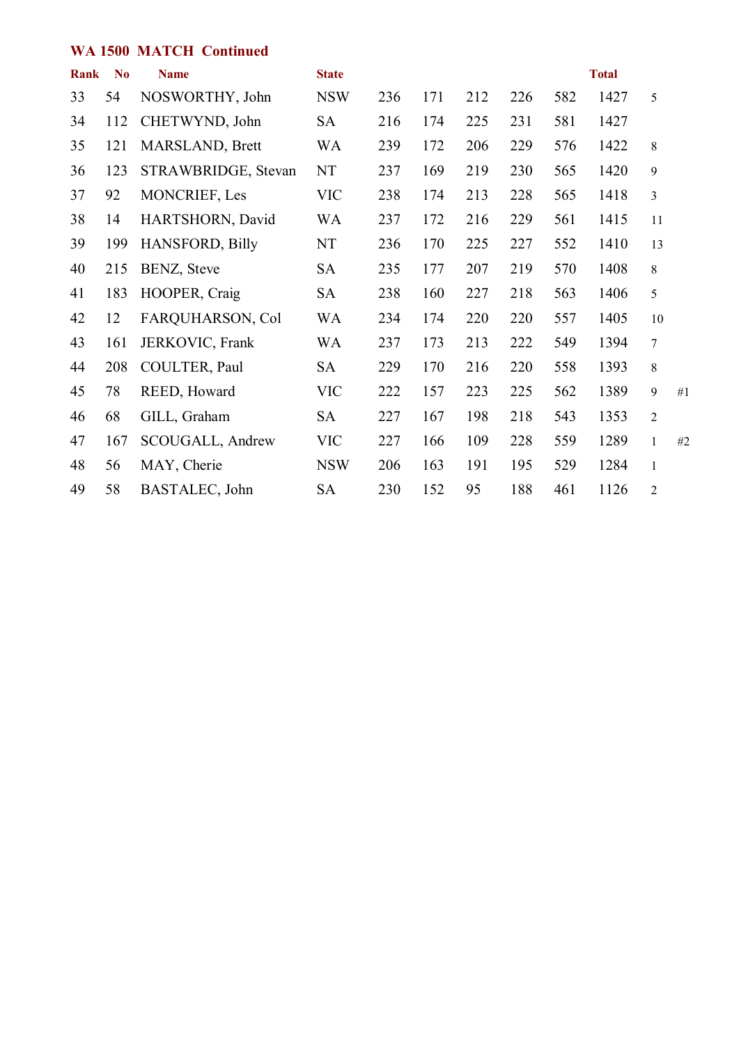## WA 1500 MATCH Continued

| Rank | No | Name | State | | | | | | Total | | |
|---|---|---|---|---|---|---|---|---|---|---|---|
| 33 | 54 | NOSWORTHY, John | NSW | 236 | 171 | 212 | 226 | 582 | 1427 | 5 | |
| 34 | 112 | CHETWYND, John | SA | 216 | 174 | 225 | 231 | 581 | 1427 | | |
| 35 | 121 | MARSLAND, Brett | WA | 239 | 172 | 206 | 229 | 576 | 1422 | 8 | |
| 36 | 123 | STRAWBRIDGE, Stevan | NT | 237 | 169 | 219 | 230 | 565 | 1420 | 9 | |
| 37 | 92 | MONCRIEF, Les | VIC | 238 | 174 | 213 | 228 | 565 | 1418 | 3 | |
| 38 | 14 | HARTSHORN, David | WA | 237 | 172 | 216 | 229 | 561 | 1415 | 11 | |
| 39 | 199 | HANSFORD, Billy | NT | 236 | 170 | 225 | 227 | 552 | 1410 | 13 | |
| 40 | 215 | BENZ, Steve | SA | 235 | 177 | 207 | 219 | 570 | 1408 | 8 | |
| 41 | 183 | HOOPER, Craig | SA | 238 | 160 | 227 | 218 | 563 | 1406 | 5 | |
| 42 | 12 | FARQUHARSON, Col | WA | 234 | 174 | 220 | 220 | 557 | 1405 | 10 | |
| 43 | 161 | JERKOVIC, Frank | WA | 237 | 173 | 213 | 222 | 549 | 1394 | 7 | |
| 44 | 208 | COULTER, Paul | SA | 229 | 170 | 216 | 220 | 558 | 1393 | 8 | |
| 45 | 78 | REED, Howard | VIC | 222 | 157 | 223 | 225 | 562 | 1389 | 9 | #1 |
| 46 | 68 | GILL, Graham | SA | 227 | 167 | 198 | 218 | 543 | 1353 | 2 | |
| 47 | 167 | SCOUGALL, Andrew | VIC | 227 | 166 | 109 | 228 | 559 | 1289 | 1 | #2 |
| 48 | 56 | MAY, Cherie | NSW | 206 | 163 | 191 | 195 | 529 | 1284 | 1 | |
| 49 | 58 | BASTALEC, John | SA | 230 | 152 | 95 | 188 | 461 | 1126 | 2 | |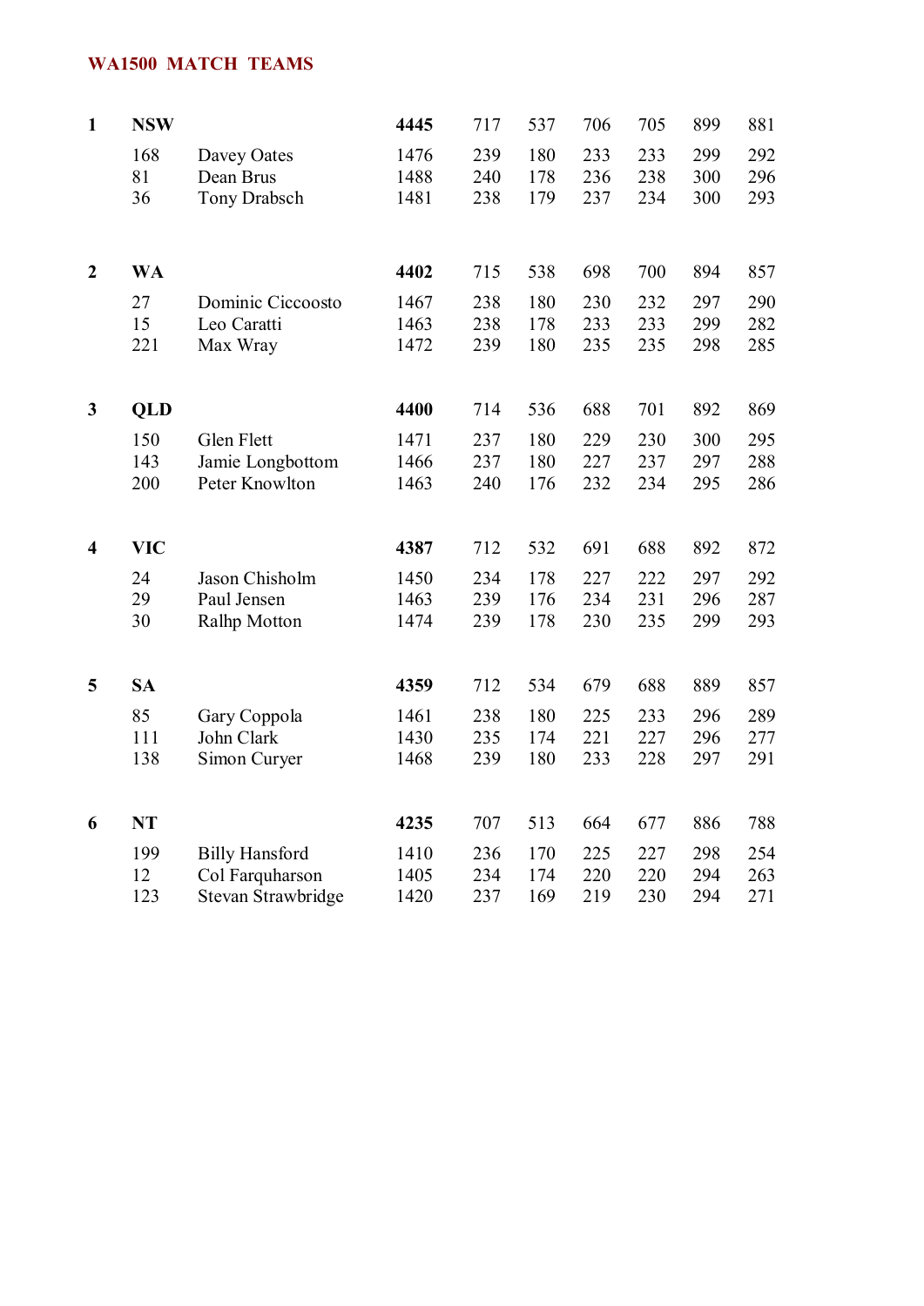# WA1500 MATCH TEAMS

| | | | | | | | | | |
|---|---|---|---|---|---|---|---|---|---|
| **1** | **NSW** | | **4445** | 717 | 537 | 706 | 705 | 899 | 881 |
| | 168 | Davey Oates | 1476 | 239 | 180 | 233 | 233 | 299 | 292 |
| | 81 | Dean Brus | 1488 | 240 | 178 | 236 | 238 | 300 | 296 |
| | 36 | Tony Drabsch | 1481 | 238 | 179 | 237 | 234 | 300 | 293 |
| **2** | **WA** | | **4402** | 715 | 538 | 698 | 700 | 894 | 857 |
| | 27 | Dominic Ciccoosto | 1467 | 238 | 180 | 230 | 232 | 297 | 290 |
| | 15 | Leo Caratti | 1463 | 238 | 178 | 233 | 233 | 299 | 282 |
| | 221 | Max Wray | 1472 | 239 | 180 | 235 | 235 | 298 | 285 |
| **3** | **QLD** | | **4400** | 714 | 536 | 688 | 701 | 892 | 869 |
| | 150 | Glen Flett | 1471 | 237 | 180 | 229 | 230 | 300 | 295 |
| | 143 | Jamie Longbottom | 1466 | 237 | 180 | 227 | 237 | 297 | 288 |
| | 200 | Peter Knowlton | 1463 | 240 | 176 | 232 | 234 | 295 | 286 |
| **4** | **VIC** | | **4387** | 712 | 532 | 691 | 688 | 892 | 872 |
| | 24 | Jason Chisholm | 1450 | 234 | 178 | 227 | 222 | 297 | 292 |
| | 29 | Paul Jensen | 1463 | 239 | 176 | 234 | 231 | 296 | 287 |
| | 30 | Ralhp Motton | 1474 | 239 | 178 | 230 | 235 | 299 | 293 |
| **5** | **SA** | | **4359** | 712 | 534 | 679 | 688 | 889 | 857 |
| | 85 | Gary Coppola | 1461 | 238 | 180 | 225 | 233 | 296 | 289 |
| | 111 | John Clark | 1430 | 235 | 174 | 221 | 227 | 296 | 277 |
| | 138 | Simon Curyer | 1468 | 239 | 180 | 233 | 228 | 297 | 291 |
| **6** | **NT** | | **4235** | 707 | 513 | 664 | 677 | 886 | 788 |
| | 199 | Billy Hansford | 1410 | 236 | 170 | 225 | 227 | 298 | 254 |
| | 12 | Col Farquharson | 1405 | 234 | 174 | 220 | 220 | 294 | 263 |
| | 123 | Stevan Strawbridge | 1420 | 237 | 169 | 219 | 230 | 294 | 271 |